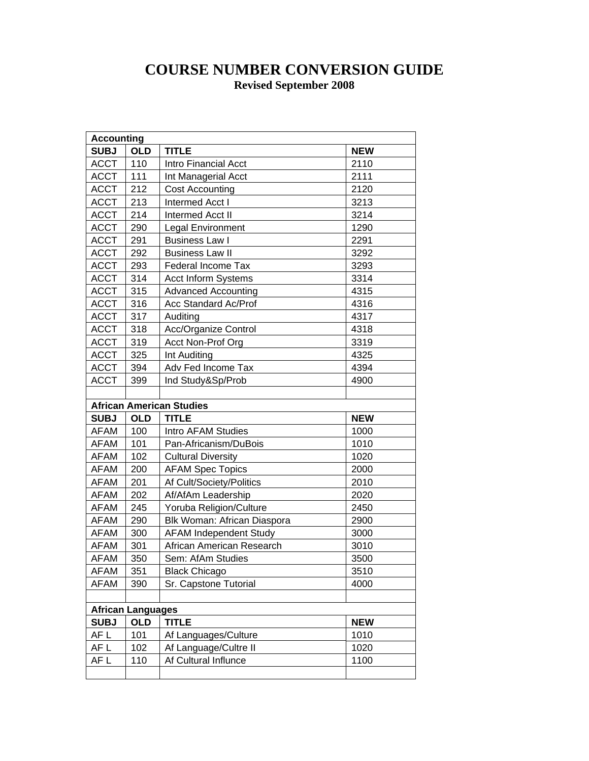# COURSE NUMBER CONVERSION GUIDE

**Revised September 2008**

| **Accounting** | | | |
|---|---|---|---|
| **SUBJ** | **OLD** | **TITLE** | **NEW** |
| ACCT | 110 | Intro Financial Acct | 2110 |
| ACCT | 111 | Int Managerial Acct | 2111 |
| ACCT | 212 | Cost Accounting | 2120 |
| ACCT | 213 | Intermed Acct I | 3213 |
| ACCT | 214 | Intermed Acct II | 3214 |
| ACCT | 290 | Legal Environment | 1290 |
| ACCT | 291 | Business Law I | 2291 |
| ACCT | 292 | Business Law II | 3292 |
| ACCT | 293 | Federal Income Tax | 3293 |
| ACCT | 314 | Acct Inform Systems | 3314 |
| ACCT | 315 | Advanced Accounting | 4315 |
| ACCT | 316 | Acc Standard Ac/Prof | 4316 |
| ACCT | 317 | Auditing | 4317 |
| ACCT | 318 | Acc/Organize Control | 4318 |
| ACCT | 319 | Acct Non-Prof Org | 3319 |
| ACCT | 325 | Int Auditing | 4325 |
| ACCT | 394 | Adv Fed Income Tax | 4394 |
| ACCT | 399 | Ind Study&Sp/Prob | 4900 |
| | | | |
| **African American Studies** | | | |
| **SUBJ** | **OLD** | **TITLE** | **NEW** |
| AFAM | 100 | Intro AFAM Studies | 1000 |
| AFAM | 101 | Pan-Africanism/DuBois | 1010 |
| AFAM | 102 | Cultural Diversity | 1020 |
| AFAM | 200 | AFAM Spec Topics | 2000 |
| AFAM | 201 | Af Cult/Society/Politics | 2010 |
| AFAM | 202 | Af/AfAm Leadership | 2020 |
| AFAM | 245 | Yoruba Religion/Culture | 2450 |
| AFAM | 290 | Blk Woman: African Diaspora | 2900 |
| AFAM | 300 | AFAM Independent Study | 3000 |
| AFAM | 301 | African American Research | 3010 |
| AFAM | 350 | Sem: AfAm Studies | 3500 |
| AFAM | 351 | Black Chicago | 3510 |
| AFAM | 390 | Sr. Capstone Tutorial | 4000 |
| | | | |
| **African Languages** | | | |
| **SUBJ** | **OLD** | **TITLE** | **NEW** |
| AF L | 101 | Af Languages/Culture | 1010 |
| AF L | 102 | Af Language/Cultre II | 1020 |
| AF L | 110 | Af Cultural Influnce | 1100 |
| | | | |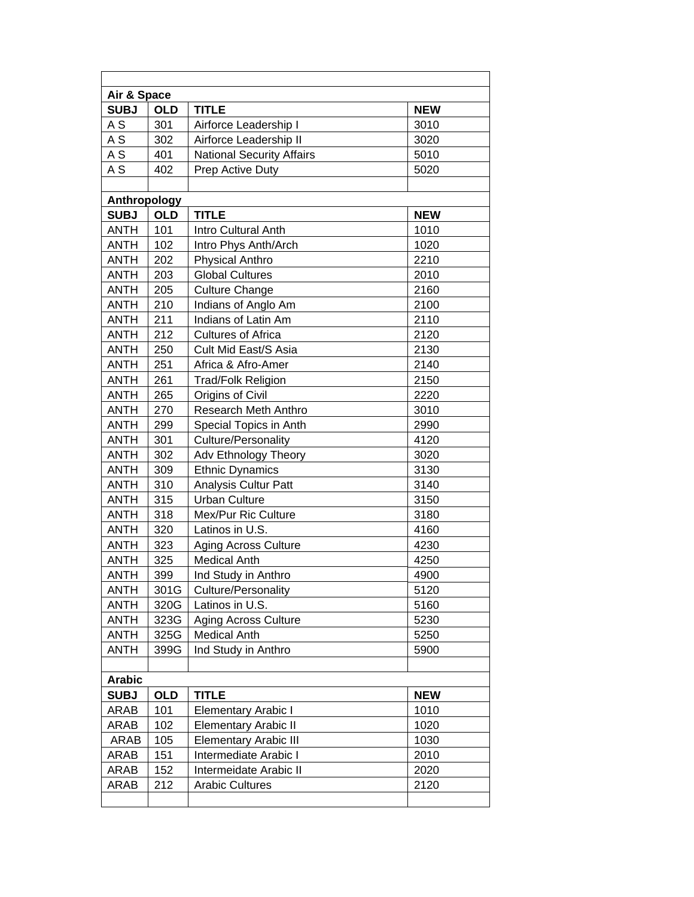| | | | |
|---|---|---|---|
| **Air & Space** | | | |
| **SUBJ** | **OLD** | **TITLE** | **NEW** |
| A S | 301 | Airforce Leadership I | 3010 |
| A S | 302 | Airforce Leadership II | 3020 |
| A S | 401 | National Security Affairs | 5010 |
| A S | 402 | Prep Active Duty | 5020 |
| | | | |
| **Anthropology** | | | |
| **SUBJ** | **OLD** | **TITLE** | **NEW** |
| ANTH | 101 | Intro Cultural Anth | 1010 |
| ANTH | 102 | Intro Phys Anth/Arch | 1020 |
| ANTH | 202 | Physical Anthro | 2210 |
| ANTH | 203 | Global Cultures | 2010 |
| ANTH | 205 | Culture Change | 2160 |
| ANTH | 210 | Indians of Anglo Am | 2100 |
| ANTH | 211 | Indians of Latin Am | 2110 |
| ANTH | 212 | Cultures of Africa | 2120 |
| ANTH | 250 | Cult Mid East/S Asia | 2130 |
| ANTH | 251 | Africa & Afro-Amer | 2140 |
| ANTH | 261 | Trad/Folk Religion | 2150 |
| ANTH | 265 | Origins of Civil | 2220 |
| ANTH | 270 | Research Meth Anthro | 3010 |
| ANTH | 299 | Special Topics in Anth | 2990 |
| ANTH | 301 | Culture/Personality | 4120 |
| ANTH | 302 | Adv Ethnology Theory | 3020 |
| ANTH | 309 | Ethnic Dynamics | 3130 |
| ANTH | 310 | Analysis Cultur Patt | 3140 |
| ANTH | 315 | Urban Culture | 3150 |
| ANTH | 318 | Mex/Pur Ric Culture | 3180 |
| ANTH | 320 | Latinos in U.S. | 4160 |
| ANTH | 323 | Aging Across Culture | 4230 |
| ANTH | 325 | Medical Anth | 4250 |
| ANTH | 399 | Ind Study in Anthro | 4900 |
| ANTH | 301G | Culture/Personality | 5120 |
| ANTH | 320G | Latinos in U.S. | 5160 |
| ANTH | 323G | Aging Across Culture | 5230 |
| ANTH | 325G | Medical Anth | 5250 |
| ANTH | 399G | Ind Study in Anthro | 5900 |
| | | | |
| **Arabic** | | | |
| **SUBJ** | **OLD** | **TITLE** | **NEW** |
| ARAB | 101 | Elementary Arabic I | 1010 |
| ARAB | 102 | Elementary Arabic II | 1020 |
| ARAB | 105 | Elementary Arabic III | 1030 |
| ARAB | 151 | Intermediate Arabic I | 2010 |
| ARAB | 152 | Intermeidate Arabic II | 2020 |
| ARAB | 212 | Arabic Cultures | 2120 |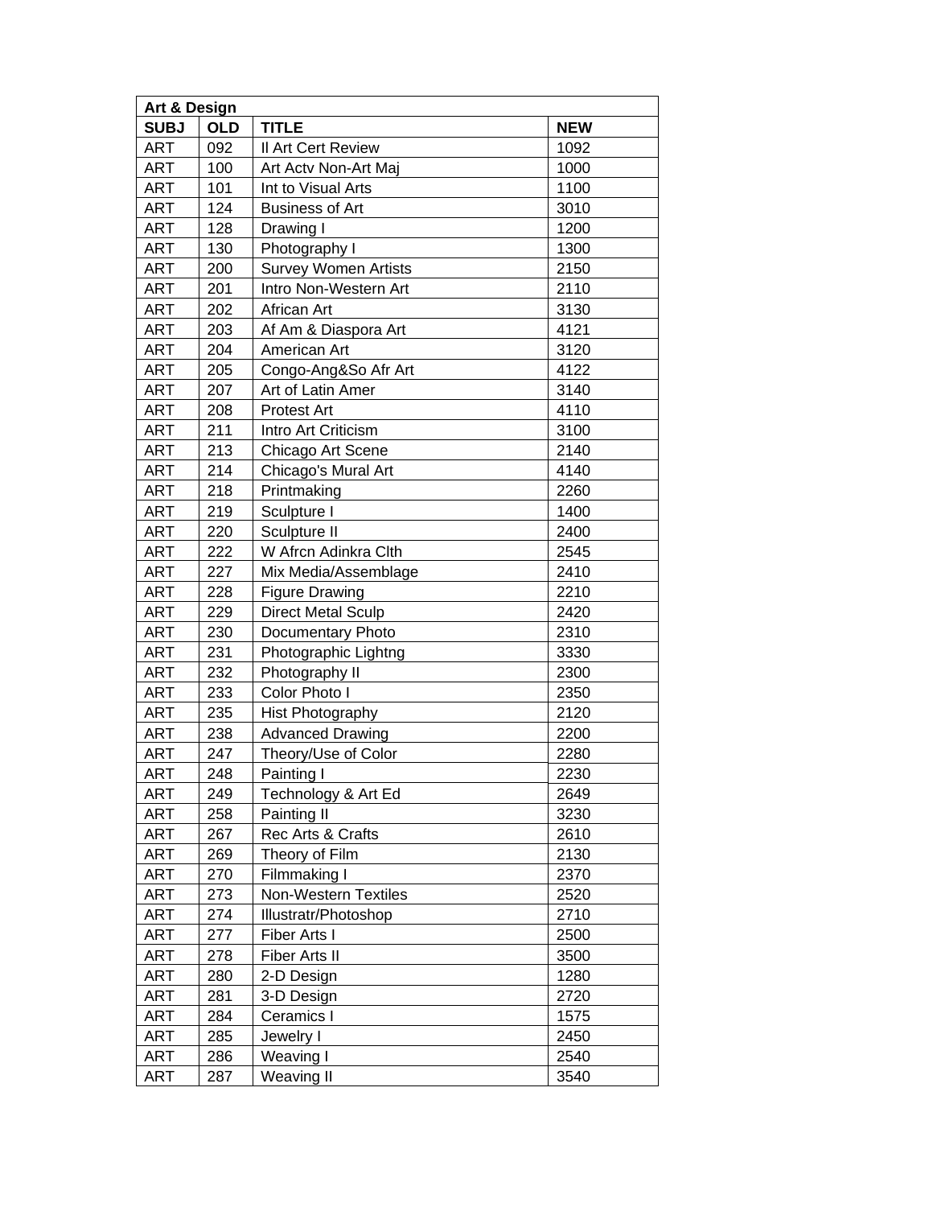| Art & Design | | | |
|---|---|---|---|
| **SUBJ** | **OLD** | **TITLE** | **NEW** |
| ART | 092 | Il Art Cert Review | 1092 |
| ART | 100 | Art Actv Non-Art Maj | 1000 |
| ART | 101 | Int to Visual Arts | 1100 |
| ART | 124 | Business of Art | 3010 |
| ART | 128 | Drawing I | 1200 |
| ART | 130 | Photography I | 1300 |
| ART | 200 | Survey Women Artists | 2150 |
| ART | 201 | Intro Non-Western Art | 2110 |
| ART | 202 | African Art | 3130 |
| ART | 203 | Af Am & Diaspora Art | 4121 |
| ART | 204 | American Art | 3120 |
| ART | 205 | Congo-Ang&So Afr Art | 4122 |
| ART | 207 | Art of Latin Amer | 3140 |
| ART | 208 | Protest Art | 4110 |
| ART | 211 | Intro Art Criticism | 3100 |
| ART | 213 | Chicago Art Scene | 2140 |
| ART | 214 | Chicago's Mural Art | 4140 |
| ART | 218 | Printmaking | 2260 |
| ART | 219 | Sculpture I | 1400 |
| ART | 220 | Sculpture II | 2400 |
| ART | 222 | W Afrcn Adinkra Clth | 2545 |
| ART | 227 | Mix Media/Assemblage | 2410 |
| ART | 228 | Figure Drawing | 2210 |
| ART | 229 | Direct Metal Sculp | 2420 |
| ART | 230 | Documentary Photo | 2310 |
| ART | 231 | Photographic Lightng | 3330 |
| ART | 232 | Photography II | 2300 |
| ART | 233 | Color Photo I | 2350 |
| ART | 235 | Hist Photography | 2120 |
| ART | 238 | Advanced Drawing | 2200 |
| ART | 247 | Theory/Use of Color | 2280 |
| ART | 248 | Painting I | 2230 |
| ART | 249 | Technology & Art Ed | 2649 |
| ART | 258 | Painting II | 3230 |
| ART | 267 | Rec Arts & Crafts | 2610 |
| ART | 269 | Theory of Film | 2130 |
| ART | 270 | Filmmaking I | 2370 |
| ART | 273 | Non-Western Textiles | 2520 |
| ART | 274 | Illustratr/Photoshop | 2710 |
| ART | 277 | Fiber Arts I | 2500 |
| ART | 278 | Fiber Arts II | 3500 |
| ART | 280 | 2-D Design | 1280 |
| ART | 281 | 3-D Design | 2720 |
| ART | 284 | Ceramics I | 1575 |
| ART | 285 | Jewelry I | 2450 |
| ART | 286 | Weaving I | 2540 |
| ART | 287 | Weaving II | 3540 |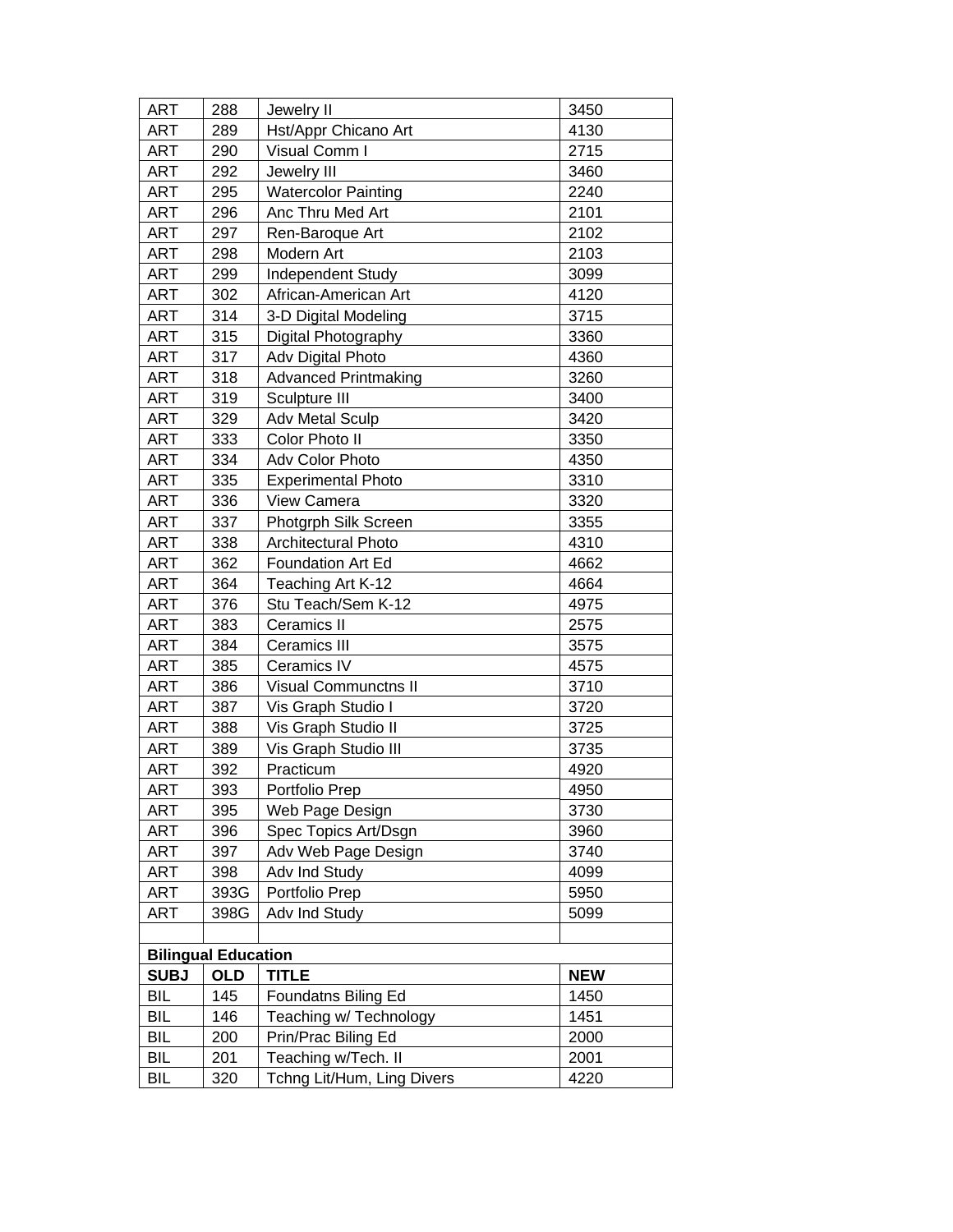| | | | |
|---|---|---|---|
| ART | 288 | Jewelry II | 3450 |
| ART | 289 | Hst/Appr Chicano Art | 4130 |
| ART | 290 | Visual Comm I | 2715 |
| ART | 292 | Jewelry III | 3460 |
| ART | 295 | Watercolor Painting | 2240 |
| ART | 296 | Anc Thru Med Art | 2101 |
| ART | 297 | Ren-Baroque Art | 2102 |
| ART | 298 | Modern Art | 2103 |
| ART | 299 | Independent Study | 3099 |
| ART | 302 | African-American Art | 4120 |
| ART | 314 | 3-D Digital Modeling | 3715 |
| ART | 315 | Digital Photography | 3360 |
| ART | 317 | Adv Digital Photo | 4360 |
| ART | 318 | Advanced Printmaking | 3260 |
| ART | 319 | Sculpture III | 3400 |
| ART | 329 | Adv Metal Sculp | 3420 |
| ART | 333 | Color Photo II | 3350 |
| ART | 334 | Adv Color Photo | 4350 |
| ART | 335 | Experimental Photo | 3310 |
| ART | 336 | View Camera | 3320 |
| ART | 337 | Photgrph Silk Screen | 3355 |
| ART | 338 | Architectural Photo | 4310 |
| ART | 362 | Foundation Art Ed | 4662 |
| ART | 364 | Teaching Art K-12 | 4664 |
| ART | 376 | Stu Teach/Sem K-12 | 4975 |
| ART | 383 | Ceramics II | 2575 |
| ART | 384 | Ceramics III | 3575 |
| ART | 385 | Ceramics IV | 4575 |
| ART | 386 | Visual Communctns II | 3710 |
| ART | 387 | Vis Graph Studio I | 3720 |
| ART | 388 | Vis Graph Studio II | 3725 |
| ART | 389 | Vis Graph Studio III | 3735 |
| ART | 392 | Practicum | 4920 |
| ART | 393 | Portfolio Prep | 4950 |
| ART | 395 | Web Page Design | 3730 |
| ART | 396 | Spec Topics Art/Dsgn | 3960 |
| ART | 397 | Adv Web Page Design | 3740 |
| ART | 398 | Adv Ind Study | 4099 |
| ART | 393G | Portfolio Prep | 5950 |
| ART | 398G | Adv Ind Study | 5099 |
| | | | |
| **Bilingual Education** | | | |
| **SUBJ** | **OLD** | **TITLE** | **NEW** |
| BIL | 145 | Foundatns Biling Ed | 1450 |
| BIL | 146 | Teaching w/ Technology | 1451 |
| BIL | 200 | Prin/Prac Biling Ed | 2000 |
| BIL | 201 | Teaching w/Tech. II | 2001 |
| BIL | 320 | Tchng Lit/Hum, Ling Divers | 4220 |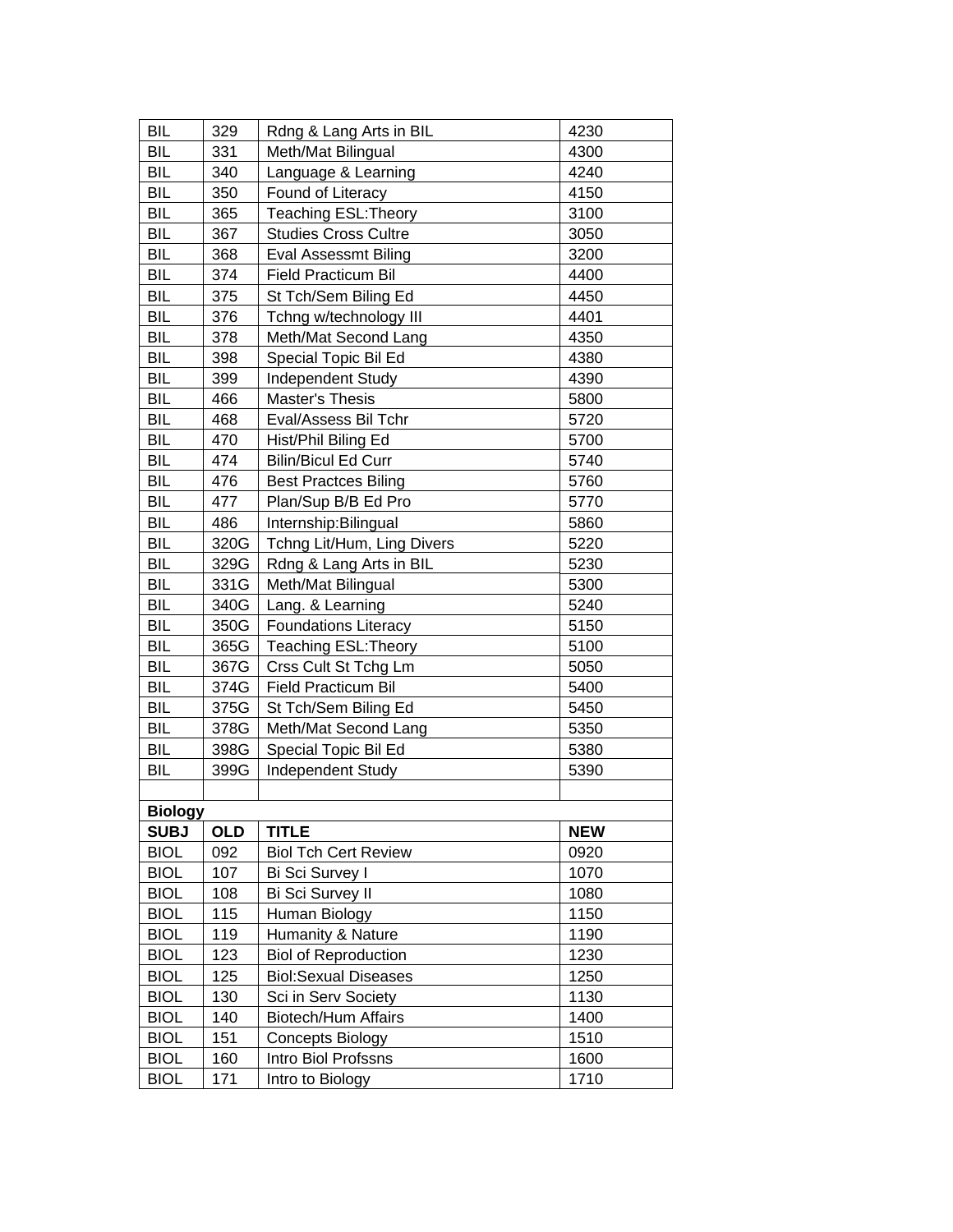| | | | |
|---|---|---|---|
| BIL | 329 | Rdng & Lang Arts in BIL | 4230 |
| BIL | 331 | Meth/Mat Bilingual | 4300 |
| BIL | 340 | Language & Learning | 4240 |
| BIL | 350 | Found of Literacy | 4150 |
| BIL | 365 | Teaching ESL:Theory | 3100 |
| BIL | 367 | Studies Cross Cultre | 3050 |
| BIL | 368 | Eval Assessmt Biling | 3200 |
| BIL | 374 | Field Practicum Bil | 4400 |
| BIL | 375 | St Tch/Sem Biling Ed | 4450 |
| BIL | 376 | Tchng w/technology III | 4401 |
| BIL | 378 | Meth/Mat Second Lang | 4350 |
| BIL | 398 | Special Topic Bil Ed | 4380 |
| BIL | 399 | Independent Study | 4390 |
| BIL | 466 | Master's Thesis | 5800 |
| BIL | 468 | Eval/Assess Bil Tchr | 5720 |
| BIL | 470 | Hist/Phil Biling Ed | 5700 |
| BIL | 474 | Bilin/Bicul Ed Curr | 5740 |
| BIL | 476 | Best Practces Biling | 5760 |
| BIL | 477 | Plan/Sup B/B Ed Pro | 5770 |
| BIL | 486 | Internship:Bilingual | 5860 |
| BIL | 320G | Tchng Lit/Hum, Ling Divers | 5220 |
| BIL | 329G | Rdng & Lang Arts in BIL | 5230 |
| BIL | 331G | Meth/Mat Bilingual | 5300 |
| BIL | 340G | Lang. & Learning | 5240 |
| BIL | 350G | Foundations Literacy | 5150 |
| BIL | 365G | Teaching ESL:Theory | 5100 |
| BIL | 367G | Crss Cult St Tchg Lm | 5050 |
| BIL | 374G | Field Practicum Bil | 5400 |
| BIL | 375G | St Tch/Sem Biling Ed | 5450 |
| BIL | 378G | Meth/Mat Second Lang | 5350 |
| BIL | 398G | Special Topic Bil Ed | 5380 |
| BIL | 399G | Independent Study | 5390 |
| | | | |
| **Biology** | | | |
| **SUBJ** | **OLD** | **TITLE** | **NEW** |
| BIOL | 092 | Biol Tch Cert Review | 0920 |
| BIOL | 107 | Bi Sci Survey I | 1070 |
| BIOL | 108 | Bi Sci Survey II | 1080 |
| BIOL | 115 | Human Biology | 1150 |
| BIOL | 119 | Humanity & Nature | 1190 |
| BIOL | 123 | Biol of Reproduction | 1230 |
| BIOL | 125 | Biol:Sexual Diseases | 1250 |
| BIOL | 130 | Sci in Serv Society | 1130 |
| BIOL | 140 | Biotech/Hum Affairs | 1400 |
| BIOL | 151 | Concepts Biology | 1510 |
| BIOL | 160 | Intro Biol Profssns | 1600 |
| BIOL | 171 | Intro to Biology | 1710 |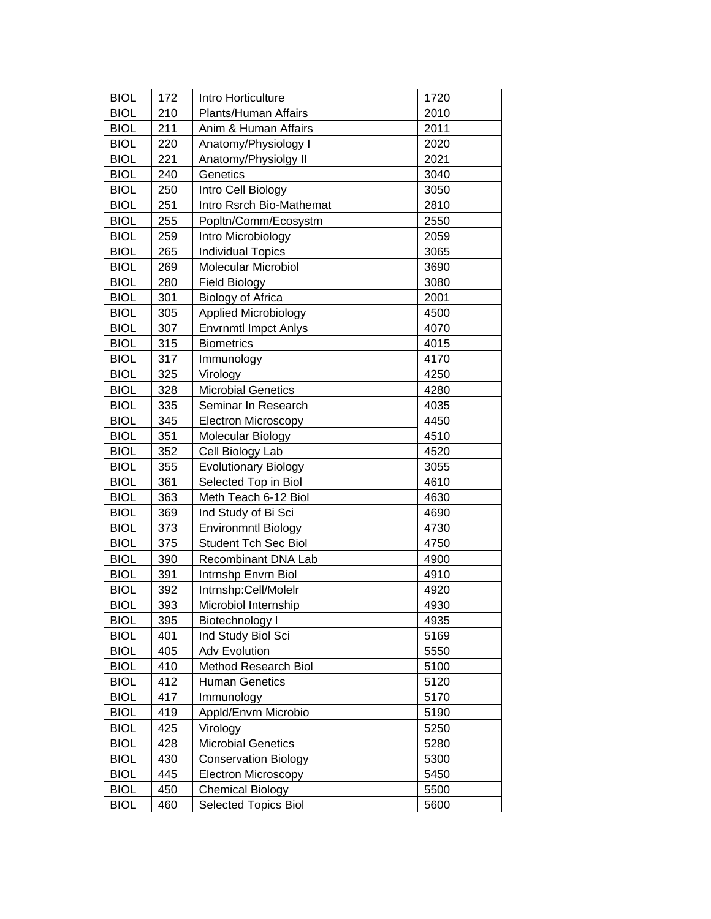| | | | |
|---|---|---|---|
| BIOL | 172 | Intro Horticulture | 1720 |
| BIOL | 210 | Plants/Human Affairs | 2010 |
| BIOL | 211 | Anim & Human Affairs | 2011 |
| BIOL | 220 | Anatomy/Physiology I | 2020 |
| BIOL | 221 | Anatomy/Physiolgy II | 2021 |
| BIOL | 240 | Genetics | 3040 |
| BIOL | 250 | Intro Cell Biology | 3050 |
| BIOL | 251 | Intro Rsrch Bio-Mathemat | 2810 |
| BIOL | 255 | Popltn/Comm/Ecosystm | 2550 |
| BIOL | 259 | Intro Microbiology | 2059 |
| BIOL | 265 | Individual Topics | 3065 |
| BIOL | 269 | Molecular Microbiol | 3690 |
| BIOL | 280 | Field Biology | 3080 |
| BIOL | 301 | Biology of Africa | 2001 |
| BIOL | 305 | Applied Microbiology | 4500 |
| BIOL | 307 | Envrnmtl Impct Anlys | 4070 |
| BIOL | 315 | Biometrics | 4015 |
| BIOL | 317 | Immunology | 4170 |
| BIOL | 325 | Virology | 4250 |
| BIOL | 328 | Microbial Genetics | 4280 |
| BIOL | 335 | Seminar In Research | 4035 |
| BIOL | 345 | Electron Microscopy | 4450 |
| BIOL | 351 | Molecular Biology | 4510 |
| BIOL | 352 | Cell Biology Lab | 4520 |
| BIOL | 355 | Evolutionary Biology | 3055 |
| BIOL | 361 | Selected Top in Biol | 4610 |
| BIOL | 363 | Meth Teach 6-12 Biol | 4630 |
| BIOL | 369 | Ind Study of Bi Sci | 4690 |
| BIOL | 373 | Environmntl Biology | 4730 |
| BIOL | 375 | Student Tch Sec Biol | 4750 |
| BIOL | 390 | Recombinant DNA Lab | 4900 |
| BIOL | 391 | Intrnshp Envrn Biol | 4910 |
| BIOL | 392 | Intrnshp:Cell/Molelr | 4920 |
| BIOL | 393 | Microbiol Internship | 4930 |
| BIOL | 395 | Biotechnology I | 4935 |
| BIOL | 401 | Ind Study Biol Sci | 5169 |
| BIOL | 405 | Adv Evolution | 5550 |
| BIOL | 410 | Method Research Biol | 5100 |
| BIOL | 412 | Human Genetics | 5120 |
| BIOL | 417 | Immunology | 5170 |
| BIOL | 419 | Appld/Envrn Microbio | 5190 |
| BIOL | 425 | Virology | 5250 |
| BIOL | 428 | Microbial Genetics | 5280 |
| BIOL | 430 | Conservation Biology | 5300 |
| BIOL | 445 | Electron Microscopy | 5450 |
| BIOL | 450 | Chemical Biology | 5500 |
| BIOL | 460 | Selected Topics Biol | 5600 |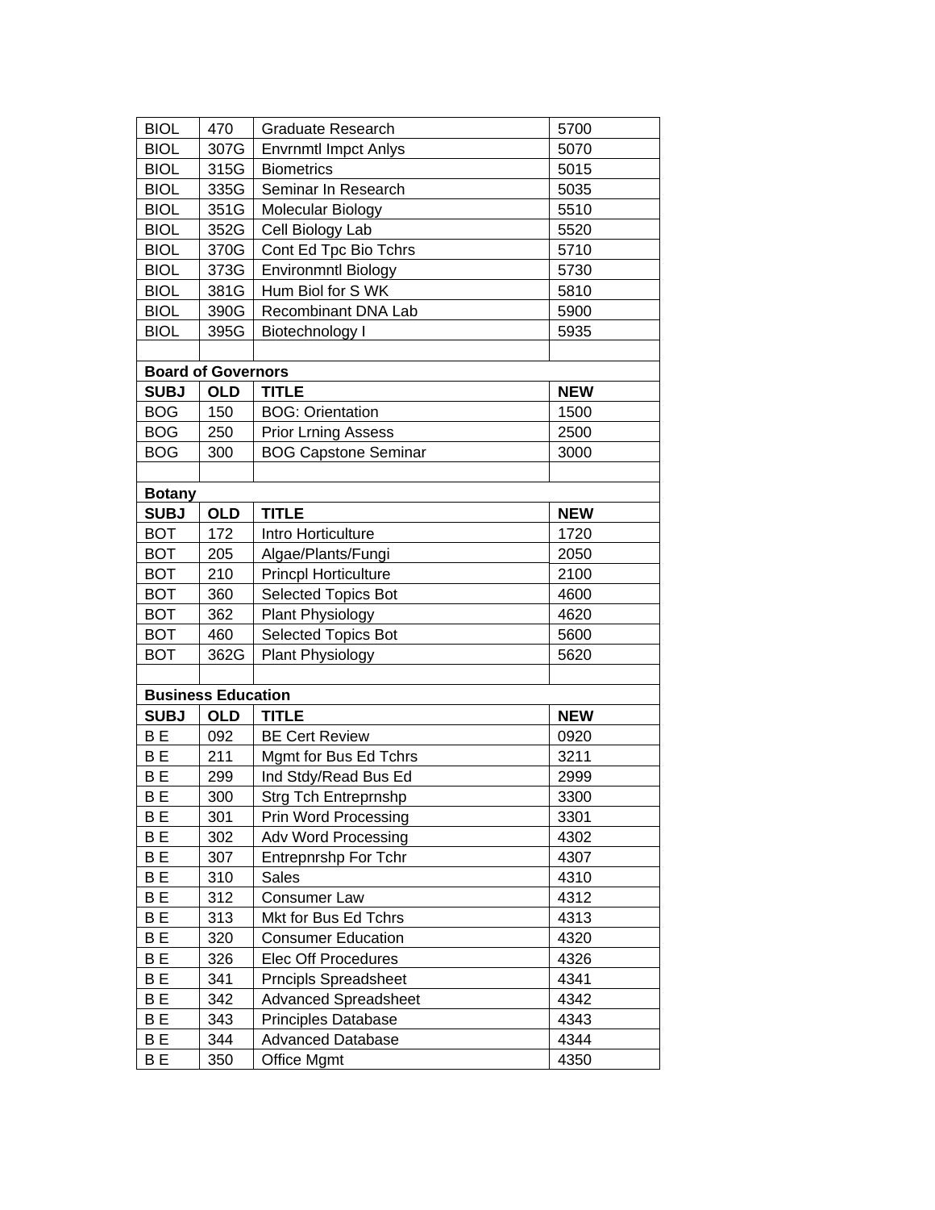| | | | |
|---|---|---|---|
| BIOL | 470 | Graduate Research | 5700 |
| BIOL | 307G | Envrnmtl Impct Anlys | 5070 |
| BIOL | 315G | Biometrics | 5015 |
| BIOL | 335G | Seminar In Research | 5035 |
| BIOL | 351G | Molecular Biology | 5510 |
| BIOL | 352G | Cell Biology Lab | 5520 |
| BIOL | 370G | Cont Ed Tpc Bio Tchrs | 5710 |
| BIOL | 373G | Environmntl Biology | 5730 |
| BIOL | 381G | Hum Biol for S WK | 5810 |
| BIOL | 390G | Recombinant DNA Lab | 5900 |
| BIOL | 395G | Biotechnology I | 5935 |

**Board of Governors**

| SUBJ | OLD | TITLE | NEW |
|---|---|---|---|
| BOG | 150 | BOG: Orientation | 1500 |
| BOG | 250 | Prior Lrning Assess | 2500 |
| BOG | 300 | BOG Capstone Seminar | 3000 |

**Botany**

| SUBJ | OLD | TITLE | NEW |
|---|---|---|---|
| BOT | 172 | Intro Horticulture | 1720 |
| BOT | 205 | Algae/Plants/Fungi | 2050 |
| BOT | 210 | Princpl Horticulture | 2100 |
| BOT | 360 | Selected Topics Bot | 4600 |
| BOT | 362 | Plant Physiology | 4620 |
| BOT | 460 | Selected Topics Bot | 5600 |
| BOT | 362G | Plant Physiology | 5620 |

**Business Education**

| SUBJ | OLD | TITLE | NEW |
|---|---|---|---|
| B E | 092 | BE Cert Review | 0920 |
| B E | 211 | Mgmt for Bus Ed Tchrs | 3211 |
| B E | 299 | Ind Stdy/Read Bus Ed | 2999 |
| B E | 300 | Strg Tch Entreprnshp | 3300 |
| B E | 301 | Prin Word Processing | 3301 |
| B E | 302 | Adv Word Processing | 4302 |
| B E | 307 | Entrepnrshp For Tchr | 4307 |
| B E | 310 | Sales | 4310 |
| B E | 312 | Consumer Law | 4312 |
| B E | 313 | Mkt for Bus Ed Tchrs | 4313 |
| B E | 320 | Consumer Education | 4320 |
| B E | 326 | Elec Off Procedures | 4326 |
| B E | 341 | Prncipls Spreadsheet | 4341 |
| B E | 342 | Advanced Spreadsheet | 4342 |
| B E | 343 | Principles Database | 4343 |
| B E | 344 | Advanced Database | 4344 |
| B E | 350 | Office Mgmt | 4350 |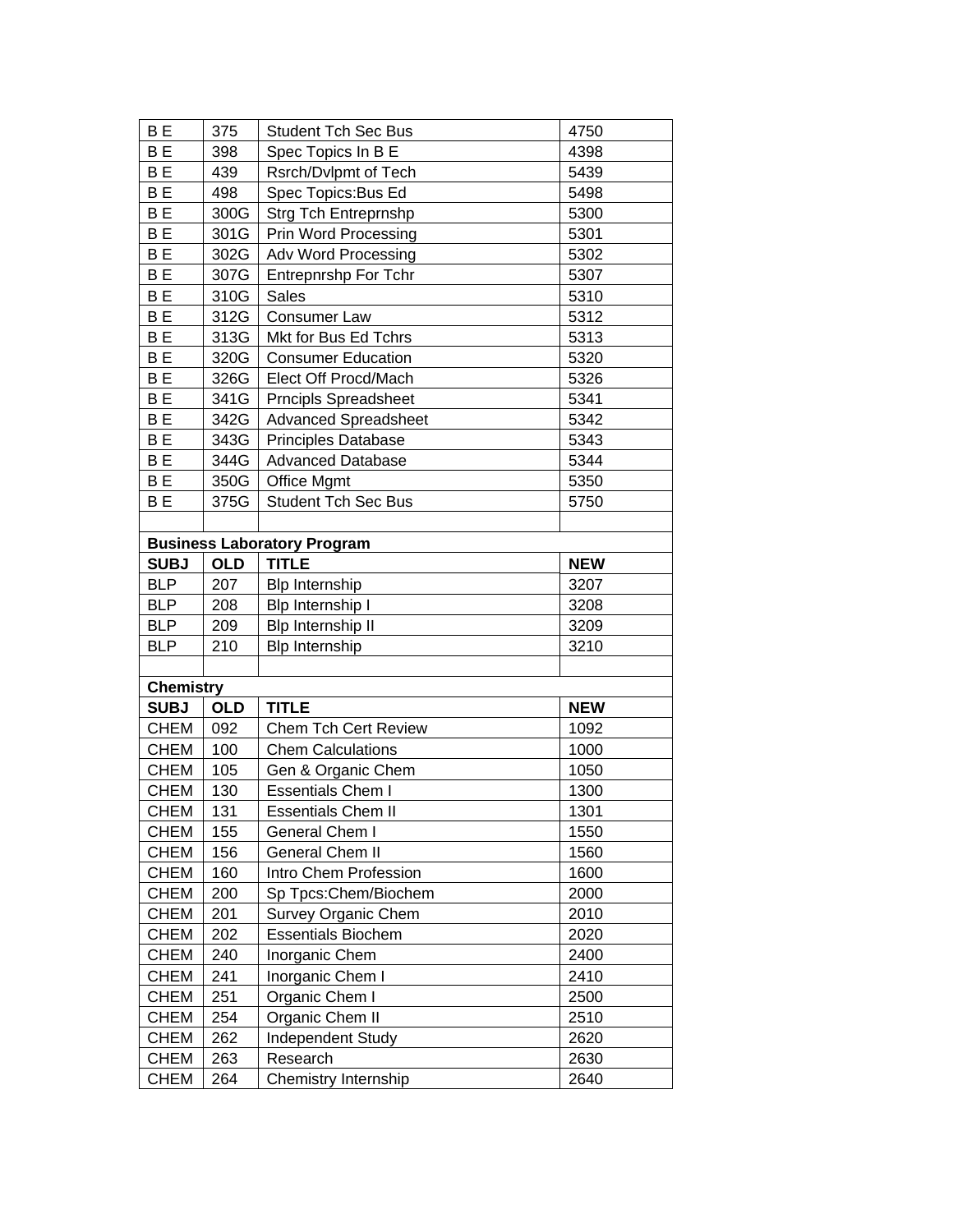| | | | |
|---|---|---|---|
| B E | 375 | Student Tch Sec Bus | 4750 |
| B E | 398 | Spec Topics In B E | 4398 |
| B E | 439 | Rsrch/Dvlpmt of Tech | 5439 |
| B E | 498 | Spec Topics:Bus Ed | 5498 |
| B E | 300G | Strg Tch Entreprnshp | 5300 |
| B E | 301G | Prin Word Processing | 5301 |
| B E | 302G | Adv Word Processing | 5302 |
| B E | 307G | Entrepnrshp For Tchr | 5307 |
| B E | 310G | Sales | 5310 |
| B E | 312G | Consumer Law | 5312 |
| B E | 313G | Mkt for Bus Ed Tchrs | 5313 |
| B E | 320G | Consumer Education | 5320 |
| B E | 326G | Elect Off Procd/Mach | 5326 |
| B E | 341G | Prncipls Spreadsheet | 5341 |
| B E | 342G | Advanced Spreadsheet | 5342 |
| B E | 343G | Principles Database | 5343 |
| B E | 344G | Advanced Database | 5344 |
| B E | 350G | Office Mgmt | 5350 |
| B E | 375G | Student Tch Sec Bus | 5750 |

**Business Laboratory Program**

| SUBJ | OLD | TITLE | NEW |
|---|---|---|---|
| BLP | 207 | Blp Internship | 3207 |
| BLP | 208 | Blp Internship I | 3208 |
| BLP | 209 | Blp Internship II | 3209 |
| BLP | 210 | Blp Internship | 3210 |

**Chemistry**

| SUBJ | OLD | TITLE | NEW |
|---|---|---|---|
| CHEM | 092 | Chem Tch Cert Review | 1092 |
| CHEM | 100 | Chem Calculations | 1000 |
| CHEM | 105 | Gen & Organic Chem | 1050 |
| CHEM | 130 | Essentials Chem I | 1300 |
| CHEM | 131 | Essentials Chem II | 1301 |
| CHEM | 155 | General Chem I | 1550 |
| CHEM | 156 | General Chem II | 1560 |
| CHEM | 160 | Intro Chem Profession | 1600 |
| CHEM | 200 | Sp Tpcs:Chem/Biochem | 2000 |
| CHEM | 201 | Survey Organic Chem | 2010 |
| CHEM | 202 | Essentials Biochem | 2020 |
| CHEM | 240 | Inorganic Chem | 2400 |
| CHEM | 241 | Inorganic Chem I | 2410 |
| CHEM | 251 | Organic Chem I | 2500 |
| CHEM | 254 | Organic Chem II | 2510 |
| CHEM | 262 | Independent Study | 2620 |
| CHEM | 263 | Research | 2630 |
| CHEM | 264 | Chemistry Internship | 2640 |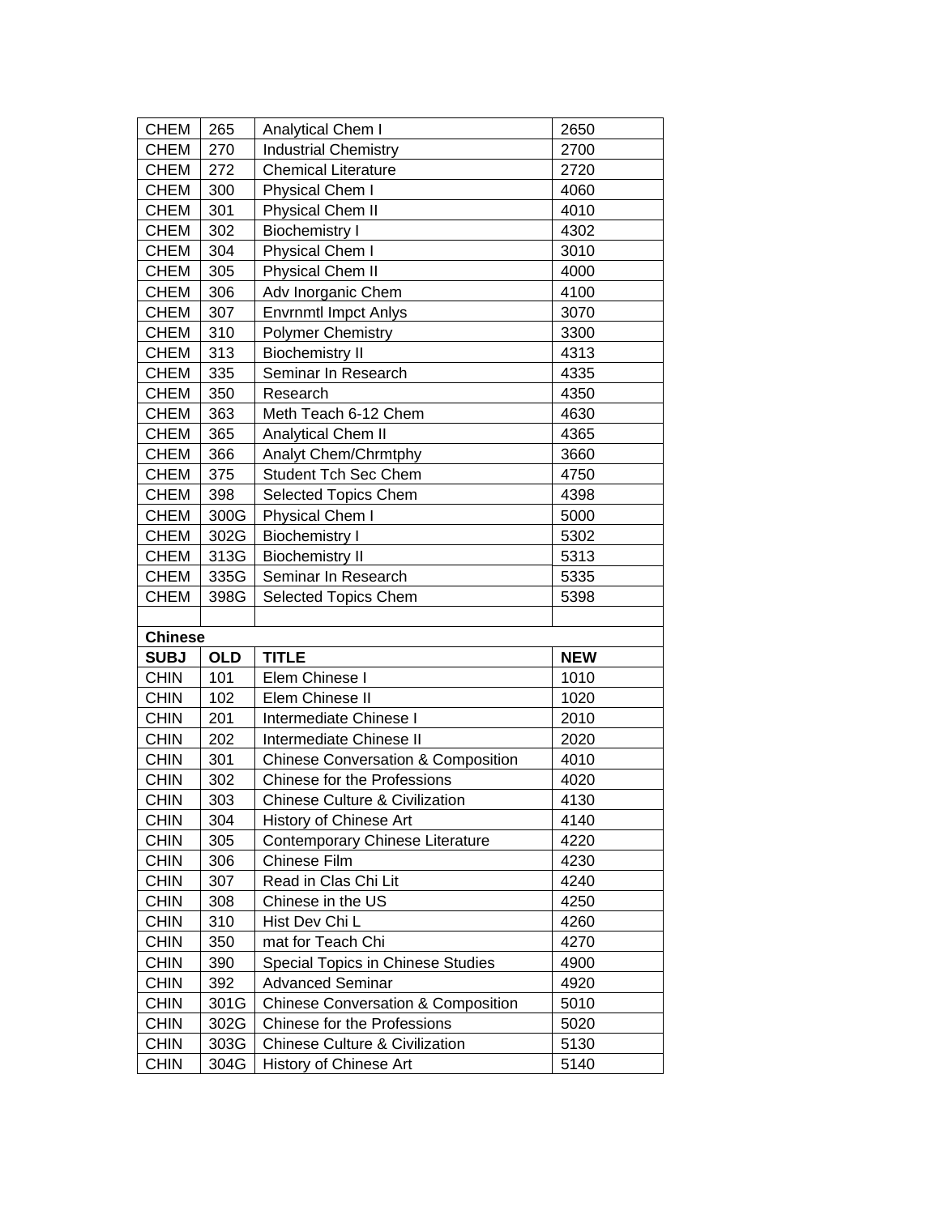| | | | |
|---|---|---|---|
| CHEM | 265 | Analytical Chem I | 2650 |
| CHEM | 270 | Industrial Chemistry | 2700 |
| CHEM | 272 | Chemical Literature | 2720 |
| CHEM | 300 | Physical Chem I | 4060 |
| CHEM | 301 | Physical Chem II | 4010 |
| CHEM | 302 | Biochemistry I | 4302 |
| CHEM | 304 | Physical Chem I | 3010 |
| CHEM | 305 | Physical Chem II | 4000 |
| CHEM | 306 | Adv Inorganic Chem | 4100 |
| CHEM | 307 | Envrnmtl Impct Anlys | 3070 |
| CHEM | 310 | Polymer Chemistry | 3300 |
| CHEM | 313 | Biochemistry II | 4313 |
| CHEM | 335 | Seminar In Research | 4335 |
| CHEM | 350 | Research | 4350 |
| CHEM | 363 | Meth Teach 6-12 Chem | 4630 |
| CHEM | 365 | Analytical Chem II | 4365 |
| CHEM | 366 | Analyt Chem/Chrmtphy | 3660 |
| CHEM | 375 | Student Tch Sec Chem | 4750 |
| CHEM | 398 | Selected Topics Chem | 4398 |
| CHEM | 300G | Physical Chem I | 5000 |
| CHEM | 302G | Biochemistry I | 5302 |
| CHEM | 313G | Biochemistry II | 5313 |
| CHEM | 335G | Seminar In Research | 5335 |
| CHEM | 398G | Selected Topics Chem | 5398 |
| | | | |
| **Chinese** | | | |
| **SUBJ** | **OLD** | **TITLE** | **NEW** |
| CHIN | 101 | Elem Chinese I | 1010 |
| CHIN | 102 | Elem Chinese II | 1020 |
| CHIN | 201 | Intermediate Chinese I | 2010 |
| CHIN | 202 | Intermediate Chinese II | 2020 |
| CHIN | 301 | Chinese Conversation & Composition | 4010 |
| CHIN | 302 | Chinese for the Professions | 4020 |
| CHIN | 303 | Chinese Culture & Civilization | 4130 |
| CHIN | 304 | History of Chinese Art | 4140 |
| CHIN | 305 | Contemporary Chinese Literature | 4220 |
| CHIN | 306 | Chinese Film | 4230 |
| CHIN | 307 | Read in Clas Chi Lit | 4240 |
| CHIN | 308 | Chinese in the US | 4250 |
| CHIN | 310 | Hist Dev Chi L | 4260 |
| CHIN | 350 | mat for Teach Chi | 4270 |
| CHIN | 390 | Special Topics in Chinese Studies | 4900 |
| CHIN | 392 | Advanced Seminar | 4920 |
| CHIN | 301G | Chinese Conversation & Composition | 5010 |
| CHIN | 302G | Chinese for the Professions | 5020 |
| CHIN | 303G | Chinese Culture & Civilization | 5130 |
| CHIN | 304G | History of Chinese Art | 5140 |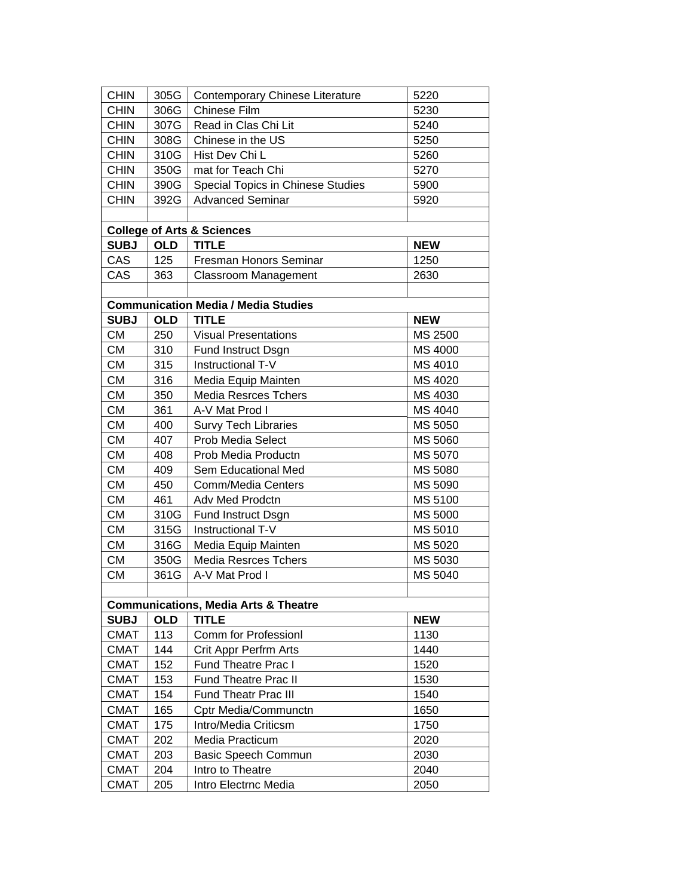| | | | |
|---|---|---|---|
| CHIN | 305G | Contemporary Chinese Literature | 5220 |
| CHIN | 306G | Chinese Film | 5230 |
| CHIN | 307G | Read in Clas Chi Lit | 5240 |
| CHIN | 308G | Chinese in the US | 5250 |
| CHIN | 310G | Hist Dev Chi L | 5260 |
| CHIN | 350G | mat for Teach Chi | 5270 |
| CHIN | 390G | Special Topics in Chinese Studies | 5900 |
| CHIN | 392G | Advanced Seminar | 5920 |
| | | | |
| **College of Arts & Sciences** | | | |
| **SUBJ** | **OLD** | **TITLE** | **NEW** |
| CAS | 125 | Fresman Honors Seminar | 1250 |
| CAS | 363 | Classroom Management | 2630 |
| | | | |
| **Communication Media / Media Studies** | | | |
| **SUBJ** | **OLD** | **TITLE** | **NEW** |
| CM | 250 | Visual Presentations | MS 2500 |
| CM | 310 | Fund Instruct Dsgn | MS 4000 |
| CM | 315 | Instructional T-V | MS 4010 |
| CM | 316 | Media Equip Mainten | MS 4020 |
| CM | 350 | Media Resrces Tchers | MS 4030 |
| CM | 361 | A-V Mat Prod I | MS 4040 |
| CM | 400 | Survy Tech Libraries | MS 5050 |
| CM | 407 | Prob Media Select | MS 5060 |
| CM | 408 | Prob Media Productn | MS 5070 |
| CM | 409 | Sem Educational Med | MS 5080 |
| CM | 450 | Comm/Media Centers | MS 5090 |
| CM | 461 | Adv Med Prodctn | MS 5100 |
| CM | 310G | Fund Instruct Dsgn | MS 5000 |
| CM | 315G | Instructional T-V | MS 5010 |
| CM | 316G | Media Equip Mainten | MS 5020 |
| CM | 350G | Media Resrces Tchers | MS 5030 |
| CM | 361G | A-V Mat Prod I | MS 5040 |
| | | | |
| **Communications, Media Arts & Theatre** | | | |
| **SUBJ** | **OLD** | **TITLE** | **NEW** |
| CMAT | 113 | Comm for Professionl | 1130 |
| CMAT | 144 | Crit Appr Perfrm Arts | 1440 |
| CMAT | 152 | Fund Theatre Prac I | 1520 |
| CMAT | 153 | Fund Theatre Prac II | 1530 |
| CMAT | 154 | Fund Theatr Prac III | 1540 |
| CMAT | 165 | Cptr Media/Communctn | 1650 |
| CMAT | 175 | Intro/Media Criticsm | 1750 |
| CMAT | 202 | Media Practicum | 2020 |
| CMAT | 203 | Basic Speech Commun | 2030 |
| CMAT | 204 | Intro to Theatre | 2040 |
| CMAT | 205 | Intro Electrnc Media | 2050 |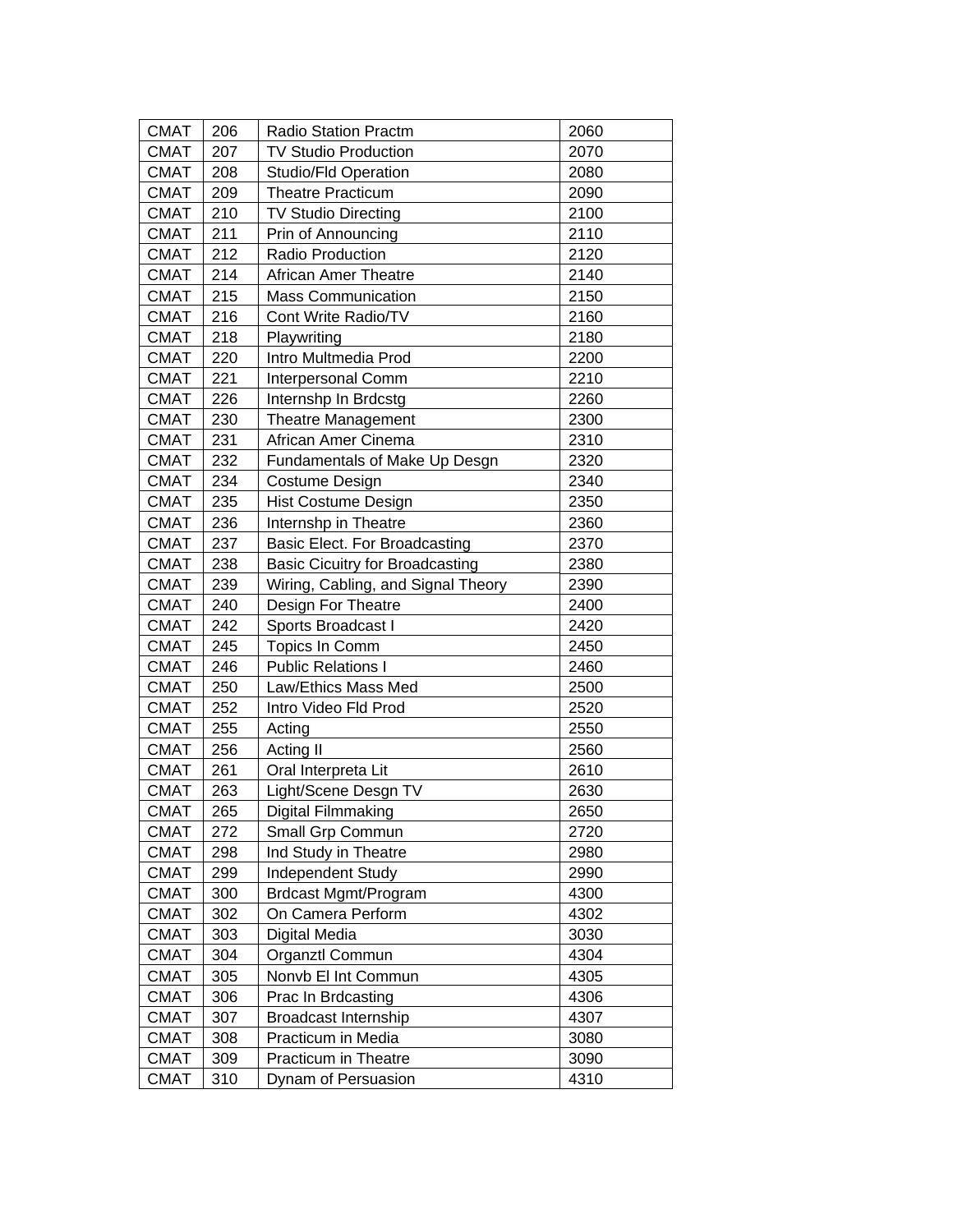| | | | |
|---|---|---|---|
| CMAT | 206 | Radio Station Practm | 2060 |
| CMAT | 207 | TV Studio Production | 2070 |
| CMAT | 208 | Studio/Fld Operation | 2080 |
| CMAT | 209 | Theatre Practicum | 2090 |
| CMAT | 210 | TV Studio Directing | 2100 |
| CMAT | 211 | Prin of Announcing | 2110 |
| CMAT | 212 | Radio Production | 2120 |
| CMAT | 214 | African Amer Theatre | 2140 |
| CMAT | 215 | Mass Communication | 2150 |
| CMAT | 216 | Cont Write Radio/TV | 2160 |
| CMAT | 218 | Playwriting | 2180 |
| CMAT | 220 | Intro Multmedia Prod | 2200 |
| CMAT | 221 | Interpersonal Comm | 2210 |
| CMAT | 226 | Internshp In Brdcstg | 2260 |
| CMAT | 230 | Theatre Management | 2300 |
| CMAT | 231 | African Amer Cinema | 2310 |
| CMAT | 232 | Fundamentals of Make Up Desgn | 2320 |
| CMAT | 234 | Costume Design | 2340 |
| CMAT | 235 | Hist Costume Design | 2350 |
| CMAT | 236 | Internshp in Theatre | 2360 |
| CMAT | 237 | Basic Elect. For Broadcasting | 2370 |
| CMAT | 238 | Basic Cicuitry for Broadcasting | 2380 |
| CMAT | 239 | Wiring, Cabling, and Signal Theory | 2390 |
| CMAT | 240 | Design For Theatre | 2400 |
| CMAT | 242 | Sports Broadcast I | 2420 |
| CMAT | 245 | Topics In Comm | 2450 |
| CMAT | 246 | Public Relations I | 2460 |
| CMAT | 250 | Law/Ethics Mass Med | 2500 |
| CMAT | 252 | Intro Video Fld Prod | 2520 |
| CMAT | 255 | Acting | 2550 |
| CMAT | 256 | Acting II | 2560 |
| CMAT | 261 | Oral Interpreta Lit | 2610 |
| CMAT | 263 | Light/Scene Desgn TV | 2630 |
| CMAT | 265 | Digital Filmmaking | 2650 |
| CMAT | 272 | Small Grp Commun | 2720 |
| CMAT | 298 | Ind Study in Theatre | 2980 |
| CMAT | 299 | Independent Study | 2990 |
| CMAT | 300 | Brdcast Mgmt/Program | 4300 |
| CMAT | 302 | On Camera Perform | 4302 |
| CMAT | 303 | Digital Media | 3030 |
| CMAT | 304 | Organztl Commun | 4304 |
| CMAT | 305 | Nonvb El Int Commun | 4305 |
| CMAT | 306 | Prac In Brdcasting | 4306 |
| CMAT | 307 | Broadcast Internship | 4307 |
| CMAT | 308 | Practicum in Media | 3080 |
| CMAT | 309 | Practicum in Theatre | 3090 |
| CMAT | 310 | Dynam of Persuasion | 4310 |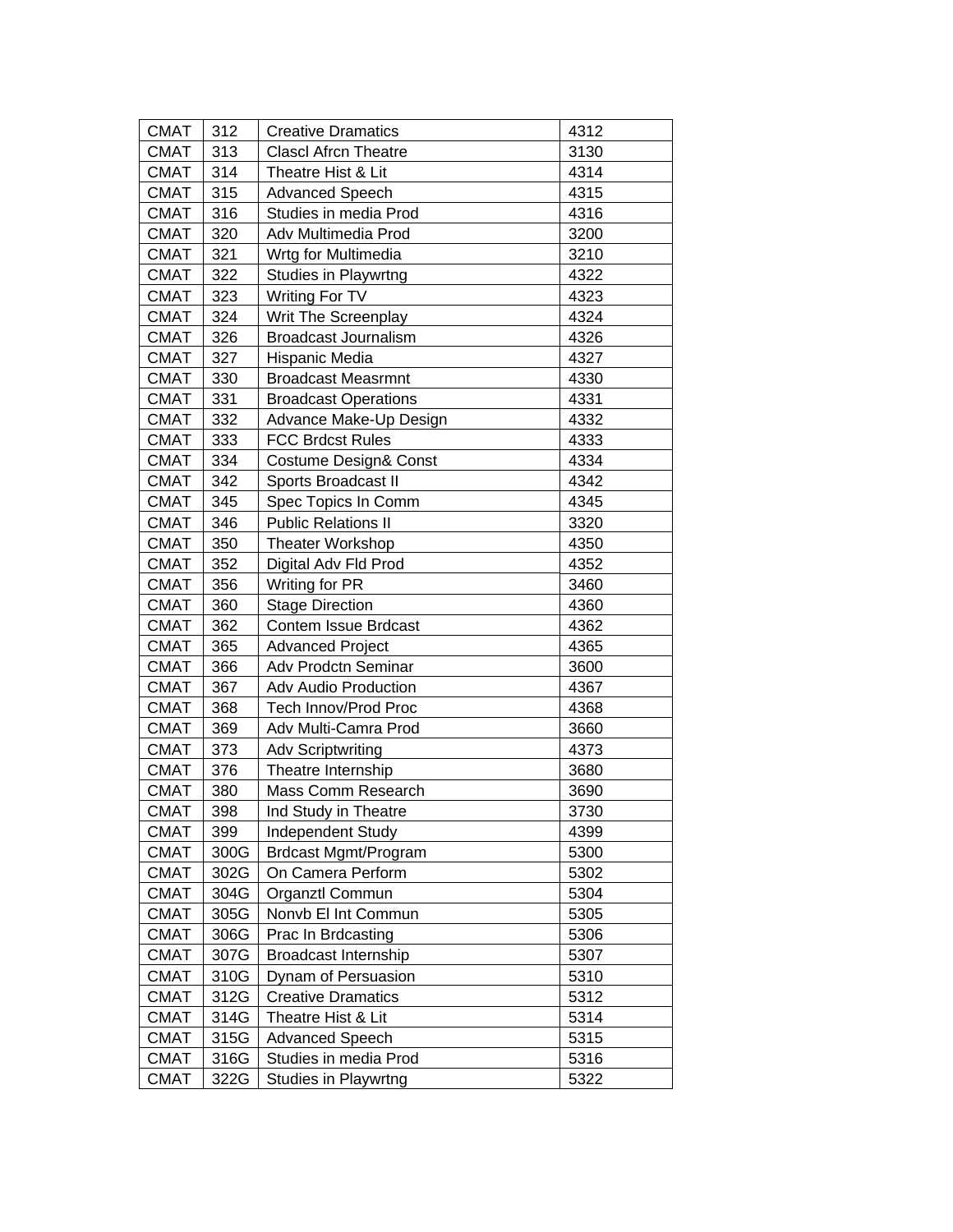| | | | |
|---|---|---|---|
| CMAT | 312 | Creative Dramatics | 4312 |
| CMAT | 313 | Classcl Afrcn Theatre | 3130 |
| CMAT | 314 | Theatre Hist & Lit | 4314 |
| CMAT | 315 | Advanced Speech | 4315 |
| CMAT | 316 | Studies in media Prod | 4316 |
| CMAT | 320 | Adv Multimedia Prod | 3200 |
| CMAT | 321 | Wrtg for Multimedia | 3210 |
| CMAT | 322 | Studies in Playwrtng | 4322 |
| CMAT | 323 | Writing For TV | 4323 |
| CMAT | 324 | Writ The Screenplay | 4324 |
| CMAT | 326 | Broadcast Journalism | 4326 |
| CMAT | 327 | Hispanic Media | 4327 |
| CMAT | 330 | Broadcast Measrmnt | 4330 |
| CMAT | 331 | Broadcast Operations | 4331 |
| CMAT | 332 | Advance Make-Up Design | 4332 |
| CMAT | 333 | FCC Brdcst Rules | 4333 |
| CMAT | 334 | Costume Design& Const | 4334 |
| CMAT | 342 | Sports Broadcast II | 4342 |
| CMAT | 345 | Spec Topics In Comm | 4345 |
| CMAT | 346 | Public Relations II | 3320 |
| CMAT | 350 | Theater Workshop | 4350 |
| CMAT | 352 | Digital Adv Fld Prod | 4352 |
| CMAT | 356 | Writing for PR | 3460 |
| CMAT | 360 | Stage Direction | 4360 |
| CMAT | 362 | Contem Issue Brdcast | 4362 |
| CMAT | 365 | Advanced Project | 4365 |
| CMAT | 366 | Adv Prodctn Seminar | 3600 |
| CMAT | 367 | Adv Audio Production | 4367 |
| CMAT | 368 | Tech Innov/Prod Proc | 4368 |
| CMAT | 369 | Adv Multi-Camra Prod | 3660 |
| CMAT | 373 | Adv Scriptwriting | 4373 |
| CMAT | 376 | Theatre Internship | 3680 |
| CMAT | 380 | Mass Comm Research | 3690 |
| CMAT | 398 | Ind Study in Theatre | 3730 |
| CMAT | 399 | Independent Study | 4399 |
| CMAT | 300G | Brdcast Mgmt/Program | 5300 |
| CMAT | 302G | On Camera Perform | 5302 |
| CMAT | 304G | Organztl Commun | 5304 |
| CMAT | 305G | Nonvb El Int Commun | 5305 |
| CMAT | 306G | Prac In Brdcasting | 5306 |
| CMAT | 307G | Broadcast Internship | 5307 |
| CMAT | 310G | Dynam of Persuasion | 5310 |
| CMAT | 312G | Creative Dramatics | 5312 |
| CMAT | 314G | Theatre Hist & Lit | 5314 |
| CMAT | 315G | Advanced Speech | 5315 |
| CMAT | 316G | Studies in media Prod | 5316 |
| CMAT | 322G | Studies in Playwrtng | 5322 |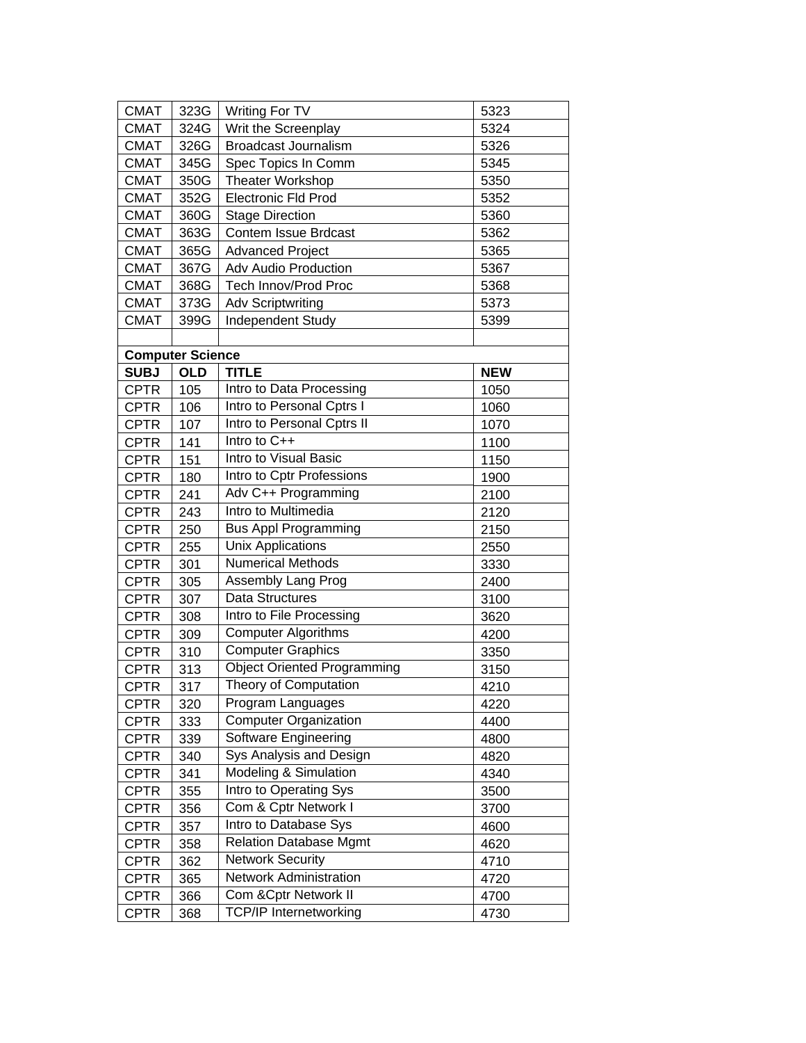| | | | |
|---|---|---|---|
| CMAT | 323G | Writing For TV | 5323 |
| CMAT | 324G | Writ the Screenplay | 5324 |
| CMAT | 326G | Broadcast Journalism | 5326 |
| CMAT | 345G | Spec Topics In Comm | 5345 |
| CMAT | 350G | Theater Workshop | 5350 |
| CMAT | 352G | Electronic Fld Prod | 5352 |
| CMAT | 360G | Stage Direction | 5360 |
| CMAT | 363G | Contem Issue Brdcast | 5362 |
| CMAT | 365G | Advanced Project | 5365 |
| CMAT | 367G | Adv Audio Production | 5367 |
| CMAT | 368G | Tech Innov/Prod Proc | 5368 |
| CMAT | 373G | Adv Scriptwriting | 5373 |
| CMAT | 399G | Independent Study | 5399 |
| | | | |
| **Computer Science** | | | |
| **SUBJ** | **OLD** | **TITLE** | **NEW** |
| CPTR | 105 | Intro to Data Processing | 1050 |
| CPTR | 106 | Intro to Personal Cptrs I | 1060 |
| CPTR | 107 | Intro to Personal Cptrs II | 1070 |
| CPTR | 141 | Intro to C++ | 1100 |
| CPTR | 151 | Intro to Visual Basic | 1150 |
| CPTR | 180 | Intro to Cptr Professions | 1900 |
| CPTR | 241 | Adv C++ Programming | 2100 |
| CPTR | 243 | Intro to Multimedia | 2120 |
| CPTR | 250 | Bus Appl Programming | 2150 |
| CPTR | 255 | Unix Applications | 2550 |
| CPTR | 301 | Numerical Methods | 3330 |
| CPTR | 305 | Assembly Lang Prog | 2400 |
| CPTR | 307 | Data Structures | 3100 |
| CPTR | 308 | Intro to File Processing | 3620 |
| CPTR | 309 | Computer Algorithms | 4200 |
| CPTR | 310 | Computer Graphics | 3350 |
| CPTR | 313 | Object Oriented Programming | 3150 |
| CPTR | 317 | Theory of Computation | 4210 |
| CPTR | 320 | Program Languages | 4220 |
| CPTR | 333 | Computer Organization | 4400 |
| CPTR | 339 | Software Engineering | 4800 |
| CPTR | 340 | Sys Analysis and Design | 4820 |
| CPTR | 341 | Modeling & Simulation | 4340 |
| CPTR | 355 | Intro to Operating Sys | 3500 |
| CPTR | 356 | Com & Cptr Network I | 3700 |
| CPTR | 357 | Intro to Database Sys | 4600 |
| CPTR | 358 | Relation Database Mgmt | 4620 |
| CPTR | 362 | Network Security | 4710 |
| CPTR | 365 | Network Administration | 4720 |
| CPTR | 366 | Com &Cptr Network II | 4700 |
| CPTR | 368 | TCP/IP Internetworking | 4730 |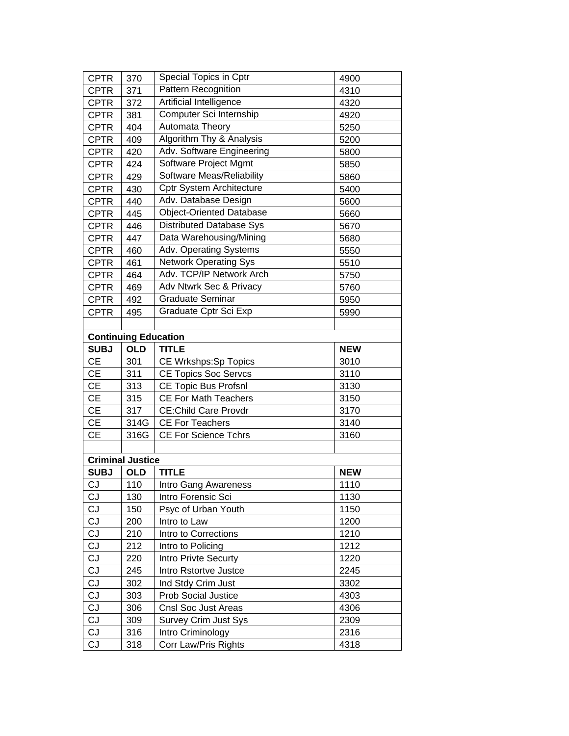| | | | |
|---|---|---|---|
| CPTR | 370 | Special Topics in Cptr | 4900 |
| CPTR | 371 | Pattern Recognition | 4310 |
| CPTR | 372 | Artificial Intelligence | 4320 |
| CPTR | 381 | Computer Sci Internship | 4920 |
| CPTR | 404 | Automata Theory | 5250 |
| CPTR | 409 | Algorithm Thy & Analysis | 5200 |
| CPTR | 420 | Adv. Software Engineering | 5800 |
| CPTR | 424 | Software Project Mgmt | 5850 |
| CPTR | 429 | Software Meas/Reliability | 5860 |
| CPTR | 430 | Cptr System Architecture | 5400 |
| CPTR | 440 | Adv. Database Design | 5600 |
| CPTR | 445 | Object-Oriented Database | 5660 |
| CPTR | 446 | Distributed Database Sys | 5670 |
| CPTR | 447 | Data Warehousing/Mining | 5680 |
| CPTR | 460 | Adv. Operating Systems | 5550 |
| CPTR | 461 | Network Operating Sys | 5510 |
| CPTR | 464 | Adv. TCP/IP Network Arch | 5750 |
| CPTR | 469 | Adv Ntwrk Sec & Privacy | 5760 |
| CPTR | 492 | Graduate Seminar | 5950 |
| CPTR | 495 | Graduate Cptr Sci Exp | 5990 |

**Continuing Education**

| SUBJ | OLD | TITLE | NEW |
|---|---|---|---|
| CE | 301 | CE Wrkshps:Sp Topics | 3010 |
| CE | 311 | CE Topics Soc Servcs | 3110 |
| CE | 313 | CE Topic Bus Profsnl | 3130 |
| CE | 315 | CE For Math Teachers | 3150 |
| CE | 317 | CE:Child Care Provdr | 3170 |
| CE | 314G | CE For Teachers | 3140 |
| CE | 316G | CE For Science Tchrs | 3160 |

**Criminal Justice**

| SUBJ | OLD | TITLE | NEW |
|---|---|---|---|
| CJ | 110 | Intro Gang Awareness | 1110 |
| CJ | 130 | Intro Forensic Sci | 1130 |
| CJ | 150 | Psyc of Urban Youth | 1150 |
| CJ | 200 | Intro to Law | 1200 |
| CJ | 210 | Intro to Corrections | 1210 |
| CJ | 212 | Intro to Policing | 1212 |
| CJ | 220 | Intro Privte Securty | 1220 |
| CJ | 245 | Intro Rstortve Justce | 2245 |
| CJ | 302 | Ind Stdy Crim Just | 3302 |
| CJ | 303 | Prob Social Justice | 4303 |
| CJ | 306 | Cnsl Soc Just Areas | 4306 |
| CJ | 309 | Survey Crim Just Sys | 2309 |
| CJ | 316 | Intro Criminology | 2316 |
| CJ | 318 | Corr Law/Pris Rights | 4318 |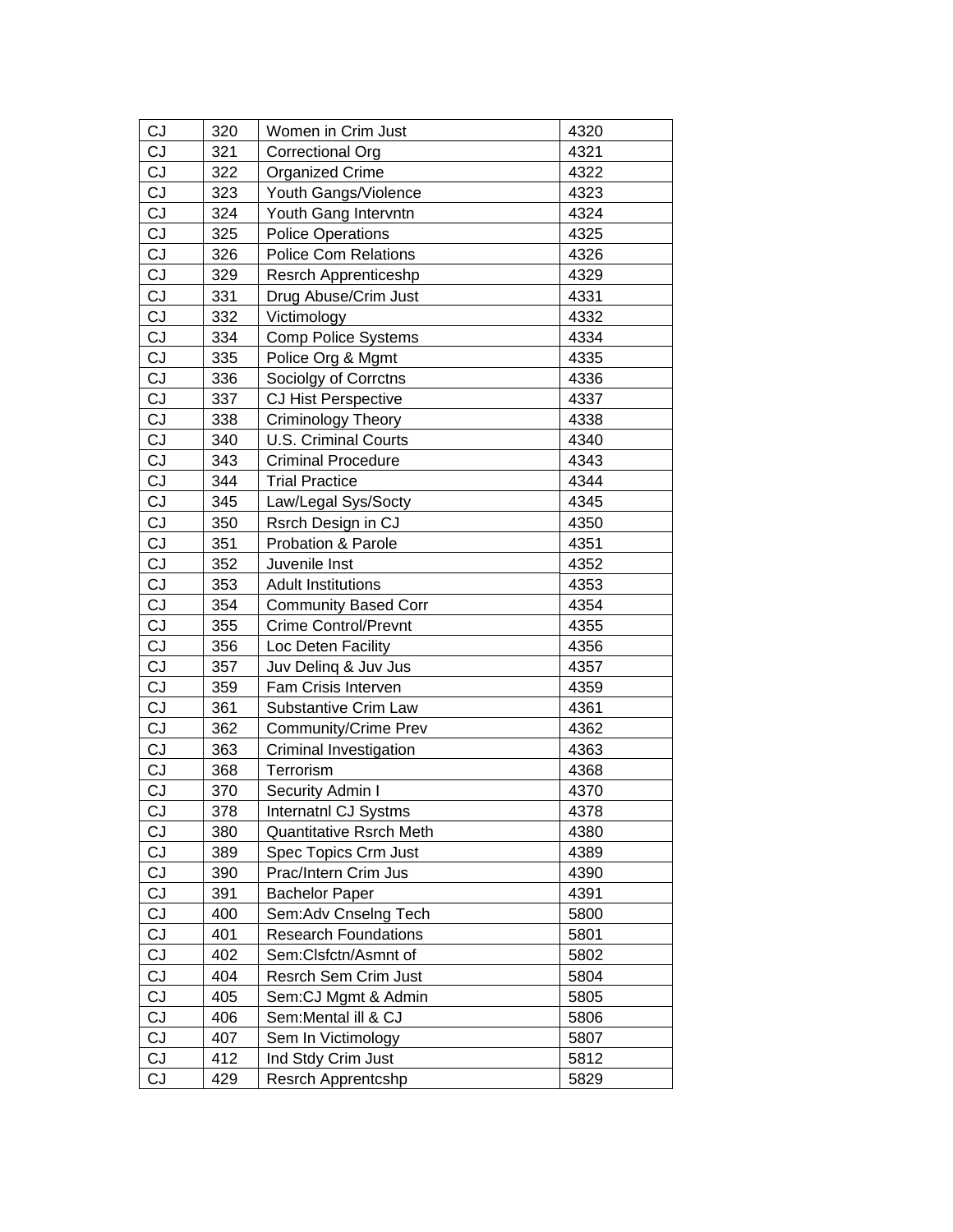| | | | |
|---|---|---|---|
| CJ | 320 | Women in Crim Just | 4320 |
| CJ | 321 | Correctional Org | 4321 |
| CJ | 322 | Organized Crime | 4322 |
| CJ | 323 | Youth Gangs/Violence | 4323 |
| CJ | 324 | Youth Gang Intervntn | 4324 |
| CJ | 325 | Police Operations | 4325 |
| CJ | 326 | Police Com Relations | 4326 |
| CJ | 329 | Resrch Apprenticeshp | 4329 |
| CJ | 331 | Drug Abuse/Crim Just | 4331 |
| CJ | 332 | Victimology | 4332 |
| CJ | 334 | Comp Police Systems | 4334 |
| CJ | 335 | Police Org & Mgmt | 4335 |
| CJ | 336 | Sociolgy of Corrctns | 4336 |
| CJ | 337 | CJ Hist Perspective | 4337 |
| CJ | 338 | Criminology Theory | 4338 |
| CJ | 340 | U.S. Criminal Courts | 4340 |
| CJ | 343 | Criminal Procedure | 4343 |
| CJ | 344 | Trial Practice | 4344 |
| CJ | 345 | Law/Legal Sys/Socty | 4345 |
| CJ | 350 | Rsrch Design in CJ | 4350 |
| CJ | 351 | Probation & Parole | 4351 |
| CJ | 352 | Juvenile Inst | 4352 |
| CJ | 353 | Adult Institutions | 4353 |
| CJ | 354 | Community Based Corr | 4354 |
| CJ | 355 | Crime Control/Prevnt | 4355 |
| CJ | 356 | Loc Deten Facility | 4356 |
| CJ | 357 | Juv Delinq & Juv Jus | 4357 |
| CJ | 359 | Fam Crisis Interven | 4359 |
| CJ | 361 | Substantive Crim Law | 4361 |
| CJ | 362 | Community/Crime Prev | 4362 |
| CJ | 363 | Criminal Investigation | 4363 |
| CJ | 368 | Terrorism | 4368 |
| CJ | 370 | Security Admin I | 4370 |
| CJ | 378 | Internatnl CJ Systms | 4378 |
| CJ | 380 | Quantitative Rsrch Meth | 4380 |
| CJ | 389 | Spec Topics Crm Just | 4389 |
| CJ | 390 | Prac/Intern Crim Jus | 4390 |
| CJ | 391 | Bachelor Paper | 4391 |
| CJ | 400 | Sem:Adv Cnselng Tech | 5800 |
| CJ | 401 | Research Foundations | 5801 |
| CJ | 402 | Sem:Clsfctn/Asmnt of | 5802 |
| CJ | 404 | Resrch Sem Crim Just | 5804 |
| CJ | 405 | Sem:CJ Mgmt & Admin | 5805 |
| CJ | 406 | Sem:Mental ill & CJ | 5806 |
| CJ | 407 | Sem In Victimology | 5807 |
| CJ | 412 | Ind Stdy Crim Just | 5812 |
| CJ | 429 | Resrch Apprentcshp | 5829 |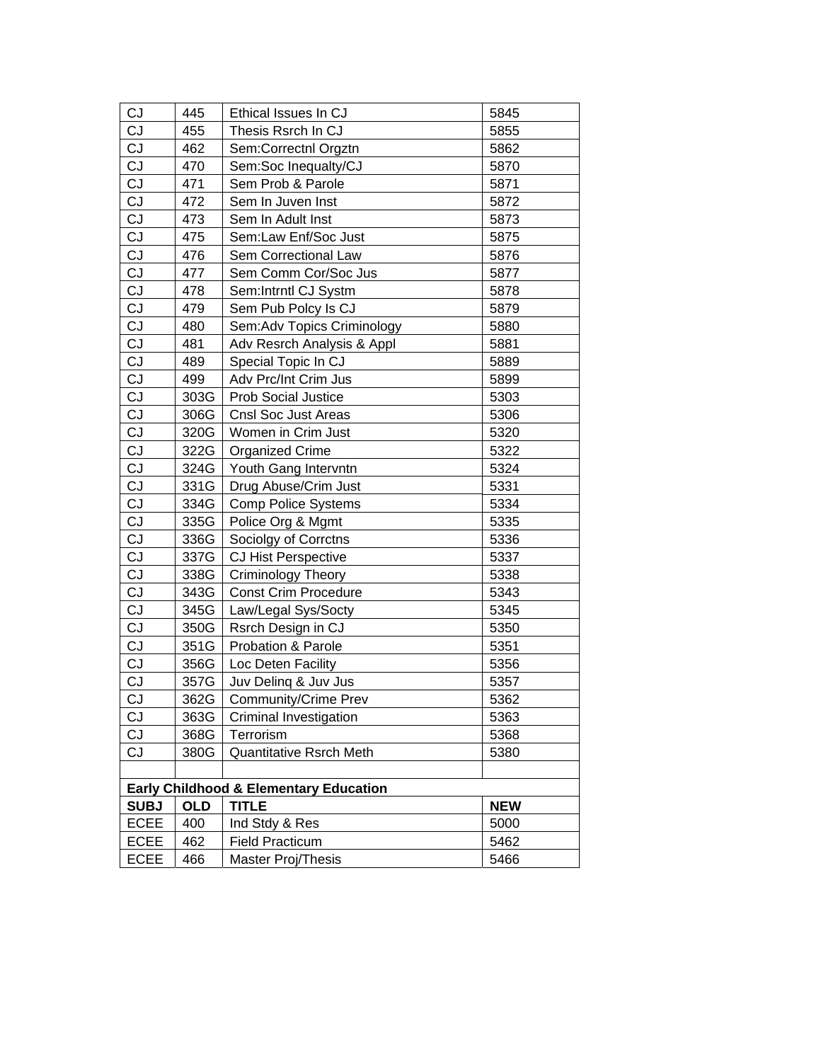| | | | |
|---|---|---|---|
| CJ | 445 | Ethical Issues In CJ | 5845 |
| CJ | 455 | Thesis Rsrch In CJ | 5855 |
| CJ | 462 | Sem:Correctnl Orgztn | 5862 |
| CJ | 470 | Sem:Soc Inequalty/CJ | 5870 |
| CJ | 471 | Sem Prob & Parole | 5871 |
| CJ | 472 | Sem In Juven Inst | 5872 |
| CJ | 473 | Sem In Adult Inst | 5873 |
| CJ | 475 | Sem:Law Enf/Soc Just | 5875 |
| CJ | 476 | Sem Correctional Law | 5876 |
| CJ | 477 | Sem Comm Cor/Soc Jus | 5877 |
| CJ | 478 | Sem:Intrntl CJ Systm | 5878 |
| CJ | 479 | Sem Pub Polcy Is CJ | 5879 |
| CJ | 480 | Sem:Adv Topics Criminology | 5880 |
| CJ | 481 | Adv Resrch Analysis & Appl | 5881 |
| CJ | 489 | Special Topic In CJ | 5889 |
| CJ | 499 | Adv Prc/Int Crim Jus | 5899 |
| CJ | 303G | Prob Social Justice | 5303 |
| CJ | 306G | Cnsl Soc Just Areas | 5306 |
| CJ | 320G | Women in Crim Just | 5320 |
| CJ | 322G | Organized Crime | 5322 |
| CJ | 324G | Youth Gang Intervntn | 5324 |
| CJ | 331G | Drug Abuse/Crim Just | 5331 |
| CJ | 334G | Comp Police Systems | 5334 |
| CJ | 335G | Police Org & Mgmt | 5335 |
| CJ | 336G | Sociolgy of Corrctns | 5336 |
| CJ | 337G | CJ Hist Perspective | 5337 |
| CJ | 338G | Criminology Theory | 5338 |
| CJ | 343G | Const Crim Procedure | 5343 |
| CJ | 345G | Law/Legal Sys/Socty | 5345 |
| CJ | 350G | Rsrch Design in CJ | 5350 |
| CJ | 351G | Probation & Parole | 5351 |
| CJ | 356G | Loc Deten Facility | 5356 |
| CJ | 357G | Juv Delinq & Juv Jus | 5357 |
| CJ | 362G | Community/Crime Prev | 5362 |
| CJ | 363G | Criminal Investigation | 5363 |
| CJ | 368G | Terrorism | 5368 |
| CJ | 380G | Quantitative Rsrch Meth | 5380 |
| | | | |
| **Early Childhood & Elementary Education** | | | |
| **SUBJ** | **OLD** | **TITLE** | **NEW** |
| ECEE | 400 | Ind Stdy & Res | 5000 |
| ECEE | 462 | Field Practicum | 5462 |
| ECEE | 466 | Master Proj/Thesis | 5466 |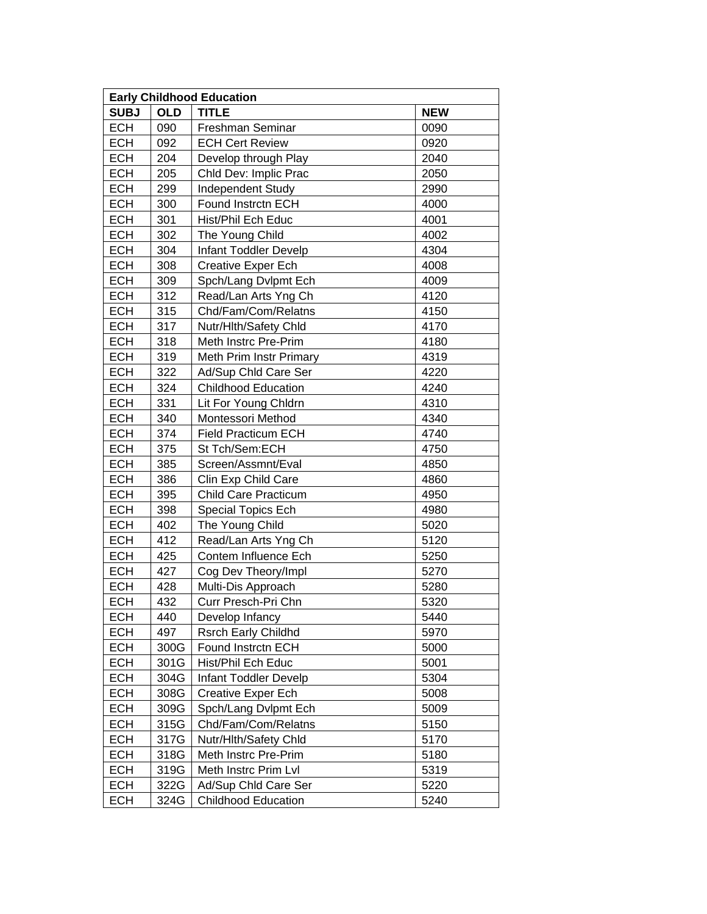| Early Childhood Education | | | |
|---|---|---|---|
| **SUBJ** | **OLD** | **TITLE** | **NEW** |
| ECH | 090 | Freshman Seminar | 0090 |
| ECH | 092 | ECH Cert Review | 0920 |
| ECH | 204 | Develop through Play | 2040 |
| ECH | 205 | Chld Dev: Implic Prac | 2050 |
| ECH | 299 | Independent Study | 2990 |
| ECH | 300 | Found Instrctn ECH | 4000 |
| ECH | 301 | Hist/Phil Ech Educ | 4001 |
| ECH | 302 | The Young Child | 4002 |
| ECH | 304 | Infant Toddler Develp | 4304 |
| ECH | 308 | Creative Exper Ech | 4008 |
| ECH | 309 | Spch/Lang Dvlpmt Ech | 4009 |
| ECH | 312 | Read/Lan Arts Yng Ch | 4120 |
| ECH | 315 | Chd/Fam/Com/Relatns | 4150 |
| ECH | 317 | Nutr/Hlth/Safety Chld | 4170 |
| ECH | 318 | Meth Instrc Pre-Prim | 4180 |
| ECH | 319 | Meth Prim Instr Primary | 4319 |
| ECH | 322 | Ad/Sup Chld Care Ser | 4220 |
| ECH | 324 | Childhood Education | 4240 |
| ECH | 331 | Lit For Young Chldrn | 4310 |
| ECH | 340 | Montessori Method | 4340 |
| ECH | 374 | Field Practicum ECH | 4740 |
| ECH | 375 | St Tch/Sem:ECH | 4750 |
| ECH | 385 | Screen/Assmnt/Eval | 4850 |
| ECH | 386 | Clin Exp Child Care | 4860 |
| ECH | 395 | Child Care Practicum | 4950 |
| ECH | 398 | Special Topics Ech | 4980 |
| ECH | 402 | The Young Child | 5020 |
| ECH | 412 | Read/Lan Arts Yng Ch | 5120 |
| ECH | 425 | Contem Influence Ech | 5250 |
| ECH | 427 | Cog Dev Theory/Impl | 5270 |
| ECH | 428 | Multi-Dis Approach | 5280 |
| ECH | 432 | Curr Presch-Pri Chn | 5320 |
| ECH | 440 | Develop Infancy | 5440 |
| ECH | 497 | Rsrch Early Childhd | 5970 |
| ECH | 300G | Found Instrctn ECH | 5000 |
| ECH | 301G | Hist/Phil Ech Educ | 5001 |
| ECH | 304G | Infant Toddler Develp | 5304 |
| ECH | 308G | Creative Exper Ech | 5008 |
| ECH | 309G | Spch/Lang Dvlpmt Ech | 5009 |
| ECH | 315G | Chd/Fam/Com/Relatns | 5150 |
| ECH | 317G | Nutr/Hlth/Safety Chld | 5170 |
| ECH | 318G | Meth Instrc Pre-Prim | 5180 |
| ECH | 319G | Meth Instrc Prim Lvl | 5319 |
| ECH | 322G | Ad/Sup Chld Care Ser | 5220 |
| ECH | 324G | Childhood Education | 5240 |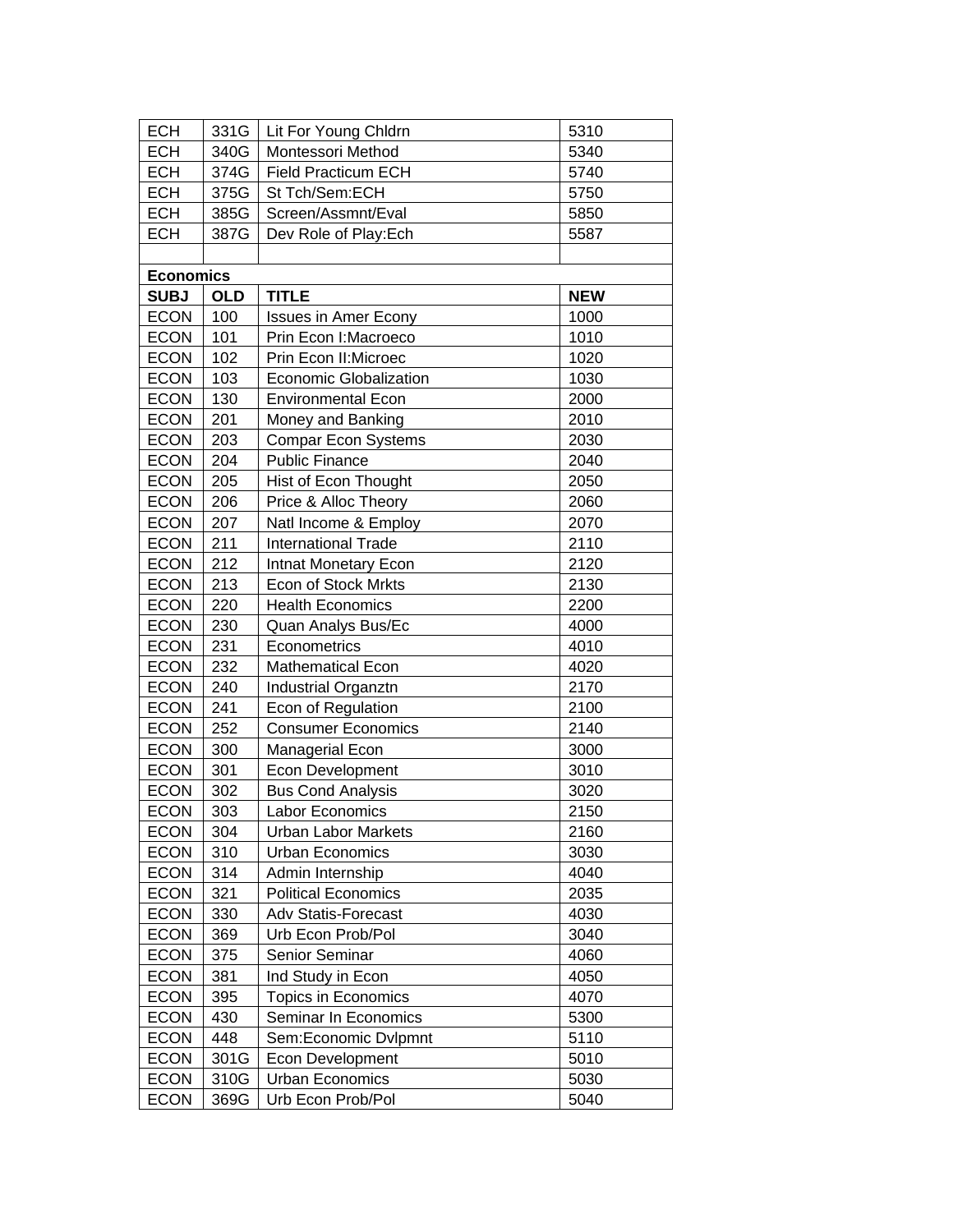| | | | |
|---|---|---|---|
| ECH | 331G | Lit For Young Chldrn | 5310 |
| ECH | 340G | Montessori Method | 5340 |
| ECH | 374G | Field Practicum ECH | 5740 |
| ECH | 375G | St Tch/Sem:ECH | 5750 |
| ECH | 385G | Screen/Assmnt/Eval | 5850 |
| ECH | 387G | Dev Role of Play:Ech | 5587 |
| | | | |

**Economics**

| SUBJ | OLD | TITLE | NEW |
|---|---|---|---|
| ECON | 100 | Issues in Amer Econy | 1000 |
| ECON | 101 | Prin Econ I:Macroeco | 1010 |
| ECON | 102 | Prin Econ II:Microec | 1020 |
| ECON | 103 | Economic Globalization | 1030 |
| ECON | 130 | Environmental Econ | 2000 |
| ECON | 201 | Money and Banking | 2010 |
| ECON | 203 | Compar Econ Systems | 2030 |
| ECON | 204 | Public Finance | 2040 |
| ECON | 205 | Hist of Econ Thought | 2050 |
| ECON | 206 | Price & Alloc Theory | 2060 |
| ECON | 207 | Natl Income & Employ | 2070 |
| ECON | 211 | International Trade | 2110 |
| ECON | 212 | Intnat Monetary Econ | 2120 |
| ECON | 213 | Econ of Stock Mrkts | 2130 |
| ECON | 220 | Health Economics | 2200 |
| ECON | 230 | Quan Analys Bus/Ec | 4000 |
| ECON | 231 | Econometrics | 4010 |
| ECON | 232 | Mathematical Econ | 4020 |
| ECON | 240 | Industrial Organztn | 2170 |
| ECON | 241 | Econ of Regulation | 2100 |
| ECON | 252 | Consumer Economics | 2140 |
| ECON | 300 | Managerial Econ | 3000 |
| ECON | 301 | Econ Development | 3010 |
| ECON | 302 | Bus Cond Analysis | 3020 |
| ECON | 303 | Labor Economics | 2150 |
| ECON | 304 | Urban Labor Markets | 2160 |
| ECON | 310 | Urban Economics | 3030 |
| ECON | 314 | Admin Internship | 4040 |
| ECON | 321 | Political Economics | 2035 |
| ECON | 330 | Adv Statis-Forecast | 4030 |
| ECON | 369 | Urb Econ Prob/Pol | 3040 |
| ECON | 375 | Senior Seminar | 4060 |
| ECON | 381 | Ind Study in Econ | 4050 |
| ECON | 395 | Topics in Economics | 4070 |
| ECON | 430 | Seminar In Economics | 5300 |
| ECON | 448 | Sem:Economic Dvlpmnt | 5110 |
| ECON | 301G | Econ Development | 5010 |
| ECON | 310G | Urban Economics | 5030 |
| ECON | 369G | Urb Econ Prob/Pol | 5040 |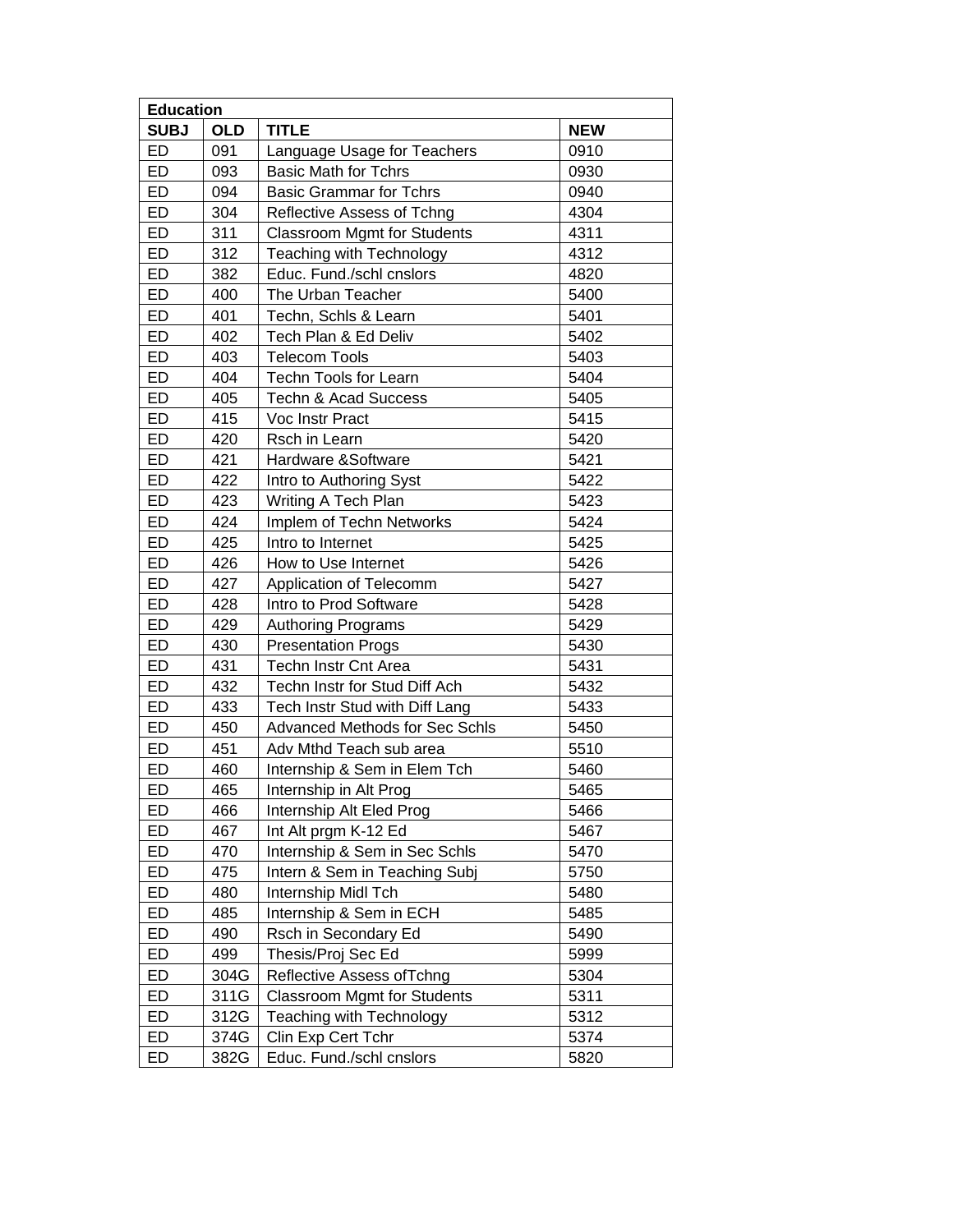| Education | | | |
|---|---|---|---|
| **SUBJ** | **OLD** | **TITLE** | **NEW** |
| ED | 091 | Language Usage for Teachers | 0910 |
| ED | 093 | Basic Math for Tchrs | 0930 |
| ED | 094 | Basic Grammar for Tchrs | 0940 |
| ED | 304 | Reflective Assess of Tchng | 4304 |
| ED | 311 | Classroom Mgmt for Students | 4311 |
| ED | 312 | Teaching with Technology | 4312 |
| ED | 382 | Educ. Fund./schl cnslors | 4820 |
| ED | 400 | The Urban Teacher | 5400 |
| ED | 401 | Techn, Schls & Learn | 5401 |
| ED | 402 | Tech Plan & Ed Deliv | 5402 |
| ED | 403 | Telecom Tools | 5403 |
| ED | 404 | Techn Tools for Learn | 5404 |
| ED | 405 | Techn & Acad Success | 5405 |
| ED | 415 | Voc Instr Pract | 5415 |
| ED | 420 | Rsch in Learn | 5420 |
| ED | 421 | Hardware &Software | 5421 |
| ED | 422 | Intro to Authoring Syst | 5422 |
| ED | 423 | Writing A Tech Plan | 5423 |
| ED | 424 | Implem of Techn Networks | 5424 |
| ED | 425 | Intro to Internet | 5425 |
| ED | 426 | How to Use Internet | 5426 |
| ED | 427 | Application of Telecomm | 5427 |
| ED | 428 | Intro to Prod Software | 5428 |
| ED | 429 | Authoring Programs | 5429 |
| ED | 430 | Presentation Progs | 5430 |
| ED | 431 | Techn Instr Cnt Area | 5431 |
| ED | 432 | Techn Instr for Stud Diff Ach | 5432 |
| ED | 433 | Tech Instr Stud with Diff Lang | 5433 |
| ED | 450 | Advanced Methods for Sec Schls | 5450 |
| ED | 451 | Adv Mthd Teach sub area | 5510 |
| ED | 460 | Internship & Sem in Elem Tch | 5460 |
| ED | 465 | Internship in Alt Prog | 5465 |
| ED | 466 | Internship Alt Eled Prog | 5466 |
| ED | 467 | Int Alt prgm K-12 Ed | 5467 |
| ED | 470 | Internship & Sem in Sec Schls | 5470 |
| ED | 475 | Intern & Sem in Teaching Subj | 5750 |
| ED | 480 | Internship Midl Tch | 5480 |
| ED | 485 | Internship & Sem in ECH | 5485 |
| ED | 490 | Rsch in Secondary Ed | 5490 |
| ED | 499 | Thesis/Proj Sec Ed | 5999 |
| ED | 304G | Reflective Assess ofTchng | 5304 |
| ED | 311G | Classroom Mgmt for Students | 5311 |
| ED | 312G | Teaching with Technology | 5312 |
| ED | 374G | Clin Exp Cert Tchr | 5374 |
| ED | 382G | Educ. Fund./schl cnslors | 5820 |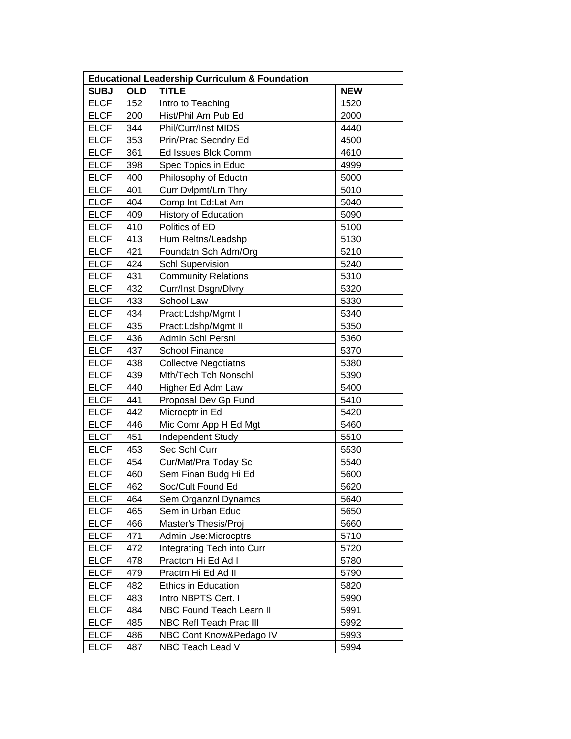| Educational Leadership Curriculum & Foundation | | | |
|---|---|---|---|
| **SUBJ** | **OLD** | **TITLE** | **NEW** |
| ELCF | 152 | Intro to Teaching | 1520 |
| ELCF | 200 | Hist/Phil Am Pub Ed | 2000 |
| ELCF | 344 | Phil/Curr/Inst MIDS | 4440 |
| ELCF | 353 | Prin/Prac Secndry Ed | 4500 |
| ELCF | 361 | Ed Issues Blck Comm | 4610 |
| ELCF | 398 | Spec Topics in Educ | 4999 |
| ELCF | 400 | Philosophy of Eductn | 5000 |
| ELCF | 401 | Curr Dvlpmt/Lrn Thry | 5010 |
| ELCF | 404 | Comp Int Ed:Lat Am | 5040 |
| ELCF | 409 | History of Education | 5090 |
| ELCF | 410 | Politics of ED | 5100 |
| ELCF | 413 | Hum Reltns/Leadshp | 5130 |
| ELCF | 421 | Foundatn Sch Adm/Org | 5210 |
| ELCF | 424 | Schl Supervision | 5240 |
| ELCF | 431 | Community Relations | 5310 |
| ELCF | 432 | Curr/Inst Dsgn/Dlvry | 5320 |
| ELCF | 433 | School Law | 5330 |
| ELCF | 434 | Pract:Ldshp/Mgmt I | 5340 |
| ELCF | 435 | Pract:Ldshp/Mgmt II | 5350 |
| ELCF | 436 | Admin Schl Persnl | 5360 |
| ELCF | 437 | School Finance | 5370 |
| ELCF | 438 | Collectve Negotiatns | 5380 |
| ELCF | 439 | Mth/Tech Tch Nonschl | 5390 |
| ELCF | 440 | Higher Ed Adm Law | 5400 |
| ELCF | 441 | Proposal Dev Gp Fund | 5410 |
| ELCF | 442 | Microcptr in Ed | 5420 |
| ELCF | 446 | Mic Comr App H Ed Mgt | 5460 |
| ELCF | 451 | Independent Study | 5510 |
| ELCF | 453 | Sec Schl Curr | 5530 |
| ELCF | 454 | Cur/Mat/Pra Today Sc | 5540 |
| ELCF | 460 | Sem Finan Budg Hi Ed | 5600 |
| ELCF | 462 | Soc/Cult Found Ed | 5620 |
| ELCF | 464 | Sem Organznl Dynamcs | 5640 |
| ELCF | 465 | Sem in Urban Educ | 5650 |
| ELCF | 466 | Master's Thesis/Proj | 5660 |
| ELCF | 471 | Admin Use:Microcptrs | 5710 |
| ELCF | 472 | Integrating Tech into Curr | 5720 |
| ELCF | 478 | Practcm Hi Ed Ad I | 5780 |
| ELCF | 479 | Practm Hi Ed Ad II | 5790 |
| ELCF | 482 | Ethics in Education | 5820 |
| ELCF | 483 | Intro NBPTS Cert. I | 5990 |
| ELCF | 484 | NBC Found Teach Learn II | 5991 |
| ELCF | 485 | NBC Refl Teach Prac III | 5992 |
| ELCF | 486 | NBC Cont Know&Pedago IV | 5993 |
| ELCF | 487 | NBC Teach Lead V | 5994 |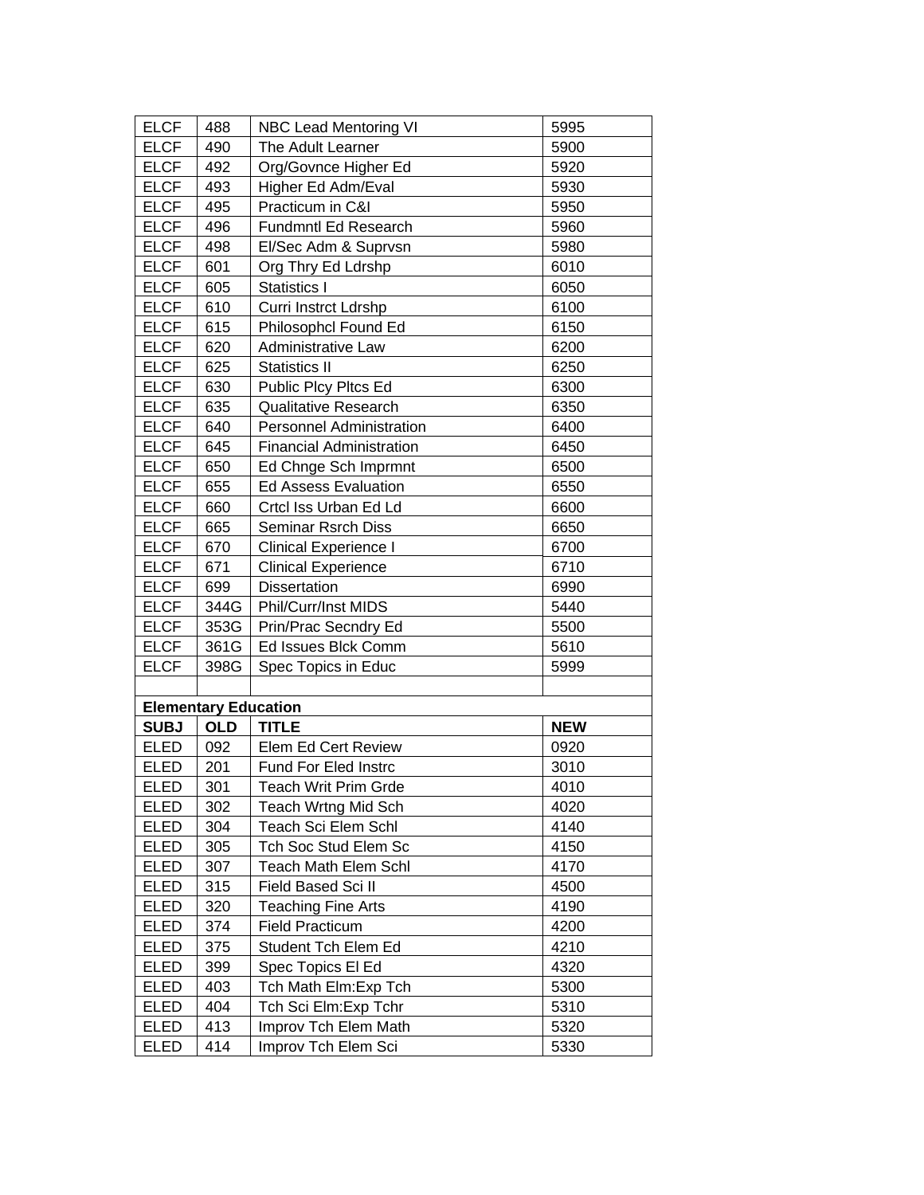| | | | |
|---|---|---|---|
| ELCF | 488 | NBC Lead Mentoring VI | 5995 |
| ELCF | 490 | The Adult Learner | 5900 |
| ELCF | 492 | Org/Govnce Higher Ed | 5920 |
| ELCF | 493 | Higher Ed Adm/Eval | 5930 |
| ELCF | 495 | Practicum in C&I | 5950 |
| ELCF | 496 | Fundmntl Ed Research | 5960 |
| ELCF | 498 | El/Sec Adm & Suprvsn | 5980 |
| ELCF | 601 | Org Thry Ed Ldrshp | 6010 |
| ELCF | 605 | Statistics I | 6050 |
| ELCF | 610 | Curri Instrct Ldrshp | 6100 |
| ELCF | 615 | Philosophcl Found Ed | 6150 |
| ELCF | 620 | Administrative Law | 6200 |
| ELCF | 625 | Statistics II | 6250 |
| ELCF | 630 | Public Plcy Pltcs Ed | 6300 |
| ELCF | 635 | Qualitative Research | 6350 |
| ELCF | 640 | Personnel Administration | 6400 |
| ELCF | 645 | Financial Administration | 6450 |
| ELCF | 650 | Ed Chnge Sch Imprmnt | 6500 |
| ELCF | 655 | Ed Assess Evaluation | 6550 |
| ELCF | 660 | Crtcl Iss Urban Ed Ld | 6600 |
| ELCF | 665 | Seminar Rsrch Diss | 6650 |
| ELCF | 670 | Clinical Experience I | 6700 |
| ELCF | 671 | Clinical Experience | 6710 |
| ELCF | 699 | Dissertation | 6990 |
| ELCF | 344G | Phil/Curr/Inst MIDS | 5440 |
| ELCF | 353G | Prin/Prac Secndry Ed | 5500 |
| ELCF | 361G | Ed Issues Blck Comm | 5610 |
| ELCF | 398G | Spec Topics in Educ | 5999 |
| | | | |
| **Elementary Education** | | | |
| **SUBJ** | **OLD** | **TITLE** | **NEW** |
| ELED | 092 | Elem Ed Cert Review | 0920 |
| ELED | 201 | Fund For Eled Instrc | 3010 |
| ELED | 301 | Teach Writ Prim Grde | 4010 |
| ELED | 302 | Teach Wrtng Mid Sch | 4020 |
| ELED | 304 | Teach Sci Elem Schl | 4140 |
| ELED | 305 | Tch Soc Stud Elem Sc | 4150 |
| ELED | 307 | Teach Math Elem Schl | 4170 |
| ELED | 315 | Field Based Sci II | 4500 |
| ELED | 320 | Teaching Fine Arts | 4190 |
| ELED | 374 | Field Practicum | 4200 |
| ELED | 375 | Student Tch Elem Ed | 4210 |
| ELED | 399 | Spec Topics El Ed | 4320 |
| ELED | 403 | Tch Math Elm:Exp Tch | 5300 |
| ELED | 404 | Tch Sci Elm:Exp Tchr | 5310 |
| ELED | 413 | Improv Tch Elem Math | 5320 |
| ELED | 414 | Improv Tch Elem Sci | 5330 |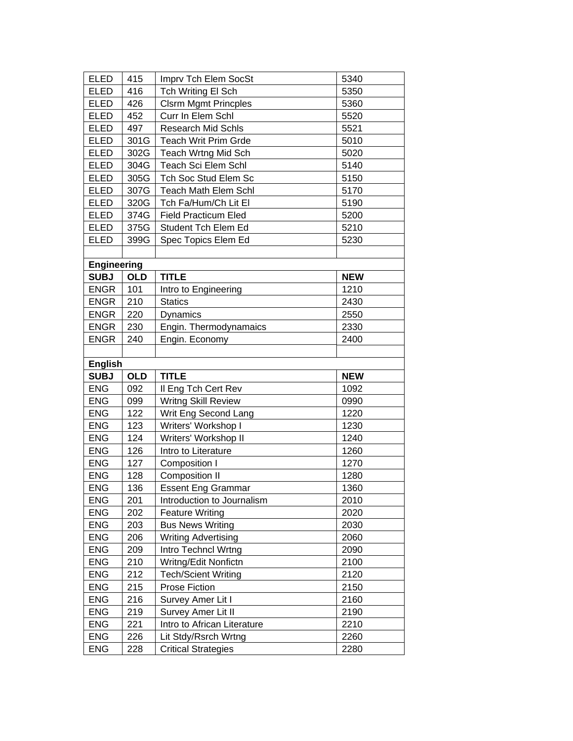| | | | |
|---|---|---|---|
| ELED | 415 | Imprv Tch Elem SocSt | 5340 |
| ELED | 416 | Tch Writing El Sch | 5350 |
| ELED | 426 | Clsrm Mgmt Princples | 5360 |
| ELED | 452 | Curr In Elem Schl | 5520 |
| ELED | 497 | Research Mid Schls | 5521 |
| ELED | 301G | Teach Writ Prim Grde | 5010 |
| ELED | 302G | Teach Wrtng Mid Sch | 5020 |
| ELED | 304G | Teach Sci Elem Schl | 5140 |
| ELED | 305G | Tch Soc Stud Elem Sc | 5150 |
| ELED | 307G | Teach Math Elem Schl | 5170 |
| ELED | 320G | Tch Fa/Hum/Ch Lit El | 5190 |
| ELED | 374G | Field Practicum Eled | 5200 |
| ELED | 375G | Student Tch Elem Ed | 5210 |
| ELED | 399G | Spec Topics Elem Ed | 5230 |
| | | | |
| **Engineering** | | | |
| **SUBJ** | **OLD** | **TITLE** | **NEW** |
| ENGR | 101 | Intro to Engineering | 1210 |
| ENGR | 210 | Statics | 2430 |
| ENGR | 220 | Dynamics | 2550 |
| ENGR | 230 | Engin. Thermodynamaics | 2330 |
| ENGR | 240 | Engin. Economy | 2400 |
| | | | |
| **English** | | | |
| **SUBJ** | **OLD** | **TITLE** | **NEW** |
| ENG | 092 | Il Eng Tch Cert Rev | 1092 |
| ENG | 099 | Writng Skill Review | 0990 |
| ENG | 122 | Writ Eng Second Lang | 1220 |
| ENG | 123 | Writers' Workshop I | 1230 |
| ENG | 124 | Writers' Workshop II | 1240 |
| ENG | 126 | Intro to Literature | 1260 |
| ENG | 127 | Composition I | 1270 |
| ENG | 128 | Composition II | 1280 |
| ENG | 136 | Essent Eng Grammar | 1360 |
| ENG | 201 | Introduction to Journalism | 2010 |
| ENG | 202 | Feature Writing | 2020 |
| ENG | 203 | Bus News Writing | 2030 |
| ENG | 206 | Writing Advertising | 2060 |
| ENG | 209 | Intro Techncl Wrtng | 2090 |
| ENG | 210 | Writng/Edit Nonfictn | 2100 |
| ENG | 212 | Tech/Scient Writing | 2120 |
| ENG | 215 | Prose Fiction | 2150 |
| ENG | 216 | Survey Amer Lit I | 2160 |
| ENG | 219 | Survey Amer Lit II | 2190 |
| ENG | 221 | Intro to African Literature | 2210 |
| ENG | 226 | Lit Stdy/Rsrch Wrtng | 2260 |
| ENG | 228 | Critical Strategies | 2280 |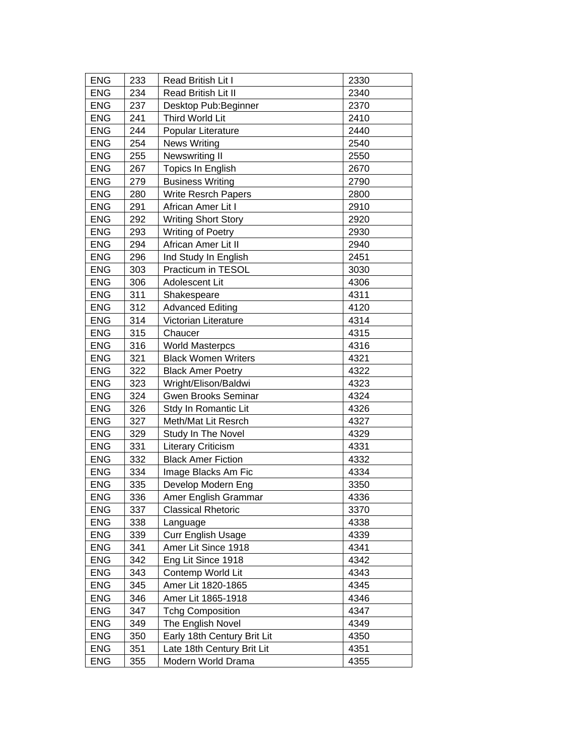| | | | |
|---|---|---|---|
| ENG | 233 | Read British Lit I | 2330 |
| ENG | 234 | Read British Lit II | 2340 |
| ENG | 237 | Desktop Pub:Beginner | 2370 |
| ENG | 241 | Third World Lit | 2410 |
| ENG | 244 | Popular Literature | 2440 |
| ENG | 254 | News Writing | 2540 |
| ENG | 255 | Newswriting II | 2550 |
| ENG | 267 | Topics In English | 2670 |
| ENG | 279 | Business Writing | 2790 |
| ENG | 280 | Write Resrch Papers | 2800 |
| ENG | 291 | African Amer Lit I | 2910 |
| ENG | 292 | Writing Short Story | 2920 |
| ENG | 293 | Writing of Poetry | 2930 |
| ENG | 294 | African Amer Lit II | 2940 |
| ENG | 296 | Ind Study In English | 2451 |
| ENG | 303 | Practicum in TESOL | 3030 |
| ENG | 306 | Adolescent Lit | 4306 |
| ENG | 311 | Shakespeare | 4311 |
| ENG | 312 | Advanced Editing | 4120 |
| ENG | 314 | Victorian Literature | 4314 |
| ENG | 315 | Chaucer | 4315 |
| ENG | 316 | World Masterpcs | 4316 |
| ENG | 321 | Black Women Writers | 4321 |
| ENG | 322 | Black Amer Poetry | 4322 |
| ENG | 323 | Wright/Elison/Baldwi | 4323 |
| ENG | 324 | Gwen Brooks Seminar | 4324 |
| ENG | 326 | Stdy In Romantic Lit | 4326 |
| ENG | 327 | Meth/Mat Lit Resrch | 4327 |
| ENG | 329 | Study In The Novel | 4329 |
| ENG | 331 | Literary Criticism | 4331 |
| ENG | 332 | Black Amer Fiction | 4332 |
| ENG | 334 | Image Blacks Am Fic | 4334 |
| ENG | 335 | Develop Modern Eng | 3350 |
| ENG | 336 | Amer English Grammar | 4336 |
| ENG | 337 | Classical Rhetoric | 3370 |
| ENG | 338 | Language | 4338 |
| ENG | 339 | Curr English Usage | 4339 |
| ENG | 341 | Amer Lit Since 1918 | 4341 |
| ENG | 342 | Eng Lit Since 1918 | 4342 |
| ENG | 343 | Contemp World Lit | 4343 |
| ENG | 345 | Amer Lit 1820-1865 | 4345 |
| ENG | 346 | Amer Lit 1865-1918 | 4346 |
| ENG | 347 | Tchg Composition | 4347 |
| ENG | 349 | The English Novel | 4349 |
| ENG | 350 | Early 18th Century Brit Lit | 4350 |
| ENG | 351 | Late 18th Century Brit Lit | 4351 |
| ENG | 355 | Modern World Drama | 4355 |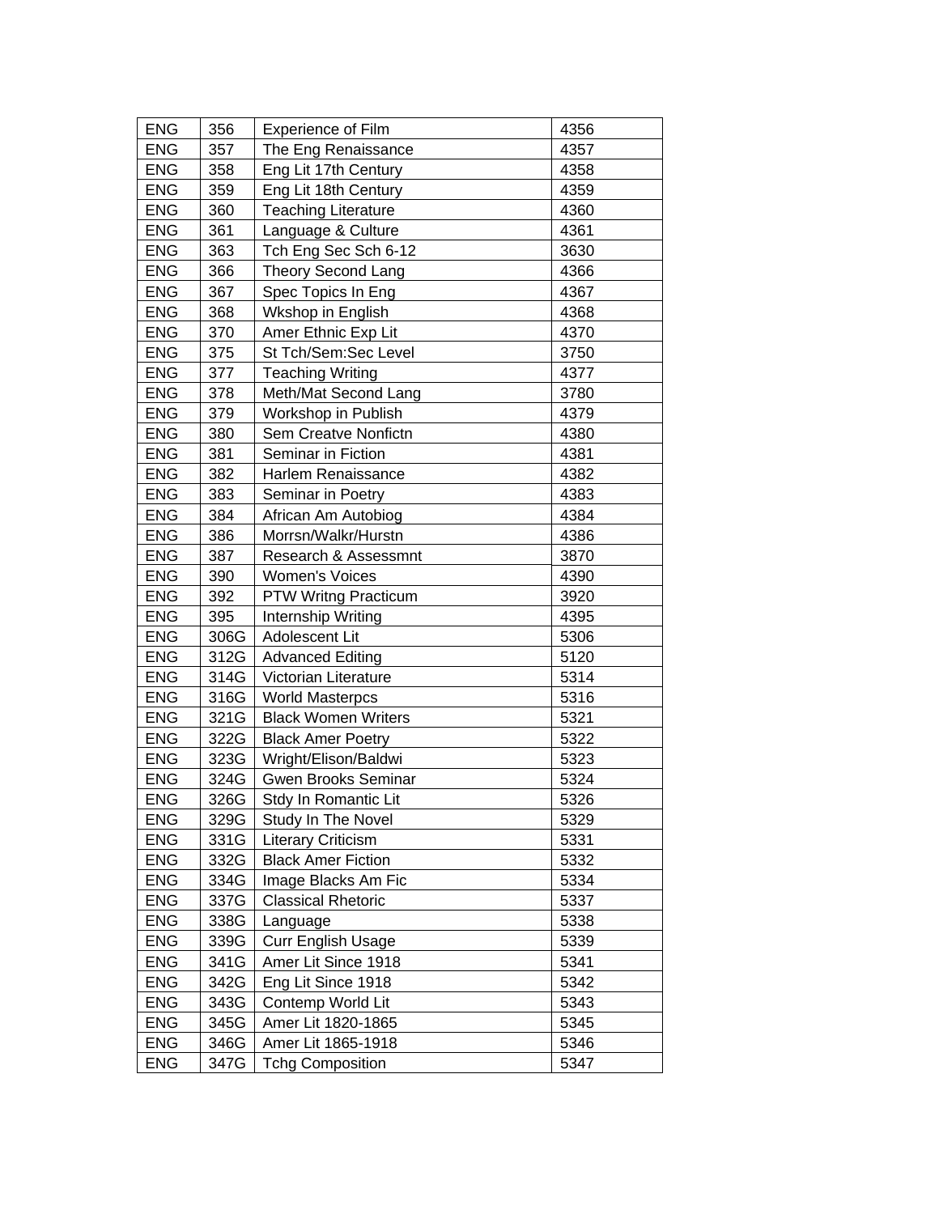| | | | |
|---|---|---|---|
| ENG | 356 | Experience of Film | 4356 |
| ENG | 357 | The Eng Renaissance | 4357 |
| ENG | 358 | Eng Lit 17th Century | 4358 |
| ENG | 359 | Eng Lit 18th Century | 4359 |
| ENG | 360 | Teaching Literature | 4360 |
| ENG | 361 | Language & Culture | 4361 |
| ENG | 363 | Tch Eng Sec Sch 6-12 | 3630 |
| ENG | 366 | Theory Second Lang | 4366 |
| ENG | 367 | Spec Topics In Eng | 4367 |
| ENG | 368 | Wkshop in English | 4368 |
| ENG | 370 | Amer Ethnic Exp Lit | 4370 |
| ENG | 375 | St Tch/Sem:Sec Level | 3750 |
| ENG | 377 | Teaching Writing | 4377 |
| ENG | 378 | Meth/Mat Second Lang | 3780 |
| ENG | 379 | Workshop in Publish | 4379 |
| ENG | 380 | Sem Creatve Nonfictn | 4380 |
| ENG | 381 | Seminar in Fiction | 4381 |
| ENG | 382 | Harlem Renaissance | 4382 |
| ENG | 383 | Seminar in Poetry | 4383 |
| ENG | 384 | African Am Autobiog | 4384 |
| ENG | 386 | Morrsn/Walkr/Hurstn | 4386 |
| ENG | 387 | Research & Assessmnt | 3870 |
| ENG | 390 | Women's Voices | 4390 |
| ENG | 392 | PTW Writng Practicum | 3920 |
| ENG | 395 | Internship Writing | 4395 |
| ENG | 306G | Adolescent Lit | 5306 |
| ENG | 312G | Advanced Editing | 5120 |
| ENG | 314G | Victorian Literature | 5314 |
| ENG | 316G | World Masterpcs | 5316 |
| ENG | 321G | Black Women Writers | 5321 |
| ENG | 322G | Black Amer Poetry | 5322 |
| ENG | 323G | Wright/Elison/Baldwi | 5323 |
| ENG | 324G | Gwen Brooks Seminar | 5324 |
| ENG | 326G | Stdy In Romantic Lit | 5326 |
| ENG | 329G | Study In The Novel | 5329 |
| ENG | 331G | Literary Criticism | 5331 |
| ENG | 332G | Black Amer Fiction | 5332 |
| ENG | 334G | Image Blacks Am Fic | 5334 |
| ENG | 337G | Classical Rhetoric | 5337 |
| ENG | 338G | Language | 5338 |
| ENG | 339G | Curr English Usage | 5339 |
| ENG | 341G | Amer Lit Since 1918 | 5341 |
| ENG | 342G | Eng Lit Since 1918 | 5342 |
| ENG | 343G | Contemp World Lit | 5343 |
| ENG | 345G | Amer Lit 1820-1865 | 5345 |
| ENG | 346G | Amer Lit 1865-1918 | 5346 |
| ENG | 347G | Tchg Composition | 5347 |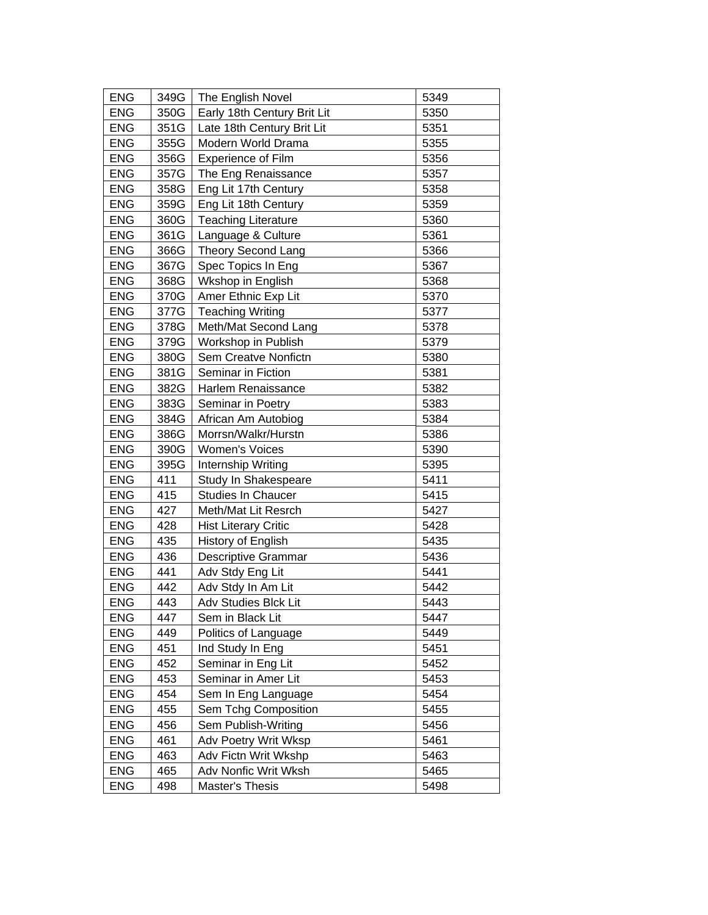| | | | |
|---|---|---|---|
| ENG | 349G | The English Novel | 5349 |
| ENG | 350G | Early 18th Century Brit Lit | 5350 |
| ENG | 351G | Late 18th Century Brit Lit | 5351 |
| ENG | 355G | Modern World Drama | 5355 |
| ENG | 356G | Experience of Film | 5356 |
| ENG | 357G | The Eng Renaissance | 5357 |
| ENG | 358G | Eng Lit 17th Century | 5358 |
| ENG | 359G | Eng Lit 18th Century | 5359 |
| ENG | 360G | Teaching Literature | 5360 |
| ENG | 361G | Language & Culture | 5361 |
| ENG | 366G | Theory Second Lang | 5366 |
| ENG | 367G | Spec Topics In Eng | 5367 |
| ENG | 368G | Wkshop in English | 5368 |
| ENG | 370G | Amer Ethnic Exp Lit | 5370 |
| ENG | 377G | Teaching Writing | 5377 |
| ENG | 378G | Meth/Mat Second Lang | 5378 |
| ENG | 379G | Workshop in Publish | 5379 |
| ENG | 380G | Sem Creatve Nonfictn | 5380 |
| ENG | 381G | Seminar in Fiction | 5381 |
| ENG | 382G | Harlem Renaissance | 5382 |
| ENG | 383G | Seminar in Poetry | 5383 |
| ENG | 384G | African Am Autobiog | 5384 |
| ENG | 386G | Morrsn/Walkr/Hurstn | 5386 |
| ENG | 390G | Women's Voices | 5390 |
| ENG | 395G | Internship Writing | 5395 |
| ENG | 411 | Study In Shakespeare | 5411 |
| ENG | 415 | Studies In Chaucer | 5415 |
| ENG | 427 | Meth/Mat Lit Resrch | 5427 |
| ENG | 428 | Hist Literary Critic | 5428 |
| ENG | 435 | History of English | 5435 |
| ENG | 436 | Descriptive Grammar | 5436 |
| ENG | 441 | Adv Stdy Eng Lit | 5441 |
| ENG | 442 | Adv Stdy In Am Lit | 5442 |
| ENG | 443 | Adv Studies Blck Lit | 5443 |
| ENG | 447 | Sem in Black Lit | 5447 |
| ENG | 449 | Politics of Language | 5449 |
| ENG | 451 | Ind Study In Eng | 5451 |
| ENG | 452 | Seminar in Eng Lit | 5452 |
| ENG | 453 | Seminar in Amer Lit | 5453 |
| ENG | 454 | Sem In Eng Language | 5454 |
| ENG | 455 | Sem Tchg Composition | 5455 |
| ENG | 456 | Sem Publish-Writing | 5456 |
| ENG | 461 | Adv Poetry Writ Wksp | 5461 |
| ENG | 463 | Adv Fictn Writ Wkshp | 5463 |
| ENG | 465 | Adv Nonfic Writ Wksh | 5465 |
| ENG | 498 | Master's Thesis | 5498 |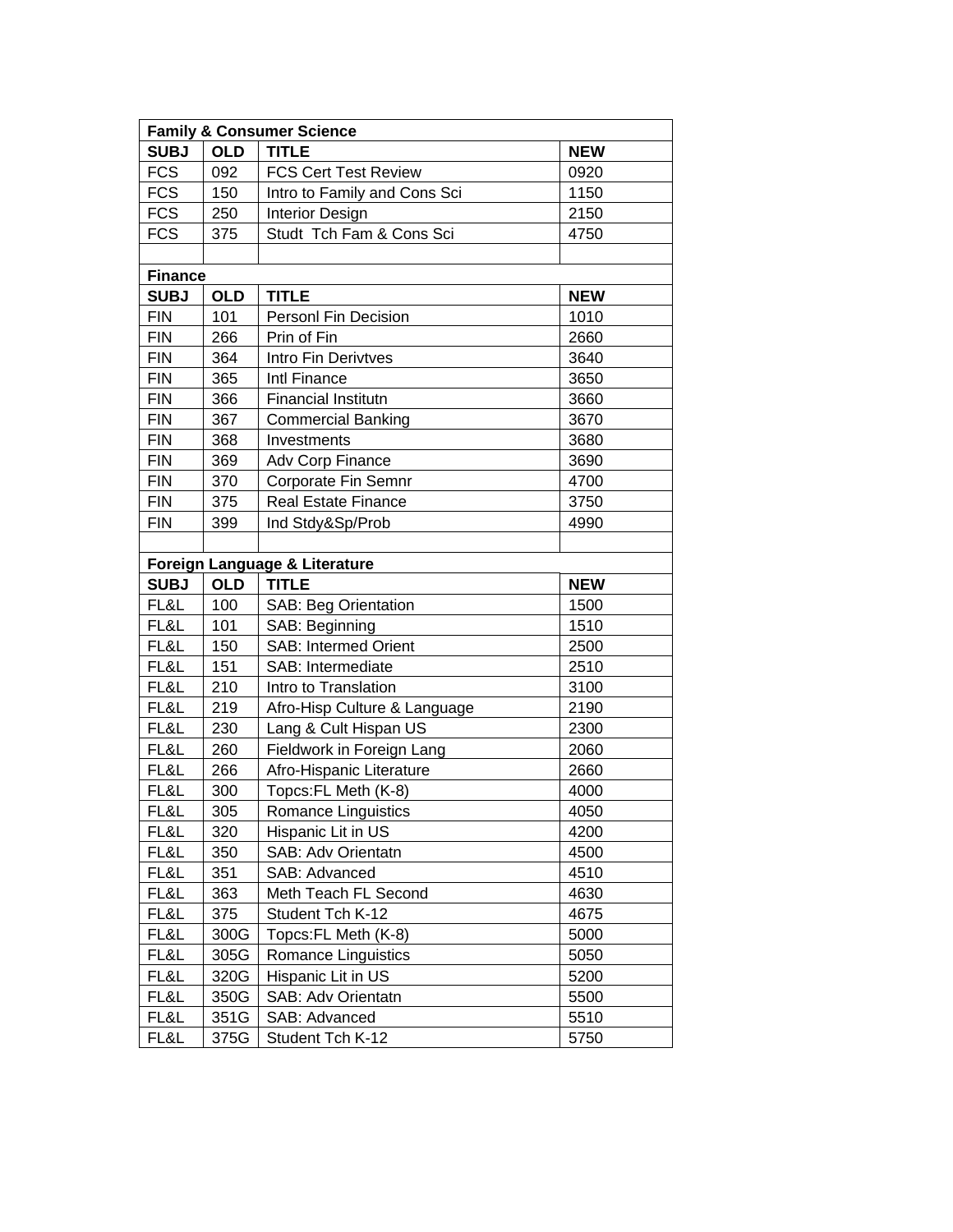| Family & Consumer Science | | | |
|---|---|---|---|
| **SUBJ** | **OLD** | **TITLE** | **NEW** |
| FCS | 092 | FCS Cert Test Review | 0920 |
| FCS | 150 | Intro to Family and Cons Sci | 1150 |
| FCS | 250 | Interior Design | 2150 |
| FCS | 375 | Studt Tch Fam & Cons Sci | 4750 |

| Finance | | | |
|---|---|---|---|
| **SUBJ** | **OLD** | **TITLE** | **NEW** |
| FIN | 101 | Personl Fin Decision | 1010 |
| FIN | 266 | Prin of Fin | 2660 |
| FIN | 364 | Intro Fin Derivtves | 3640 |
| FIN | 365 | Intl Finance | 3650 |
| FIN | 366 | Financial Institutn | 3660 |
| FIN | 367 | Commercial Banking | 3670 |
| FIN | 368 | Investments | 3680 |
| FIN | 369 | Adv Corp Finance | 3690 |
| FIN | 370 | Corporate Fin Semnr | 4700 |
| FIN | 375 | Real Estate Finance | 3750 |
| FIN | 399 | Ind Stdy&Sp/Prob | 4990 |

| Foreign Language & Literature | | | |
|---|---|---|---|
| **SUBJ** | **OLD** | **TITLE** | **NEW** |
| FL&L | 100 | SAB: Beg Orientation | 1500 |
| FL&L | 101 | SAB: Beginning | 1510 |
| FL&L | 150 | SAB: Intermed Orient | 2500 |
| FL&L | 151 | SAB: Intermediate | 2510 |
| FL&L | 210 | Intro to Translation | 3100 |
| FL&L | 219 | Afro-Hisp Culture & Language | 2190 |
| FL&L | 230 | Lang & Cult Hispan US | 2300 |
| FL&L | 260 | Fieldwork in Foreign Lang | 2060 |
| FL&L | 266 | Afro-Hispanic Literature | 2660 |
| FL&L | 300 | Topcs:FL Meth (K-8) | 4000 |
| FL&L | 305 | Romance Linguistics | 4050 |
| FL&L | 320 | Hispanic Lit in US | 4200 |
| FL&L | 350 | SAB: Adv Orientatn | 4500 |
| FL&L | 351 | SAB: Advanced | 4510 |
| FL&L | 363 | Meth Teach FL Second | 4630 |
| FL&L | 375 | Student Tch K-12 | 4675 |
| FL&L | 300G | Topcs:FL Meth (K-8) | 5000 |
| FL&L | 305G | Romance Linguistics | 5050 |
| FL&L | 320G | Hispanic Lit in US | 5200 |
| FL&L | 350G | SAB: Adv Orientatn | 5500 |
| FL&L | 351G | SAB: Advanced | 5510 |
| FL&L | 375G | Student Tch K-12 | 5750 |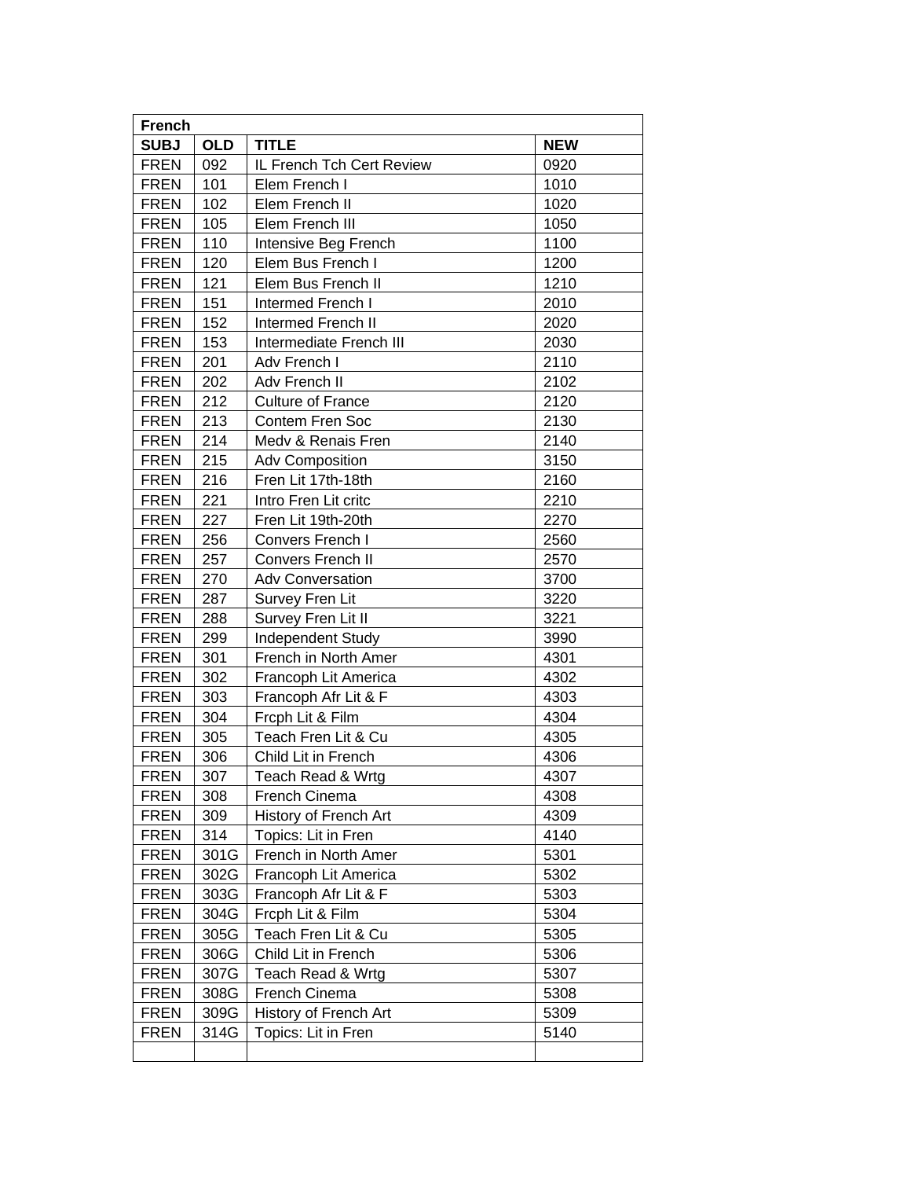| French | | | |
|---|---|---|---|
| **SUBJ** | **OLD** | **TITLE** | **NEW** |
| FREN | 092 | IL French Tch Cert Review | 0920 |
| FREN | 101 | Elem French I | 1010 |
| FREN | 102 | Elem French II | 1020 |
| FREN | 105 | Elem French III | 1050 |
| FREN | 110 | Intensive Beg French | 1100 |
| FREN | 120 | Elem Bus French I | 1200 |
| FREN | 121 | Elem Bus French II | 1210 |
| FREN | 151 | Intermed French I | 2010 |
| FREN | 152 | Intermed French II | 2020 |
| FREN | 153 | Intermediate French III | 2030 |
| FREN | 201 | Adv French I | 2110 |
| FREN | 202 | Adv French II | 2102 |
| FREN | 212 | Culture of France | 2120 |
| FREN | 213 | Contem Fren Soc | 2130 |
| FREN | 214 | Medv & Renais Fren | 2140 |
| FREN | 215 | Adv Composition | 3150 |
| FREN | 216 | Fren Lit 17th-18th | 2160 |
| FREN | 221 | Intro Fren Lit critc | 2210 |
| FREN | 227 | Fren Lit 19th-20th | 2270 |
| FREN | 256 | Convers French I | 2560 |
| FREN | 257 | Convers French II | 2570 |
| FREN | 270 | Adv Conversation | 3700 |
| FREN | 287 | Survey Fren Lit | 3220 |
| FREN | 288 | Survey Fren Lit II | 3221 |
| FREN | 299 | Independent Study | 3990 |
| FREN | 301 | French in North Amer | 4301 |
| FREN | 302 | Francoph Lit America | 4302 |
| FREN | 303 | Francoph Afr Lit & F | 4303 |
| FREN | 304 | Frcph Lit & Film | 4304 |
| FREN | 305 | Teach Fren Lit & Cu | 4305 |
| FREN | 306 | Child Lit in French | 4306 |
| FREN | 307 | Teach Read & Wrtg | 4307 |
| FREN | 308 | French Cinema | 4308 |
| FREN | 309 | History of French Art | 4309 |
| FREN | 314 | Topics: Lit in Fren | 4140 |
| FREN | 301G | French in North Amer | 5301 |
| FREN | 302G | Francoph Lit America | 5302 |
| FREN | 303G | Francoph Afr Lit & F | 5303 |
| FREN | 304G | Frcph Lit & Film | 5304 |
| FREN | 305G | Teach Fren Lit & Cu | 5305 |
| FREN | 306G | Child Lit in French | 5306 |
| FREN | 307G | Teach Read & Wrtg | 5307 |
| FREN | 308G | French Cinema | 5308 |
| FREN | 309G | History of French Art | 5309 |
| FREN | 314G | Topics: Lit in Fren | 5140 |
| | | | |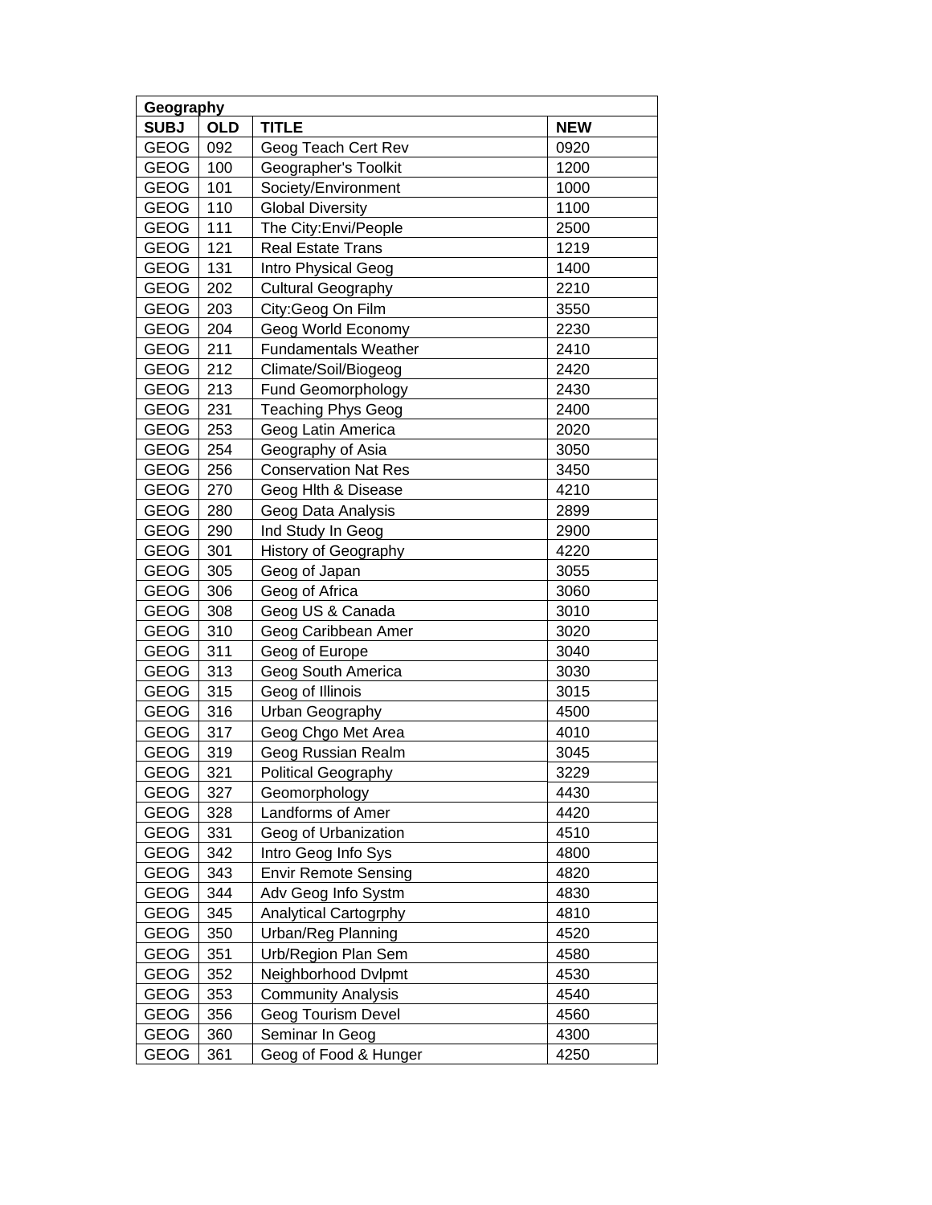| Geography | | | |
| --- | --- | --- | --- |
| **SUBJ** | **OLD** | **TITLE** | **NEW** |
| GEOG | 092 | Geog Teach Cert Rev | 0920 |
| GEOG | 100 | Geographer's Toolkit | 1200 |
| GEOG | 101 | Society/Environment | 1000 |
| GEOG | 110 | Global Diversity | 1100 |
| GEOG | 111 | The City:Envi/People | 2500 |
| GEOG | 121 | Real Estate Trans | 1219 |
| GEOG | 131 | Intro Physical Geog | 1400 |
| GEOG | 202 | Cultural Geography | 2210 |
| GEOG | 203 | City:Geog On Film | 3550 |
| GEOG | 204 | Geog World Economy | 2230 |
| GEOG | 211 | Fundamentals Weather | 2410 |
| GEOG | 212 | Climate/Soil/Biogeog | 2420 |
| GEOG | 213 | Fund Geomorphology | 2430 |
| GEOG | 231 | Teaching Phys Geog | 2400 |
| GEOG | 253 | Geog Latin America | 2020 |
| GEOG | 254 | Geography of Asia | 3050 |
| GEOG | 256 | Conservation Nat Res | 3450 |
| GEOG | 270 | Geog Hlth & Disease | 4210 |
| GEOG | 280 | Geog Data Analysis | 2899 |
| GEOG | 290 | Ind Study In Geog | 2900 |
| GEOG | 301 | History of Geography | 4220 |
| GEOG | 305 | Geog of Japan | 3055 |
| GEOG | 306 | Geog of Africa | 3060 |
| GEOG | 308 | Geog US & Canada | 3010 |
| GEOG | 310 | Geog Caribbean Amer | 3020 |
| GEOG | 311 | Geog of Europe | 3040 |
| GEOG | 313 | Geog South America | 3030 |
| GEOG | 315 | Geog of Illinois | 3015 |
| GEOG | 316 | Urban Geography | 4500 |
| GEOG | 317 | Geog Chgo Met Area | 4010 |
| GEOG | 319 | Geog Russian Realm | 3045 |
| GEOG | 321 | Political Geography | 3229 |
| GEOG | 327 | Geomorphology | 4430 |
| GEOG | 328 | Landforms of Amer | 4420 |
| GEOG | 331 | Geog of Urbanization | 4510 |
| GEOG | 342 | Intro Geog Info Sys | 4800 |
| GEOG | 343 | Envir Remote Sensing | 4820 |
| GEOG | 344 | Adv Geog Info Systm | 4830 |
| GEOG | 345 | Analytical Cartogrphy | 4810 |
| GEOG | 350 | Urban/Reg Planning | 4520 |
| GEOG | 351 | Urb/Region Plan Sem | 4580 |
| GEOG | 352 | Neighborhood Dvlpmt | 4530 |
| GEOG | 353 | Community Analysis | 4540 |
| GEOG | 356 | Geog Tourism Devel | 4560 |
| GEOG | 360 | Seminar In Geog | 4300 |
| GEOG | 361 | Geog of Food & Hunger | 4250 |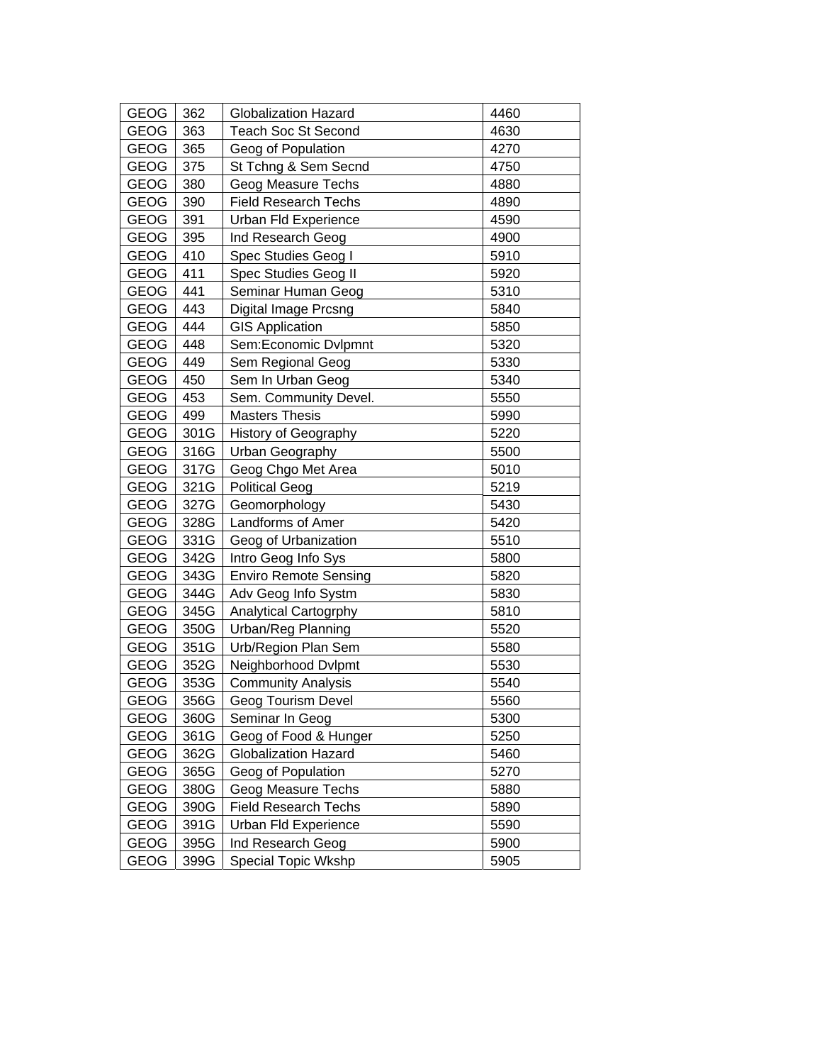| | | | |
|---|---|---|---|
| GEOG | 362 | Globalization Hazard | 4460 |
| GEOG | 363 | Teach Soc St Second | 4630 |
| GEOG | 365 | Geog of Population | 4270 |
| GEOG | 375 | St Tchng & Sem Secnd | 4750 |
| GEOG | 380 | Geog Measure Techs | 4880 |
| GEOG | 390 | Field Research Techs | 4890 |
| GEOG | 391 | Urban Fld Experience | 4590 |
| GEOG | 395 | Ind Research Geog | 4900 |
| GEOG | 410 | Spec Studies Geog I | 5910 |
| GEOG | 411 | Spec Studies Geog II | 5920 |
| GEOG | 441 | Seminar Human Geog | 5310 |
| GEOG | 443 | Digital Image Prcsng | 5840 |
| GEOG | 444 | GIS Application | 5850 |
| GEOG | 448 | Sem:Economic Dvlpmnt | 5320 |
| GEOG | 449 | Sem Regional Geog | 5330 |
| GEOG | 450 | Sem In Urban Geog | 5340 |
| GEOG | 453 | Sem. Community Devel. | 5550 |
| GEOG | 499 | Masters Thesis | 5990 |
| GEOG | 301G | History of Geography | 5220 |
| GEOG | 316G | Urban Geography | 5500 |
| GEOG | 317G | Geog Chgo Met Area | 5010 |
| GEOG | 321G | Political Geog | 5219 |
| GEOG | 327G | Geomorphology | 5430 |
| GEOG | 328G | Landforms of Amer | 5420 |
| GEOG | 331G | Geog of Urbanization | 5510 |
| GEOG | 342G | Intro Geog Info Sys | 5800 |
| GEOG | 343G | Enviro Remote Sensing | 5820 |
| GEOG | 344G | Adv Geog Info Systm | 5830 |
| GEOG | 345G | Analytical Cartogrphy | 5810 |
| GEOG | 350G | Urban/Reg Planning | 5520 |
| GEOG | 351G | Urb/Region Plan Sem | 5580 |
| GEOG | 352G | Neighborhood Dvlpmt | 5530 |
| GEOG | 353G | Community Analysis | 5540 |
| GEOG | 356G | Geog Tourism Devel | 5560 |
| GEOG | 360G | Seminar In Geog | 5300 |
| GEOG | 361G | Geog of Food & Hunger | 5250 |
| GEOG | 362G | Globalization Hazard | 5460 |
| GEOG | 365G | Geog of Population | 5270 |
| GEOG | 380G | Geog Measure Techs | 5880 |
| GEOG | 390G | Field Research Techs | 5890 |
| GEOG | 391G | Urban Fld Experience | 5590 |
| GEOG | 395G | Ind Research Geog | 5900 |
| GEOG | 399G | Special Topic Wkshp | 5905 |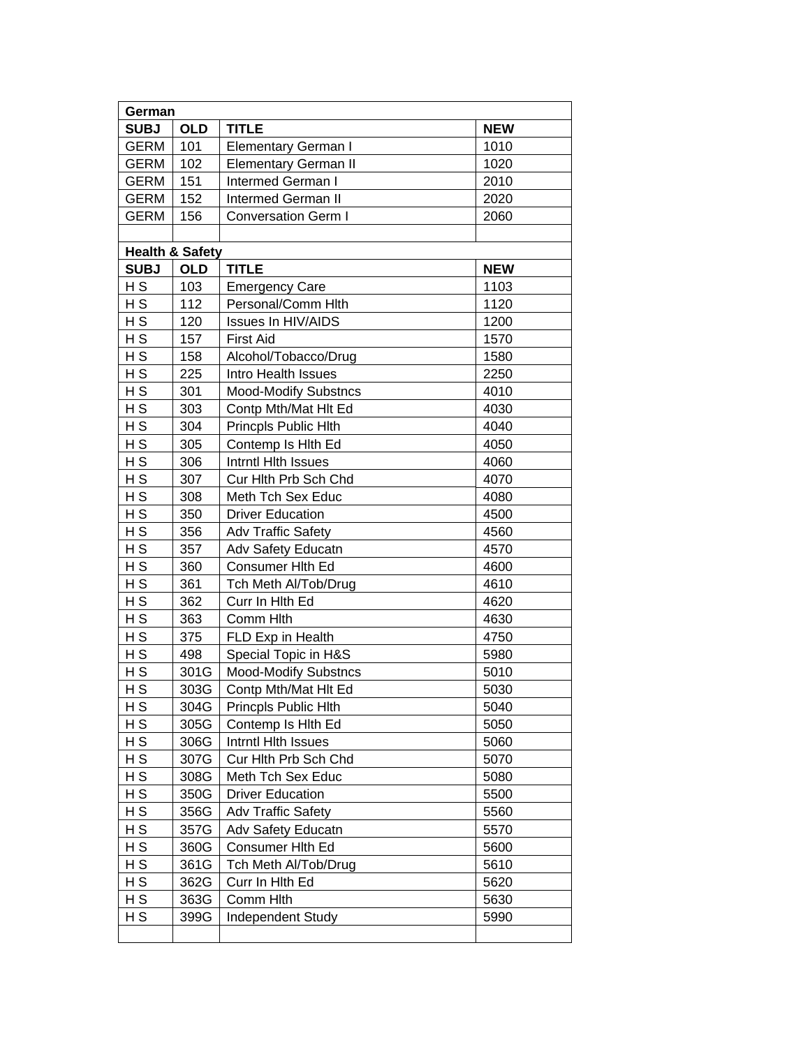| German | | | |
|---|---|---|---|
| **SUBJ** | **OLD** | **TITLE** | **NEW** |
| GERM | 101 | Elementary German I | 1010 |
| GERM | 102 | Elementary German II | 1020 |
| GERM | 151 | Intermed German I | 2010 |
| GERM | 152 | Intermed German II | 2020 |
| GERM | 156 | Conversation Germ I | 2060 |
| | | | |
| **Health & Safety** | | | |
| **SUBJ** | **OLD** | **TITLE** | **NEW** |
| H S | 103 | Emergency Care | 1103 |
| H S | 112 | Personal/Comm Hlth | 1120 |
| H S | 120 | Issues In HIV/AIDS | 1200 |
| H S | 157 | First Aid | 1570 |
| H S | 158 | Alcohol/Tobacco/Drug | 1580 |
| H S | 225 | Intro Health Issues | 2250 |
| H S | 301 | Mood-Modify Substncs | 4010 |
| H S | 303 | Contp Mth/Mat Hlt Ed | 4030 |
| H S | 304 | Princpls Public Hlth | 4040 |
| H S | 305 | Contemp Is Hlth Ed | 4050 |
| H S | 306 | Intrntl Hlth Issues | 4060 |
| H S | 307 | Cur Hlth Prb Sch Chd | 4070 |
| H S | 308 | Meth Tch Sex Educ | 4080 |
| H S | 350 | Driver Education | 4500 |
| H S | 356 | Adv Traffic Safety | 4560 |
| H S | 357 | Adv Safety Educatn | 4570 |
| H S | 360 | Consumer Hlth Ed | 4600 |
| H S | 361 | Tch Meth Al/Tob/Drug | 4610 |
| H S | 362 | Curr In Hlth Ed | 4620 |
| H S | 363 | Comm Hlth | 4630 |
| H S | 375 | FLD Exp in Health | 4750 |
| H S | 498 | Special Topic in H&S | 5980 |
| H S | 301G | Mood-Modify Substncs | 5010 |
| H S | 303G | Contp Mth/Mat Hlt Ed | 5030 |
| H S | 304G | Princpls Public Hlth | 5040 |
| H S | 305G | Contemp Is Hlth Ed | 5050 |
| H S | 306G | Intrntl Hlth Issues | 5060 |
| H S | 307G | Cur Hlth Prb Sch Chd | 5070 |
| H S | 308G | Meth Tch Sex Educ | 5080 |
| H S | 350G | Driver Education | 5500 |
| H S | 356G | Adv Traffic Safety | 5560 |
| H S | 357G | Adv Safety Educatn | 5570 |
| H S | 360G | Consumer Hlth Ed | 5600 |
| H S | 361G | Tch Meth Al/Tob/Drug | 5610 |
| H S | 362G | Curr In Hlth Ed | 5620 |
| H S | 363G | Comm Hlth | 5630 |
| H S | 399G | Independent Study | 5990 |
| | | | |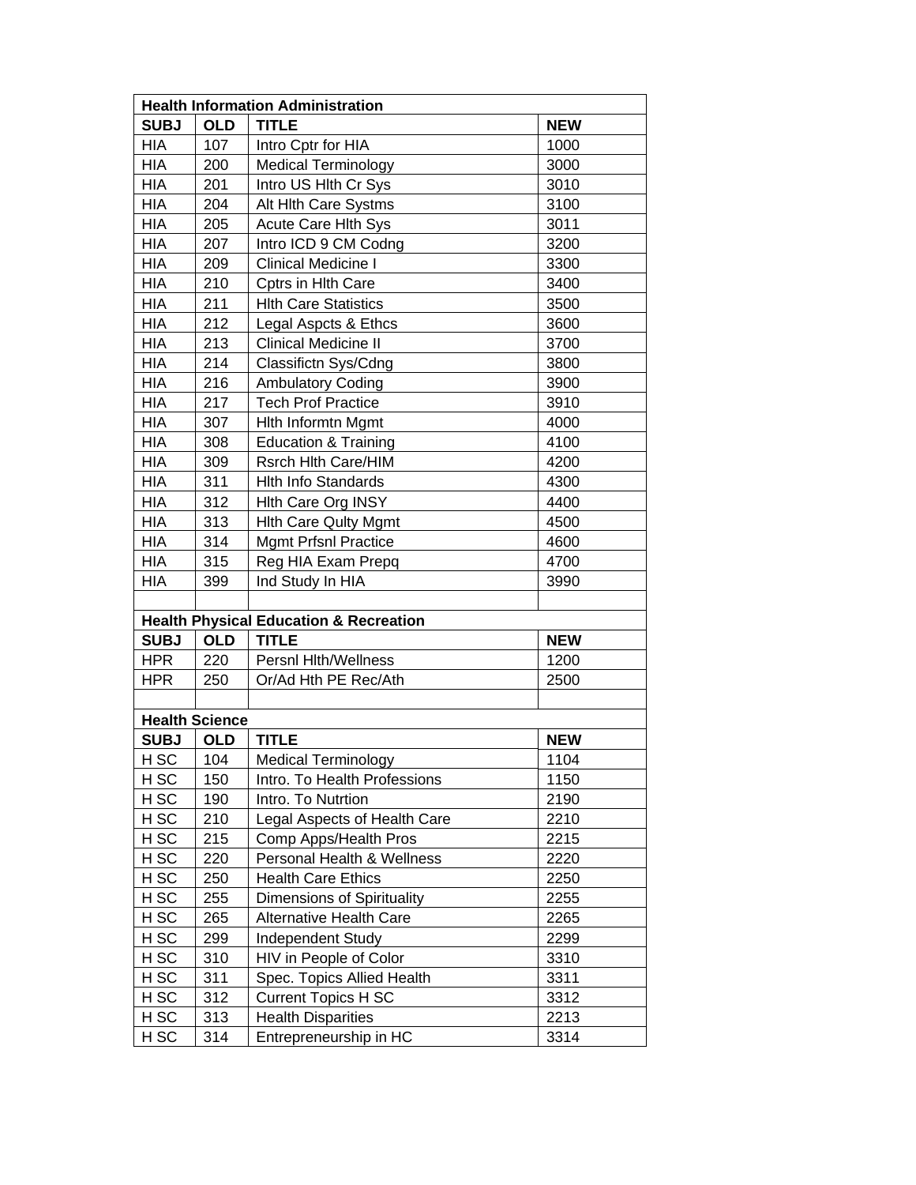| Health Information Administration | | | |
|---|---|---|---|
| **SUBJ** | **OLD** | **TITLE** | **NEW** |
| HIA | 107 | Intro Cptr for HIA | 1000 |
| HIA | 200 | Medical Terminology | 3000 |
| HIA | 201 | Intro US Hlth Cr Sys | 3010 |
| HIA | 204 | Alt Hlth Care Systms | 3100 |
| HIA | 205 | Acute Care Hlth Sys | 3011 |
| HIA | 207 | Intro ICD 9 CM Codng | 3200 |
| HIA | 209 | Clinical Medicine I | 3300 |
| HIA | 210 | Cptrs in Hlth Care | 3400 |
| HIA | 211 | Hlth Care Statistics | 3500 |
| HIA | 212 | Legal Aspcts & Ethcs | 3600 |
| HIA | 213 | Clinical Medicine II | 3700 |
| HIA | 214 | Classifictn Sys/Cdng | 3800 |
| HIA | 216 | Ambulatory Coding | 3900 |
| HIA | 217 | Tech Prof Practice | 3910 |
| HIA | 307 | Hlth Informtn Mgmt | 4000 |
| HIA | 308 | Education & Training | 4100 |
| HIA | 309 | Rsrch Hlth Care/HIM | 4200 |
| HIA | 311 | Hlth Info Standards | 4300 |
| HIA | 312 | Hlth Care Org INSY | 4400 |
| HIA | 313 | Hlth Care Qulty Mgmt | 4500 |
| HIA | 314 | Mgmt Prfsnl Practice | 4600 |
| HIA | 315 | Reg HIA Exam Prepq | 4700 |
| HIA | 399 | Ind Study In HIA | 3990 |
| | | | |
| **Health Physical Education & Recreation** | | | |
| **SUBJ** | **OLD** | **TITLE** | **NEW** |
| HPR | 220 | Persnl Hlth/Wellness | 1200 |
| HPR | 250 | Or/Ad Hth PE Rec/Ath | 2500 |
| | | | |
| **Health Science** | | | |
| **SUBJ** | **OLD** | **TITLE** | **NEW** |
| H SC | 104 | Medical Terminology | 1104 |
| H SC | 150 | Intro. To Health Professions | 1150 |
| H SC | 190 | Intro. To Nutrtion | 2190 |
| H SC | 210 | Legal Aspects of Health Care | 2210 |
| H SC | 215 | Comp Apps/Health Pros | 2215 |
| H SC | 220 | Personal Health & Wellness | 2220 |
| H SC | 250 | Health Care Ethics | 2250 |
| H SC | 255 | Dimensions of Spirituality | 2255 |
| H SC | 265 | Alternative Health Care | 2265 |
| H SC | 299 | Independent Study | 2299 |
| H SC | 310 | HIV in People of Color | 3310 |
| H SC | 311 | Spec. Topics Allied Health | 3311 |
| H SC | 312 | Current Topics H SC | 3312 |
| H SC | 313 | Health Disparities | 2213 |
| H SC | 314 | Entrepreneurship in HC | 3314 |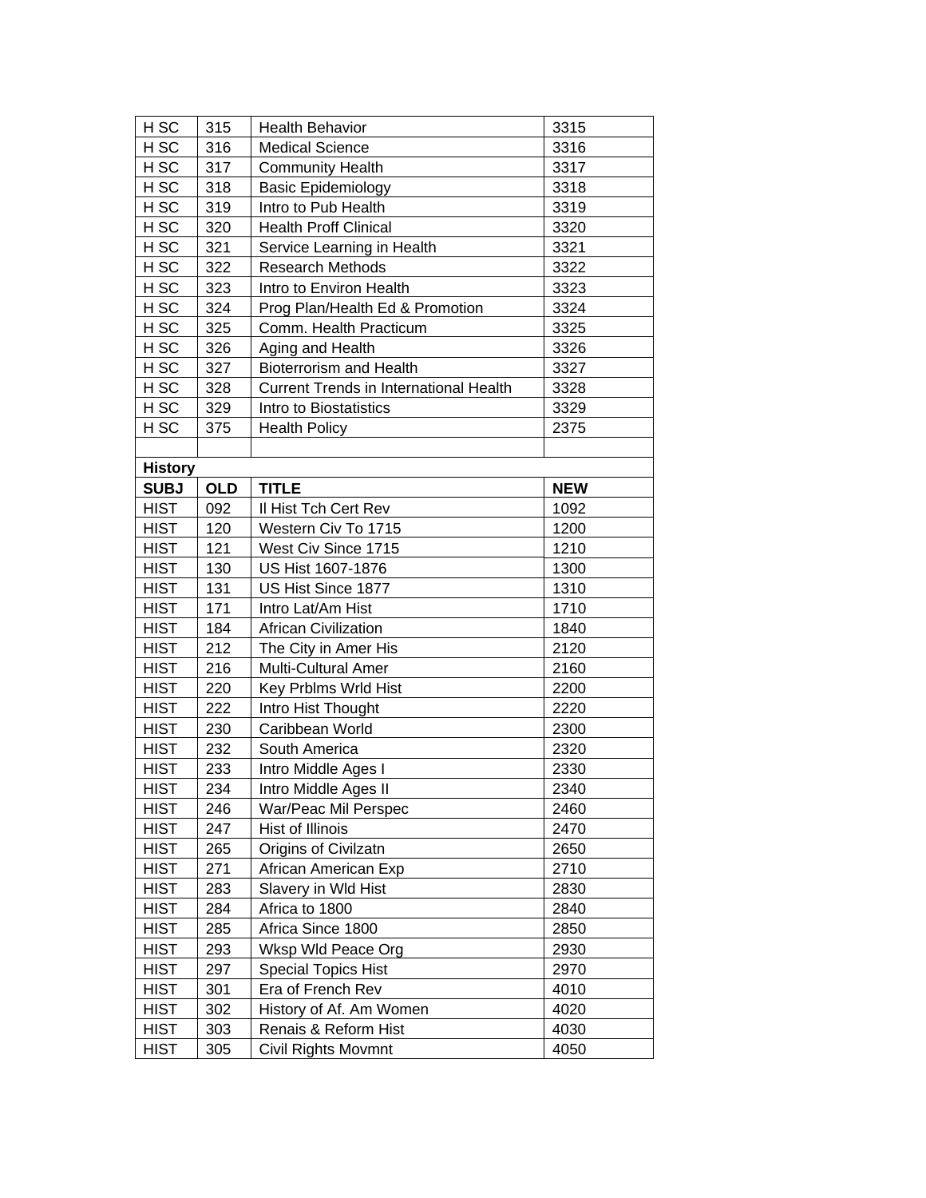| | | | |
|---|---|---|---|
| H SC | 315 | Health Behavior | 3315 |
| H SC | 316 | Medical Science | 3316 |
| H SC | 317 | Community Health | 3317 |
| H SC | 318 | Basic Epidemiology | 3318 |
| H SC | 319 | Intro to Pub Health | 3319 |
| H SC | 320 | Health Proff Clinical | 3320 |
| H SC | 321 | Service Learning in Health | 3321 |
| H SC | 322 | Research Methods | 3322 |
| H SC | 323 | Intro to Environ Health | 3323 |
| H SC | 324 | Prog Plan/Health Ed & Promotion | 3324 |
| H SC | 325 | Comm. Health Practicum | 3325 |
| H SC | 326 | Aging and Health | 3326 |
| H SC | 327 | Bioterrorism and Health | 3327 |
| H SC | 328 | Current Trends in International Health | 3328 |
| H SC | 329 | Intro to Biostatistics | 3329 |
| H SC | 375 | Health Policy | 2375 |
| | | | |
| **History** | | | |
| **SUBJ** | **OLD** | **TITLE** | **NEW** |
| HIST | 092 | Il Hist Tch Cert Rev | 1092 |
| HIST | 120 | Western Civ To 1715 | 1200 |
| HIST | 121 | West Civ Since 1715 | 1210 |
| HIST | 130 | US Hist 1607-1876 | 1300 |
| HIST | 131 | US Hist Since 1877 | 1310 |
| HIST | 171 | Intro Lat/Am Hist | 1710 |
| HIST | 184 | African Civilization | 1840 |
| HIST | 212 | The City in Amer His | 2120 |
| HIST | 216 | Multi-Cultural Amer | 2160 |
| HIST | 220 | Key Prblms Wrld Hist | 2200 |
| HIST | 222 | Intro Hist Thought | 2220 |
| HIST | 230 | Caribbean World | 2300 |
| HIST | 232 | South America | 2320 |
| HIST | 233 | Intro Middle Ages I | 2330 |
| HIST | 234 | Intro Middle Ages II | 2340 |
| HIST | 246 | War/Peac Mil Perspec | 2460 |
| HIST | 247 | Hist of Illinois | 2470 |
| HIST | 265 | Origins of Civilzatn | 2650 |
| HIST | 271 | African American Exp | 2710 |
| HIST | 283 | Slavery in Wld Hist | 2830 |
| HIST | 284 | Africa to 1800 | 2840 |
| HIST | 285 | Africa Since 1800 | 2850 |
| HIST | 293 | Wksp Wld Peace Org | 2930 |
| HIST | 297 | Special Topics Hist | 2970 |
| HIST | 301 | Era of French Rev | 4010 |
| HIST | 302 | History of Af. Am Women | 4020 |
| HIST | 303 | Renais & Reform Hist | 4030 |
| HIST | 305 | Civil Rights Movmnt | 4050 |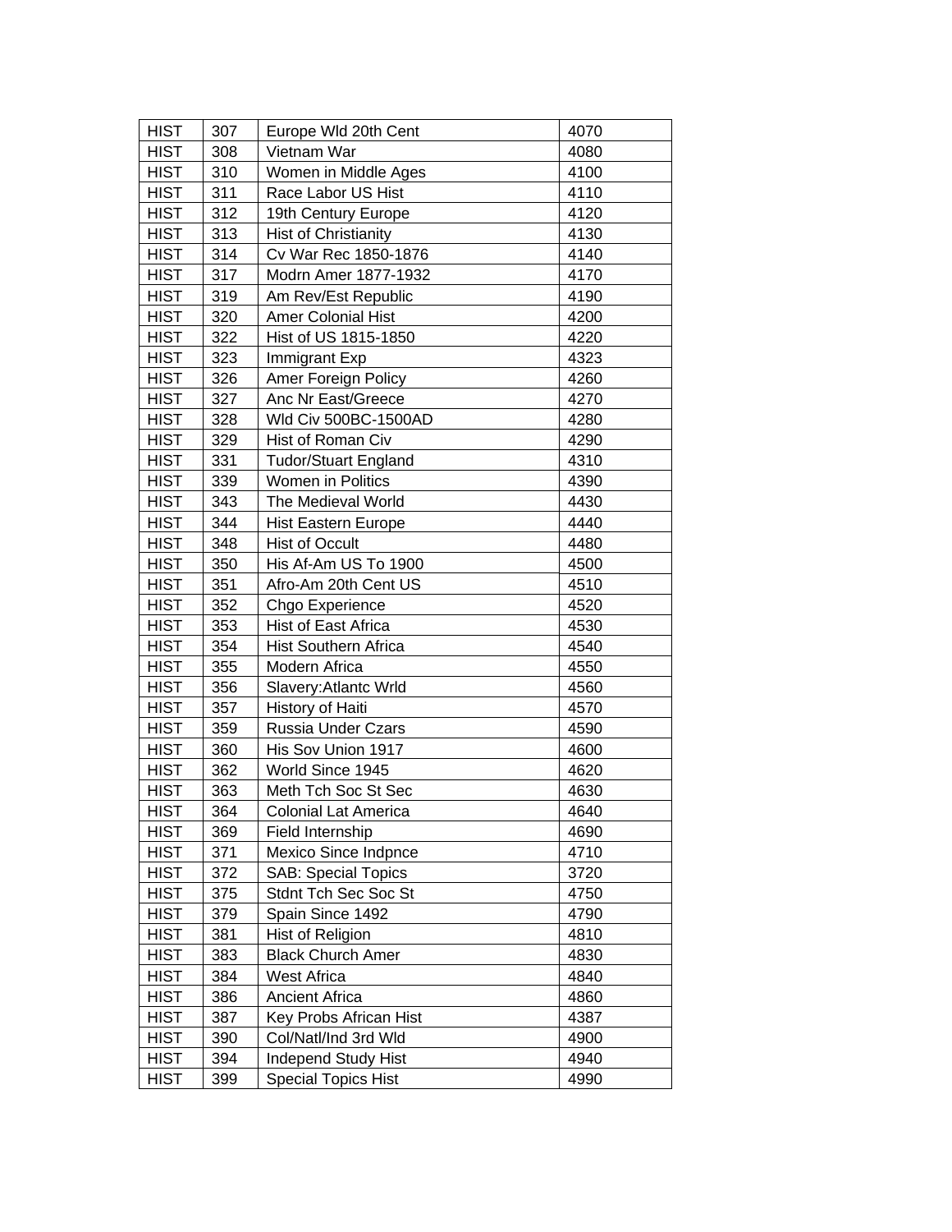| | | | |
|---|---|---|---|
| HIST | 307 | Europe Wld 20th Cent | 4070 |
| HIST | 308 | Vietnam War | 4080 |
| HIST | 310 | Women in Middle Ages | 4100 |
| HIST | 311 | Race Labor US Hist | 4110 |
| HIST | 312 | 19th Century Europe | 4120 |
| HIST | 313 | Hist of Christianity | 4130 |
| HIST | 314 | Cv War Rec 1850-1876 | 4140 |
| HIST | 317 | Modrn Amer 1877-1932 | 4170 |
| HIST | 319 | Am Rev/Est Republic | 4190 |
| HIST | 320 | Amer Colonial Hist | 4200 |
| HIST | 322 | Hist of US 1815-1850 | 4220 |
| HIST | 323 | Immigrant Exp | 4323 |
| HIST | 326 | Amer Foreign Policy | 4260 |
| HIST | 327 | Anc Nr East/Greece | 4270 |
| HIST | 328 | Wld Civ 500BC-1500AD | 4280 |
| HIST | 329 | Hist of Roman Civ | 4290 |
| HIST | 331 | Tudor/Stuart England | 4310 |
| HIST | 339 | Women in Politics | 4390 |
| HIST | 343 | The Medieval World | 4430 |
| HIST | 344 | Hist Eastern Europe | 4440 |
| HIST | 348 | Hist of Occult | 4480 |
| HIST | 350 | His Af-Am US To 1900 | 4500 |
| HIST | 351 | Afro-Am 20th Cent US | 4510 |
| HIST | 352 | Chgo Experience | 4520 |
| HIST | 353 | Hist of East Africa | 4530 |
| HIST | 354 | Hist Southern Africa | 4540 |
| HIST | 355 | Modern Africa | 4550 |
| HIST | 356 | Slavery:Atlantc Wrld | 4560 |
| HIST | 357 | History of Haiti | 4570 |
| HIST | 359 | Russia Under Czars | 4590 |
| HIST | 360 | His Sov Union 1917 | 4600 |
| HIST | 362 | World Since 1945 | 4620 |
| HIST | 363 | Meth Tch Soc St Sec | 4630 |
| HIST | 364 | Colonial Lat America | 4640 |
| HIST | 369 | Field Internship | 4690 |
| HIST | 371 | Mexico Since Indpnce | 4710 |
| HIST | 372 | SAB: Special Topics | 3720 |
| HIST | 375 | Stdnt Tch Sec Soc St | 4750 |
| HIST | 379 | Spain Since 1492 | 4790 |
| HIST | 381 | Hist of Religion | 4810 |
| HIST | 383 | Black Church Amer | 4830 |
| HIST | 384 | West Africa | 4840 |
| HIST | 386 | Ancient Africa | 4860 |
| HIST | 387 | Key Probs African Hist | 4387 |
| HIST | 390 | Col/Natl/Ind 3rd Wld | 4900 |
| HIST | 394 | Independ Study Hist | 4940 |
| HIST | 399 | Special Topics Hist | 4990 |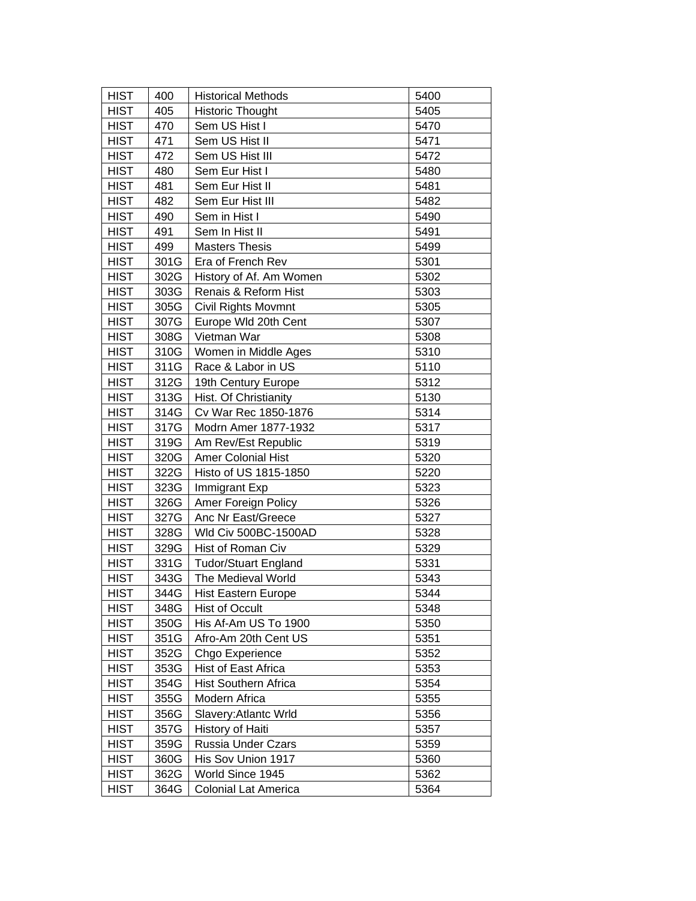| | | | |
|---|---|---|---|
| HIST | 400 | Historical Methods | 5400 |
| HIST | 405 | Historic Thought | 5405 |
| HIST | 470 | Sem US Hist I | 5470 |
| HIST | 471 | Sem US Hist II | 5471 |
| HIST | 472 | Sem US Hist III | 5472 |
| HIST | 480 | Sem Eur Hist I | 5480 |
| HIST | 481 | Sem Eur Hist II | 5481 |
| HIST | 482 | Sem Eur Hist III | 5482 |
| HIST | 490 | Sem in Hist I | 5490 |
| HIST | 491 | Sem In Hist II | 5491 |
| HIST | 499 | Masters Thesis | 5499 |
| HIST | 301G | Era of French Rev | 5301 |
| HIST | 302G | History of Af. Am Women | 5302 |
| HIST | 303G | Renais & Reform Hist | 5303 |
| HIST | 305G | Civil Rights Movmnt | 5305 |
| HIST | 307G | Europe Wld 20th Cent | 5307 |
| HIST | 308G | Vietman War | 5308 |
| HIST | 310G | Women in Middle Ages | 5310 |
| HIST | 311G | Race & Labor in US | 5110 |
| HIST | 312G | 19th Century Europe | 5312 |
| HIST | 313G | Hist. Of Christianity | 5130 |
| HIST | 314G | Cv War Rec 1850-1876 | 5314 |
| HIST | 317G | Modrn Amer 1877-1932 | 5317 |
| HIST | 319G | Am Rev/Est Republic | 5319 |
| HIST | 320G | Amer Colonial Hist | 5320 |
| HIST | 322G | Histo of US 1815-1850 | 5220 |
| HIST | 323G | Immigrant Exp | 5323 |
| HIST | 326G | Amer Foreign Policy | 5326 |
| HIST | 327G | Anc Nr East/Greece | 5327 |
| HIST | 328G | Wld Civ 500BC-1500AD | 5328 |
| HIST | 329G | Hist of Roman Civ | 5329 |
| HIST | 331G | Tudor/Stuart England | 5331 |
| HIST | 343G | The Medieval World | 5343 |
| HIST | 344G | Hist Eastern Europe | 5344 |
| HIST | 348G | Hist of Occult | 5348 |
| HIST | 350G | His Af-Am US To 1900 | 5350 |
| HIST | 351G | Afro-Am 20th Cent US | 5351 |
| HIST | 352G | Chgo Experience | 5352 |
| HIST | 353G | Hist of East Africa | 5353 |
| HIST | 354G | Hist Southern Africa | 5354 |
| HIST | 355G | Modern Africa | 5355 |
| HIST | 356G | Slavery:Atlantc Wrld | 5356 |
| HIST | 357G | History of Haiti | 5357 |
| HIST | 359G | Russia Under Czars | 5359 |
| HIST | 360G | His Sov Union 1917 | 5360 |
| HIST | 362G | World Since 1945 | 5362 |
| HIST | 364G | Colonial Lat America | 5364 |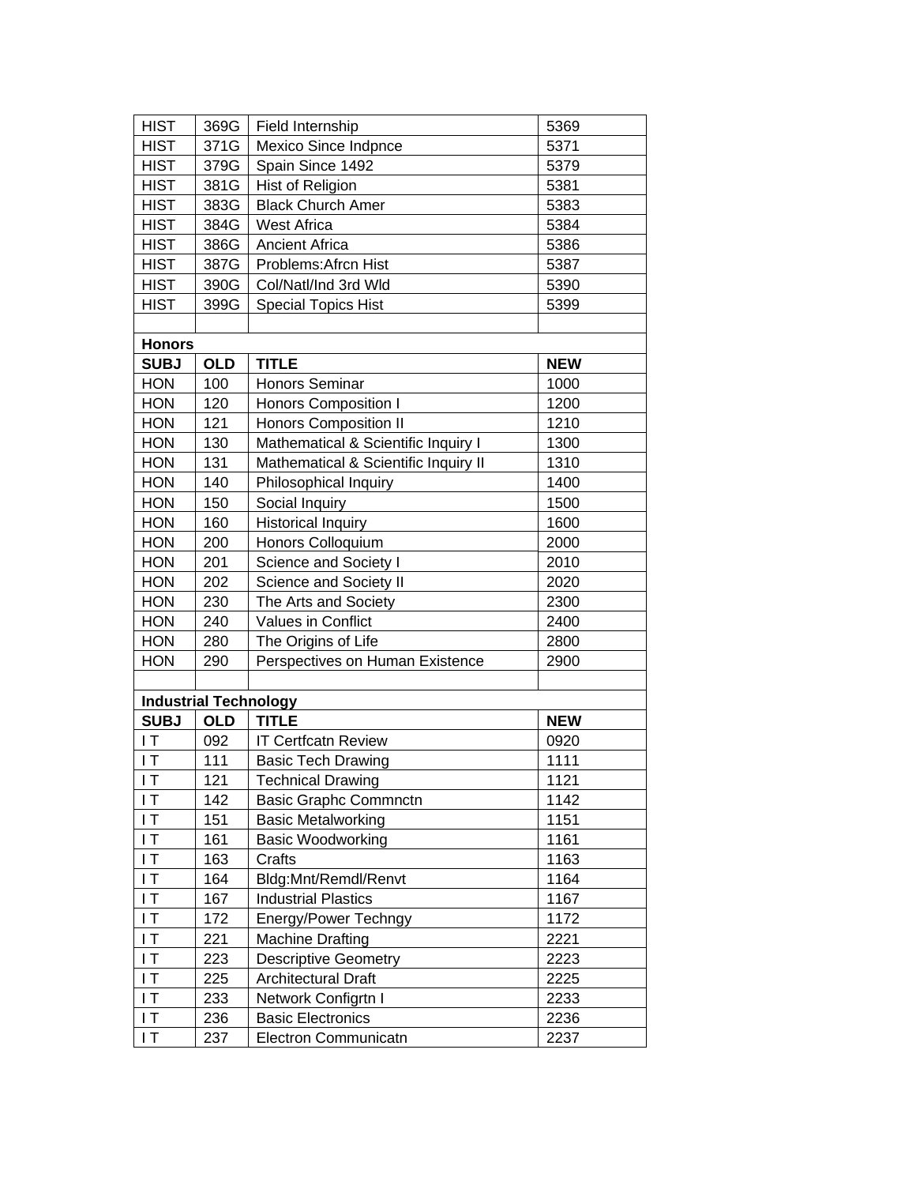| | | | |
|---|---|---|---|
| HIST | 369G | Field Internship | 5369 |
| HIST | 371G | Mexico Since Indpnce | 5371 |
| HIST | 379G | Spain Since 1492 | 5379 |
| HIST | 381G | Hist of Religion | 5381 |
| HIST | 383G | Black Church Amer | 5383 |
| HIST | 384G | West Africa | 5384 |
| HIST | 386G | Ancient Africa | 5386 |
| HIST | 387G | Problems:Afrcn Hist | 5387 |
| HIST | 390G | Col/Natl/Ind 3rd Wld | 5390 |
| HIST | 399G | Special Topics Hist | 5399 |

**Honors**

| SUBJ | OLD | TITLE | NEW |
|---|---|---|---|
| HON | 100 | Honors Seminar | 1000 |
| HON | 120 | Honors Composition I | 1200 |
| HON | 121 | Honors Composition II | 1210 |
| HON | 130 | Mathematical & Scientific Inquiry I | 1300 |
| HON | 131 | Mathematical & Scientific Inquiry II | 1310 |
| HON | 140 | Philosophical Inquiry | 1400 |
| HON | 150 | Social Inquiry | 1500 |
| HON | 160 | Historical Inquiry | 1600 |
| HON | 200 | Honors Colloquium | 2000 |
| HON | 201 | Science and Society I | 2010 |
| HON | 202 | Science and Society II | 2020 |
| HON | 230 | The Arts and Society | 2300 |
| HON | 240 | Values in Conflict | 2400 |
| HON | 280 | The Origins of Life | 2800 |
| HON | 290 | Perspectives on Human Existence | 2900 |

**Industrial Technology**

| SUBJ | OLD | TITLE | NEW |
|---|---|---|---|
| I T | 092 | IT Certfcatn Review | 0920 |
| I T | 111 | Basic Tech Drawing | 1111 |
| I T | 121 | Technical Drawing | 1121 |
| I T | 142 | Basic Graphc Commnctn | 1142 |
| I T | 151 | Basic Metalworking | 1151 |
| I T | 161 | Basic Woodworking | 1161 |
| I T | 163 | Crafts | 1163 |
| I T | 164 | Bldg:Mnt/Remdl/Renvt | 1164 |
| I T | 167 | Industrial Plastics | 1167 |
| I T | 172 | Energy/Power Techngy | 1172 |
| I T | 221 | Machine Drafting | 2221 |
| I T | 223 | Descriptive Geometry | 2223 |
| I T | 225 | Architectural Draft | 2225 |
| I T | 233 | Network Configrtn I | 2233 |
| I T | 236 | Basic Electronics | 2236 |
| I T | 237 | Electron Communicatn | 2237 |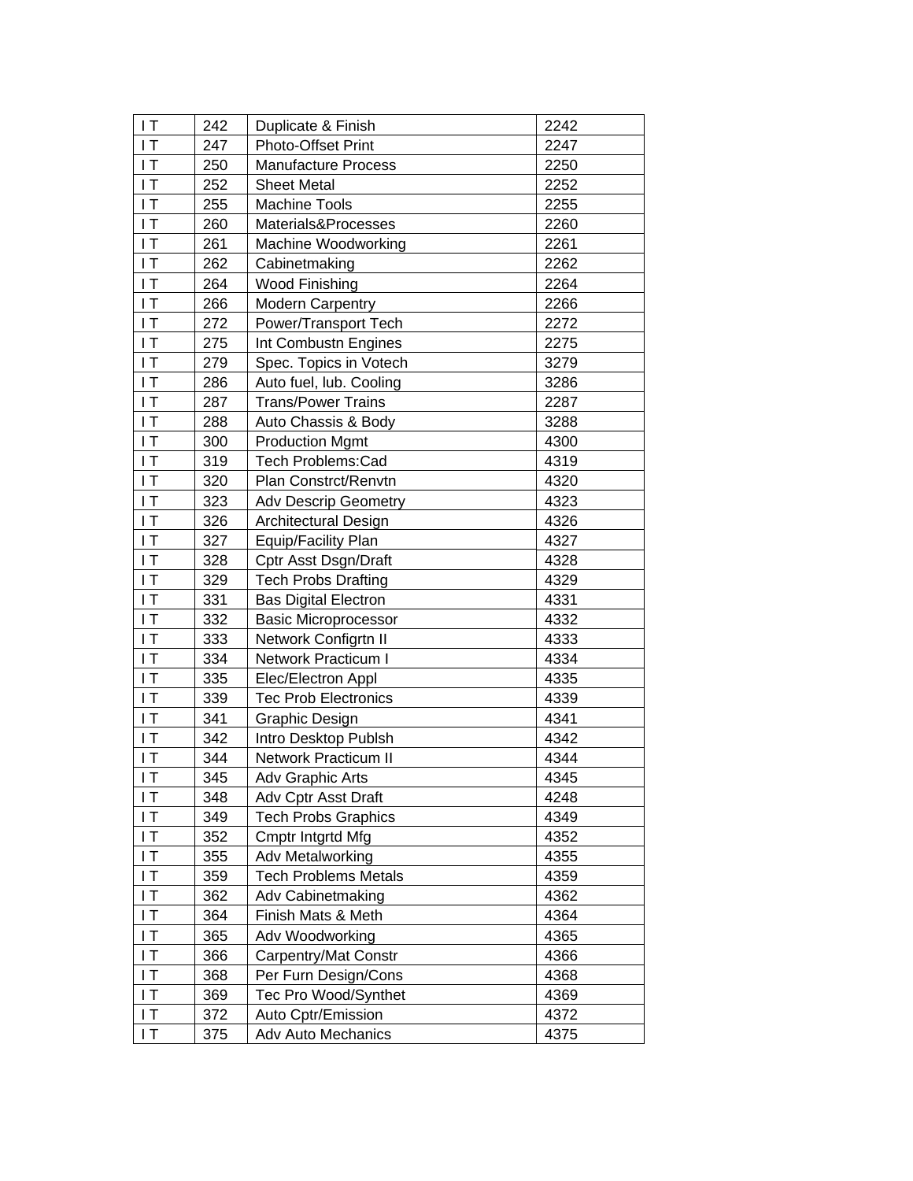| | | | |
|---|---|---|---|
| I T | 242 | Duplicate & Finish | 2242 |
| I T | 247 | Photo-Offset Print | 2247 |
| I T | 250 | Manufacture Process | 2250 |
| I T | 252 | Sheet Metal | 2252 |
| I T | 255 | Machine Tools | 2255 |
| I T | 260 | Materials&Processes | 2260 |
| I T | 261 | Machine Woodworking | 2261 |
| I T | 262 | Cabinetmaking | 2262 |
| I T | 264 | Wood Finishing | 2264 |
| I T | 266 | Modern Carpentry | 2266 |
| I T | 272 | Power/Transport Tech | 2272 |
| I T | 275 | Int Combustn Engines | 2275 |
| I T | 279 | Spec. Topics in Votech | 3279 |
| I T | 286 | Auto fuel, lub. Cooling | 3286 |
| I T | 287 | Trans/Power Trains | 2287 |
| I T | 288 | Auto Chassis & Body | 3288 |
| I T | 300 | Production Mgmt | 4300 |
| I T | 319 | Tech Problems:Cad | 4319 |
| I T | 320 | Plan Constrct/Renvtn | 4320 |
| I T | 323 | Adv Descrip Geometry | 4323 |
| I T | 326 | Architectural Design | 4326 |
| I T | 327 | Equip/Facility Plan | 4327 |
| I T | 328 | Cptr Asst Dsgn/Draft | 4328 |
| I T | 329 | Tech Probs Drafting | 4329 |
| I T | 331 | Bas Digital Electron | 4331 |
| I T | 332 | Basic Microprocessor | 4332 |
| I T | 333 | Network Configrtn II | 4333 |
| I T | 334 | Network Practicum I | 4334 |
| I T | 335 | Elec/Electron Appl | 4335 |
| I T | 339 | Tec Prob Electronics | 4339 |
| I T | 341 | Graphic Design | 4341 |
| I T | 342 | Intro Desktop Publsh | 4342 |
| I T | 344 | Network Practicum II | 4344 |
| I T | 345 | Adv Graphic Arts | 4345 |
| I T | 348 | Adv Cptr Asst Draft | 4248 |
| I T | 349 | Tech Probs Graphics | 4349 |
| I T | 352 | Cmptr Intgrtd Mfg | 4352 |
| I T | 355 | Adv Metalworking | 4355 |
| I T | 359 | Tech Problems Metals | 4359 |
| I T | 362 | Adv Cabinetmaking | 4362 |
| I T | 364 | Finish Mats & Meth | 4364 |
| I T | 365 | Adv Woodworking | 4365 |
| I T | 366 | Carpentry/Mat Constr | 4366 |
| I T | 368 | Per Furn Design/Cons | 4368 |
| I T | 369 | Tec Pro Wood/Synthet | 4369 |
| I T | 372 | Auto Cptr/Emission | 4372 |
| I T | 375 | Adv Auto Mechanics | 4375 |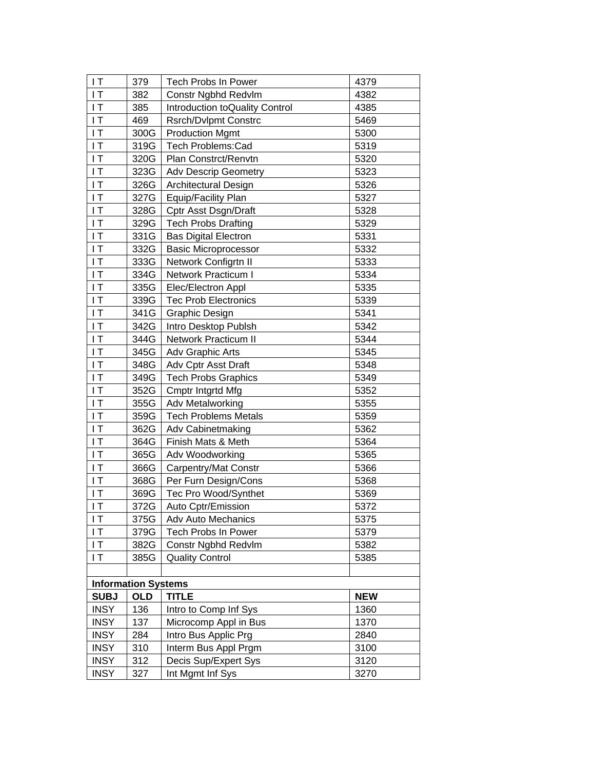| | | | |
|---|---|---|---|
| I T | 379 | Tech Probs In Power | 4379 |
| I T | 382 | Constr Ngbhd Redvlm | 4382 |
| I T | 385 | Introduction toQuality Control | 4385 |
| I T | 469 | Rsrch/Dvlpmt Constrc | 5469 |
| I T | 300G | Production Mgmt | 5300 |
| I T | 319G | Tech Problems:Cad | 5319 |
| I T | 320G | Plan Constrct/Renvtn | 5320 |
| I T | 323G | Adv Descrip Geometry | 5323 |
| I T | 326G | Architectural Design | 5326 |
| I T | 327G | Equip/Facility Plan | 5327 |
| I T | 328G | Cptr Asst Dsgn/Draft | 5328 |
| I T | 329G | Tech Probs Drafting | 5329 |
| I T | 331G | Bas Digital Electron | 5331 |
| I T | 332G | Basic Microprocessor | 5332 |
| I T | 333G | Network Configrtn II | 5333 |
| I T | 334G | Network Practicum I | 5334 |
| I T | 335G | Elec/Electron Appl | 5335 |
| I T | 339G | Tec Prob Electronics | 5339 |
| I T | 341G | Graphic Design | 5341 |
| I T | 342G | Intro Desktop Publsh | 5342 |
| I T | 344G | Network Practicum II | 5344 |
| I T | 345G | Adv Graphic Arts | 5345 |
| I T | 348G | Adv Cptr Asst Draft | 5348 |
| I T | 349G | Tech Probs Graphics | 5349 |
| I T | 352G | Cmptr Intgrtd Mfg | 5352 |
| I T | 355G | Adv Metalworking | 5355 |
| I T | 359G | Tech Problems Metals | 5359 |
| I T | 362G | Adv Cabinetmaking | 5362 |
| I T | 364G | Finish Mats & Meth | 5364 |
| I T | 365G | Adv Woodworking | 5365 |
| I T | 366G | Carpentry/Mat Constr | 5366 |
| I T | 368G | Per Furn Design/Cons | 5368 |
| I T | 369G | Tec Pro Wood/Synthet | 5369 |
| I T | 372G | Auto Cptr/Emission | 5372 |
| I T | 375G | Adv Auto Mechanics | 5375 |
| I T | 379G | Tech Probs In Power | 5379 |
| I T | 382G | Constr Ngbhd Redvlm | 5382 |
| I T | 385G | Quality Control | 5385 |
| | | | |
| **Information Systems** | | | |
| **SUBJ** | **OLD** | **TITLE** | **NEW** |
| INSY | 136 | Intro to Comp Inf Sys | 1360 |
| INSY | 137 | Microcomp Appl in Bus | 1370 |
| INSY | 284 | Intro Bus Applic Prg | 2840 |
| INSY | 310 | Interm Bus Appl Prgm | 3100 |
| INSY | 312 | Decis Sup/Expert Sys | 3120 |
| INSY | 327 | Int Mgmt Inf Sys | 3270 |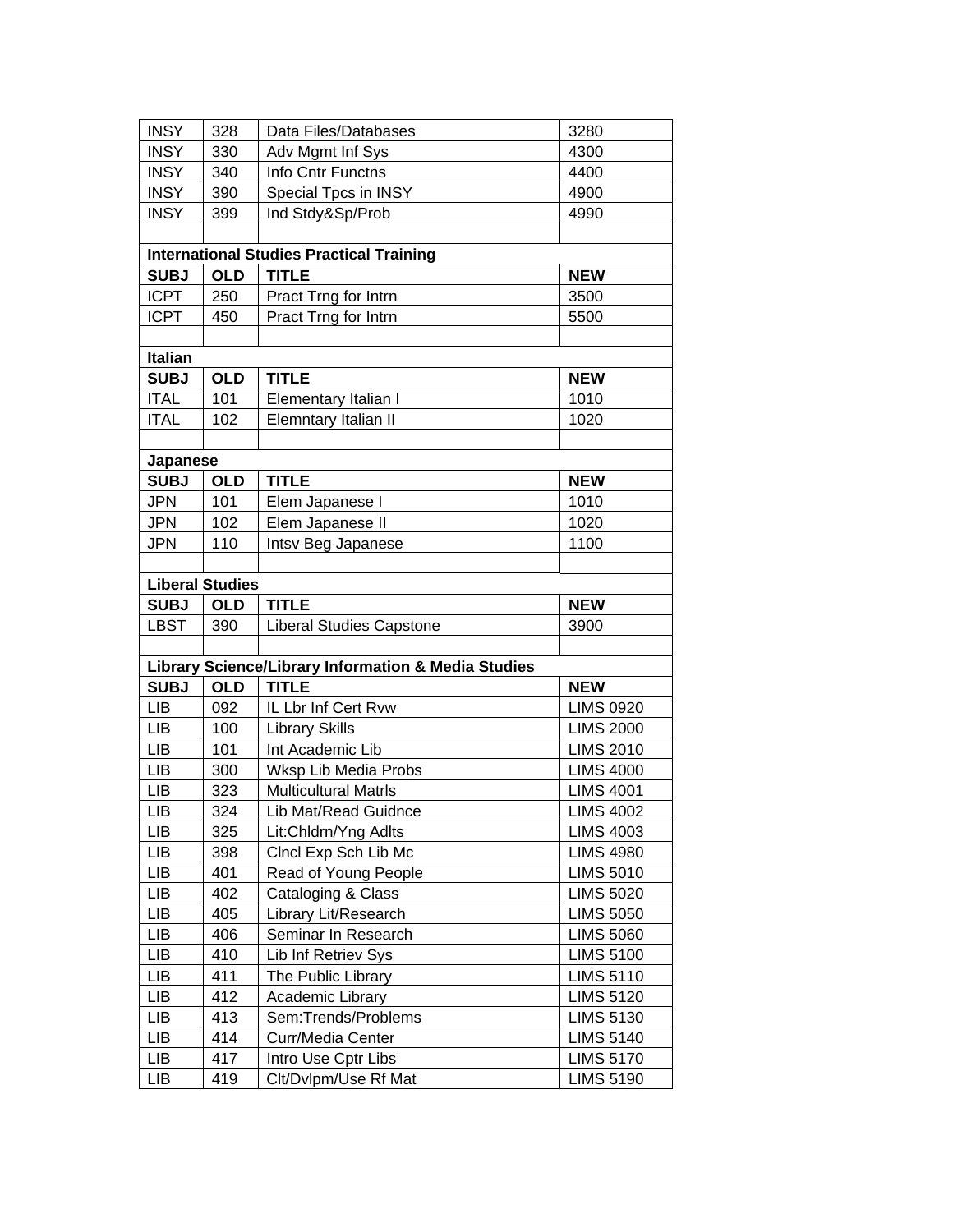| | | | |
|---|---|---|---|
| INSY | 328 | Data Files/Databases | 3280 |
| INSY | 330 | Adv Mgmt Inf Sys | 4300 |
| INSY | 340 | Info Cntr Functns | 4400 |
| INSY | 390 | Special Tpcs in INSY | 4900 |
| INSY | 399 | Ind Stdy&Sp/Prob | 4990 |

**International Studies Practical Training**

| SUBJ | OLD | TITLE | NEW |
|---|---|---|---|
| ICPT | 250 | Pract Trng for Intrn | 3500 |
| ICPT | 450 | Pract Trng for Intrn | 5500 |

**Italian**

| SUBJ | OLD | TITLE | NEW |
|---|---|---|---|
| ITAL | 101 | Elementary Italian I | 1010 |
| ITAL | 102 | Elemntary Italian II | 1020 |

**Japanese**

| SUBJ | OLD | TITLE | NEW |
|---|---|---|---|
| JPN | 101 | Elem Japanese I | 1010 |
| JPN | 102 | Elem Japanese II | 1020 |
| JPN | 110 | Intsv Beg Japanese | 1100 |

**Liberal Studies**

| SUBJ | OLD | TITLE | NEW |
|---|---|---|---|
| LBST | 390 | Liberal Studies Capstone | 3900 |

**Library Science/Library Information & Media Studies**

| SUBJ | OLD | TITLE | NEW |
|---|---|---|---|
| LIB | 092 | IL Lbr Inf Cert Rvw | LIMS 0920 |
| LIB | 100 | Library Skills | LIMS 2000 |
| LIB | 101 | Int Academic Lib | LIMS 2010 |
| LIB | 300 | Wksp Lib Media Probs | LIMS 4000 |
| LIB | 323 | Multicultural Matrls | LIMS 4001 |
| LIB | 324 | Lib Mat/Read Guidnce | LIMS 4002 |
| LIB | 325 | Lit:Chldrn/Yng Adlts | LIMS 4003 |
| LIB | 398 | Clncl Exp Sch Lib Mc | LIMS 4980 |
| LIB | 401 | Read of Young People | LIMS 5010 |
| LIB | 402 | Cataloging & Class | LIMS 5020 |
| LIB | 405 | Library Lit/Research | LIMS 5050 |
| LIB | 406 | Seminar In Research | LIMS 5060 |
| LIB | 410 | Lib Inf Retriev Sys | LIMS 5100 |
| LIB | 411 | The Public Library | LIMS 5110 |
| LIB | 412 | Academic Library | LIMS 5120 |
| LIB | 413 | Sem:Trends/Problems | LIMS 5130 |
| LIB | 414 | Curr/Media Center | LIMS 5140 |
| LIB | 417 | Intro Use Cptr Libs | LIMS 5170 |
| LIB | 419 | Clt/Dvlpm/Use Rf Mat | LIMS 5190 |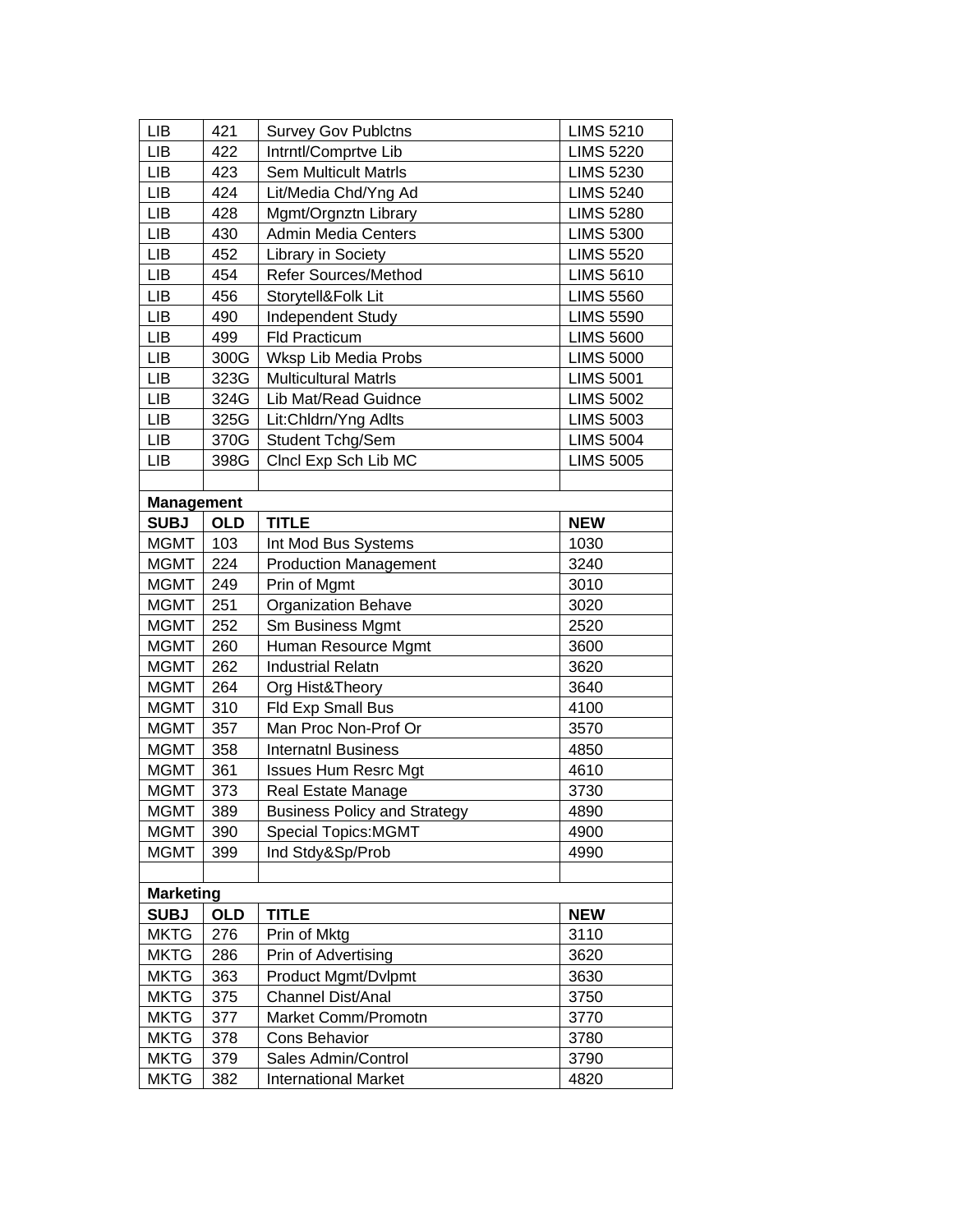| LIB | 421 | Survey Gov Publctns | LIMS 5210 |
|---|---|---|---|
| LIB | 422 | Intrntl/Comprtve Lib | LIMS 5220 |
| LIB | 423 | Sem Multicult Matrls | LIMS 5230 |
| LIB | 424 | Lit/Media Chd/Yng Ad | LIMS 5240 |
| LIB | 428 | Mgmt/Orgnztn Library | LIMS 5280 |
| LIB | 430 | Admin Media Centers | LIMS 5300 |
| LIB | 452 | Library in Society | LIMS 5520 |
| LIB | 454 | Refer Sources/Method | LIMS 5610 |
| LIB | 456 | Storytell&Folk Lit | LIMS 5560 |
| LIB | 490 | Independent Study | LIMS 5590 |
| LIB | 499 | Fld Practicum | LIMS 5600 |
| LIB | 300G | Wksp Lib Media Probs | LIMS 5000 |
| LIB | 323G | Multicultural Matrls | LIMS 5001 |
| LIB | 324G | Lib Mat/Read Guidnce | LIMS 5002 |
| LIB | 325G | Lit:Chldrn/Yng Adlts | LIMS 5003 |
| LIB | 370G | Student Tchg/Sem | LIMS 5004 |
| LIB | 398G | Clncl Exp Sch Lib MC | LIMS 5005 |

**Management**

| SUBJ | OLD | TITLE | NEW |
|---|---|---|---|
| MGMT | 103 | Int Mod Bus Systems | 1030 |
| MGMT | 224 | Production Management | 3240 |
| MGMT | 249 | Prin of Mgmt | 3010 |
| MGMT | 251 | Organization Behave | 3020 |
| MGMT | 252 | Sm Business Mgmt | 2520 |
| MGMT | 260 | Human Resource Mgmt | 3600 |
| MGMT | 262 | Industrial Relatn | 3620 |
| MGMT | 264 | Org Hist&Theory | 3640 |
| MGMT | 310 | Fld Exp Small Bus | 4100 |
| MGMT | 357 | Man Proc Non-Prof Or | 3570 |
| MGMT | 358 | Internatnl Business | 4850 |
| MGMT | 361 | Issues Hum Resrc Mgt | 4610 |
| MGMT | 373 | Real Estate Manage | 3730 |
| MGMT | 389 | Business Policy and Strategy | 4890 |
| MGMT | 390 | Special Topics:MGMT | 4900 |
| MGMT | 399 | Ind Stdy&Sp/Prob | 4990 |

**Marketing**

| SUBJ | OLD | TITLE | NEW |
|---|---|---|---|
| MKTG | 276 | Prin of Mktg | 3110 |
| MKTG | 286 | Prin of Advertising | 3620 |
| MKTG | 363 | Product Mgmt/Dvlpmt | 3630 |
| MKTG | 375 | Channel Dist/Anal | 3750 |
| MKTG | 377 | Market Comm/Promotn | 3770 |
| MKTG | 378 | Cons Behavior | 3780 |
| MKTG | 379 | Sales Admin/Control | 3790 |
| MKTG | 382 | International Market | 4820 |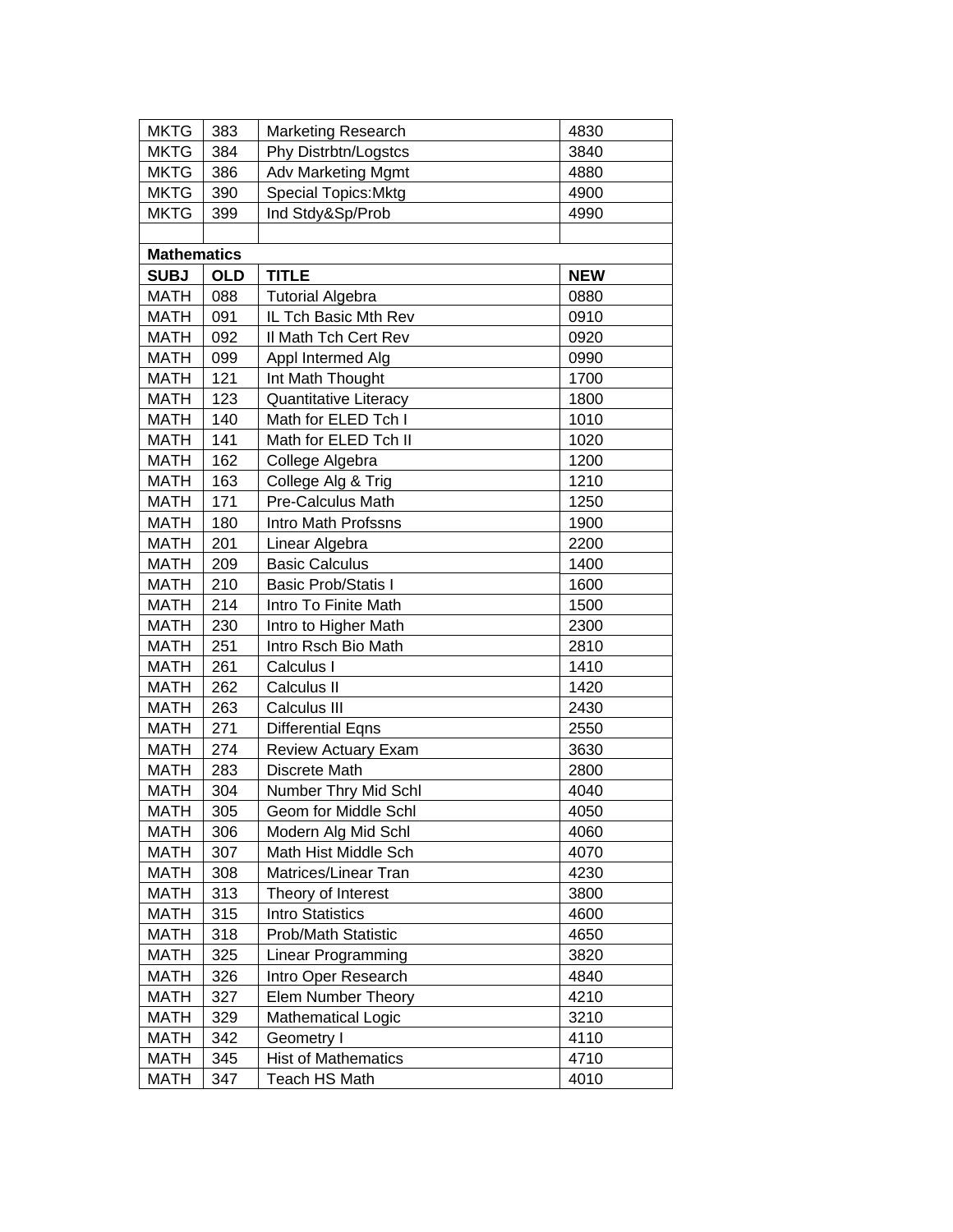| | | | |
|---|---|---|---|
| MKTG | 383 | Marketing Research | 4830 |
| MKTG | 384 | Phy Distrbtn/Logstcs | 3840 |
| MKTG | 386 | Adv Marketing Mgmt | 4880 |
| MKTG | 390 | Special Topics:Mktg | 4900 |
| MKTG | 399 | Ind Stdy&Sp/Prob | 4990 |
| | | | |

**Mathematics**

| SUBJ | OLD | TITLE | NEW |
|---|---|---|---|
| MATH | 088 | Tutorial Algebra | 0880 |
| MATH | 091 | IL Tch Basic Mth Rev | 0910 |
| MATH | 092 | Il Math Tch Cert Rev | 0920 |
| MATH | 099 | Appl Intermed Alg | 0990 |
| MATH | 121 | Int Math Thought | 1700 |
| MATH | 123 | Quantitative Literacy | 1800 |
| MATH | 140 | Math for ELED Tch I | 1010 |
| MATH | 141 | Math for ELED Tch II | 1020 |
| MATH | 162 | College Algebra | 1200 |
| MATH | 163 | College Alg & Trig | 1210 |
| MATH | 171 | Pre-Calculus Math | 1250 |
| MATH | 180 | Intro Math Profssns | 1900 |
| MATH | 201 | Linear Algebra | 2200 |
| MATH | 209 | Basic Calculus | 1400 |
| MATH | 210 | Basic Prob/Statis I | 1600 |
| MATH | 214 | Intro To Finite Math | 1500 |
| MATH | 230 | Intro to Higher Math | 2300 |
| MATH | 251 | Intro Rsch Bio Math | 2810 |
| MATH | 261 | Calculus I | 1410 |
| MATH | 262 | Calculus II | 1420 |
| MATH | 263 | Calculus III | 2430 |
| MATH | 271 | Differential Eqns | 2550 |
| MATH | 274 | Review Actuary Exam | 3630 |
| MATH | 283 | Discrete Math | 2800 |
| MATH | 304 | Number Thry Mid Schl | 4040 |
| MATH | 305 | Geom for Middle Schl | 4050 |
| MATH | 306 | Modern Alg Mid Schl | 4060 |
| MATH | 307 | Math Hist Middle Sch | 4070 |
| MATH | 308 | Matrices/Linear Tran | 4230 |
| MATH | 313 | Theory of Interest | 3800 |
| MATH | 315 | Intro Statistics | 4600 |
| MATH | 318 | Prob/Math Statistic | 4650 |
| MATH | 325 | Linear Programming | 3820 |
| MATH | 326 | Intro Oper Research | 4840 |
| MATH | 327 | Elem Number Theory | 4210 |
| MATH | 329 | Mathematical Logic | 3210 |
| MATH | 342 | Geometry I | 4110 |
| MATH | 345 | Hist of Mathematics | 4710 |
| MATH | 347 | Teach HS Math | 4010 |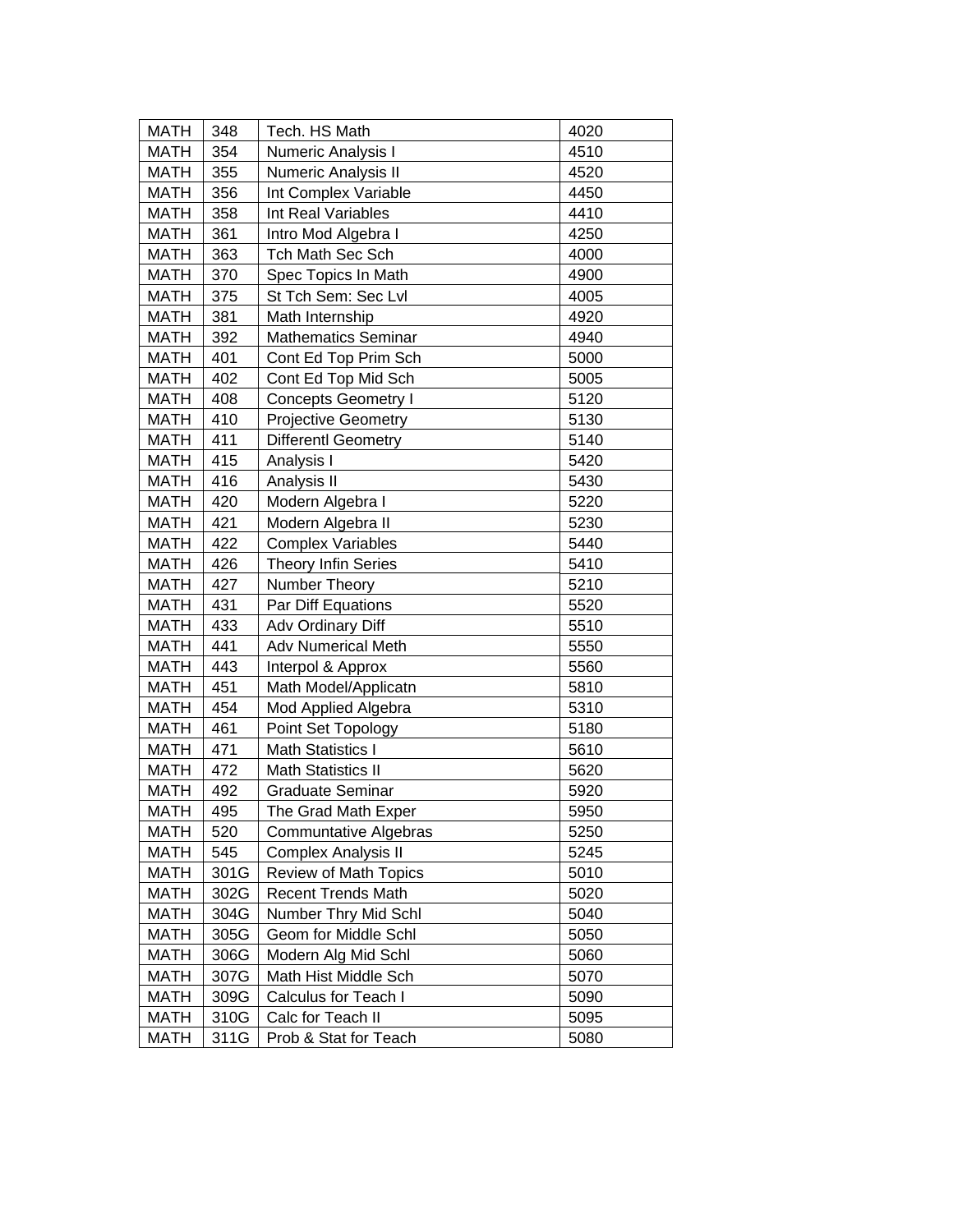| | | | |
|---|---|---|---|
| MATH | 348 | Tech. HS Math | 4020 |
| MATH | 354 | Numeric Analysis I | 4510 |
| MATH | 355 | Numeric Analysis II | 4520 |
| MATH | 356 | Int Complex Variable | 4450 |
| MATH | 358 | Int Real Variables | 4410 |
| MATH | 361 | Intro Mod Algebra I | 4250 |
| MATH | 363 | Tch Math Sec Sch | 4000 |
| MATH | 370 | Spec Topics In Math | 4900 |
| MATH | 375 | St Tch Sem: Sec Lvl | 4005 |
| MATH | 381 | Math Internship | 4920 |
| MATH | 392 | Mathematics Seminar | 4940 |
| MATH | 401 | Cont Ed Top Prim Sch | 5000 |
| MATH | 402 | Cont Ed Top Mid Sch | 5005 |
| MATH | 408 | Concepts Geometry I | 5120 |
| MATH | 410 | Projective Geometry | 5130 |
| MATH | 411 | Differentl Geometry | 5140 |
| MATH | 415 | Analysis I | 5420 |
| MATH | 416 | Analysis II | 5430 |
| MATH | 420 | Modern Algebra I | 5220 |
| MATH | 421 | Modern Algebra II | 5230 |
| MATH | 422 | Complex Variables | 5440 |
| MATH | 426 | Theory Infin Series | 5410 |
| MATH | 427 | Number Theory | 5210 |
| MATH | 431 | Par Diff Equations | 5520 |
| MATH | 433 | Adv Ordinary Diff | 5510 |
| MATH | 441 | Adv Numerical Meth | 5550 |
| MATH | 443 | Interpol & Approx | 5560 |
| MATH | 451 | Math Model/Applicatn | 5810 |
| MATH | 454 | Mod Applied Algebra | 5310 |
| MATH | 461 | Point Set Topology | 5180 |
| MATH | 471 | Math Statistics I | 5610 |
| MATH | 472 | Math Statistics II | 5620 |
| MATH | 492 | Graduate Seminar | 5920 |
| MATH | 495 | The Grad Math Exper | 5950 |
| MATH | 520 | Communtative Algebras | 5250 |
| MATH | 545 | Complex Analysis II | 5245 |
| MATH | 301G | Review of Math Topics | 5010 |
| MATH | 302G | Recent Trends Math | 5020 |
| MATH | 304G | Number Thry Mid Schl | 5040 |
| MATH | 305G | Geom for Middle Schl | 5050 |
| MATH | 306G | Modern Alg Mid Schl | 5060 |
| MATH | 307G | Math Hist Middle Sch | 5070 |
| MATH | 309G | Calculus for Teach I | 5090 |
| MATH | 310G | Calc for Teach II | 5095 |
| MATH | 311G | Prob & Stat for Teach | 5080 |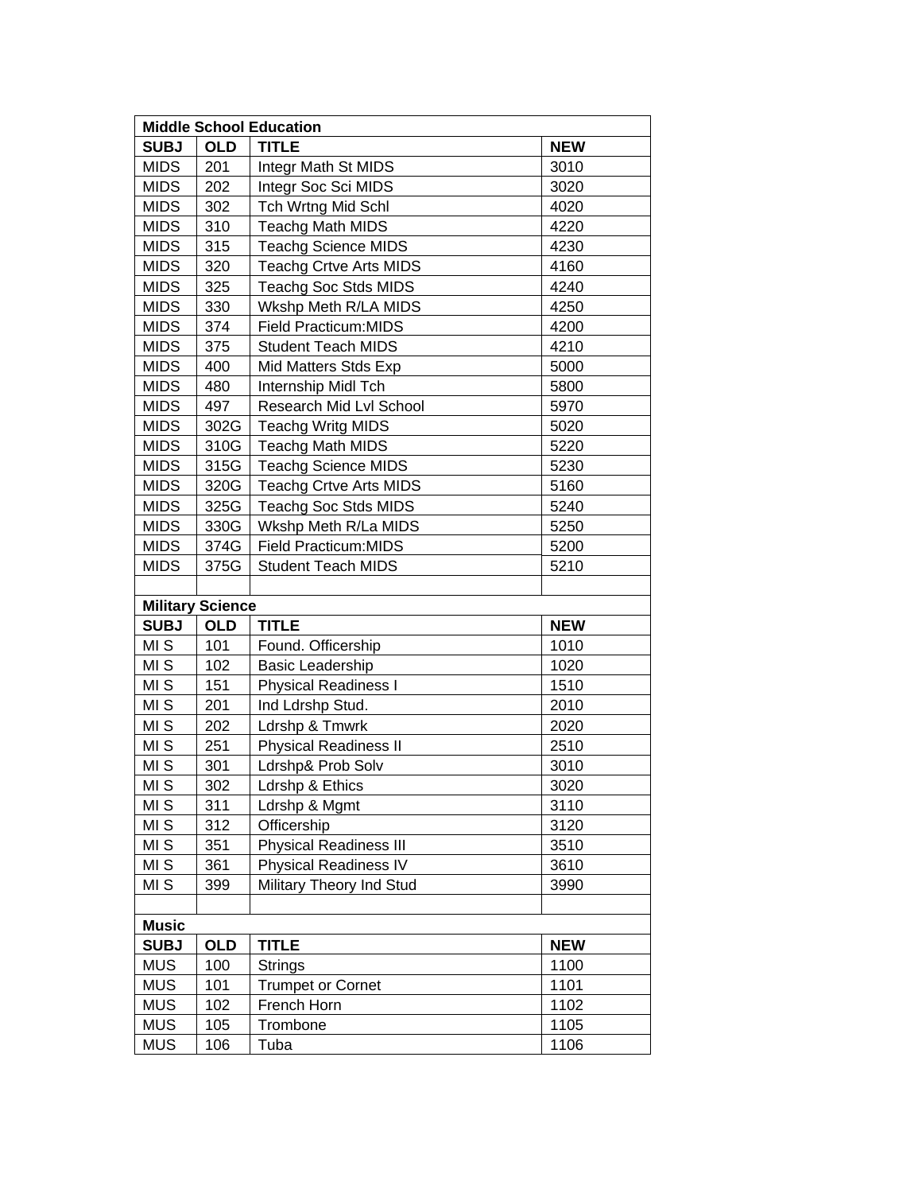| Middle School Education | | | |
|---|---|---|---|
| **SUBJ** | **OLD** | **TITLE** | **NEW** |
| MIDS | 201 | Integr Math St MIDS | 3010 |
| MIDS | 202 | Integr Soc Sci MIDS | 3020 |
| MIDS | 302 | Tch Wrtng Mid Schl | 4020 |
| MIDS | 310 | Teachg Math MIDS | 4220 |
| MIDS | 315 | Teachg Science MIDS | 4230 |
| MIDS | 320 | Teachg Crtve Arts MIDS | 4160 |
| MIDS | 325 | Teachg Soc Stds MIDS | 4240 |
| MIDS | 330 | Wkshp Meth R/LA MIDS | 4250 |
| MIDS | 374 | Field Practicum:MIDS | 4200 |
| MIDS | 375 | Student Teach MIDS | 4210 |
| MIDS | 400 | Mid Matters Stds Exp | 5000 |
| MIDS | 480 | Internship Midl Tch | 5800 |
| MIDS | 497 | Research Mid Lvl School | 5970 |
| MIDS | 302G | Teachg Writg MIDS | 5020 |
| MIDS | 310G | Teachg Math MIDS | 5220 |
| MIDS | 315G | Teachg Science MIDS | 5230 |
| MIDS | 320G | Teachg Crtve Arts MIDS | 5160 |
| MIDS | 325G | Teachg Soc Stds MIDS | 5240 |
| MIDS | 330G | Wkshp Meth R/La MIDS | 5250 |
| MIDS | 374G | Field Practicum:MIDS | 5200 |
| MIDS | 375G | Student Teach MIDS | 5210 |

| Military Science | | | |
|---|---|---|---|
| **SUBJ** | **OLD** | **TITLE** | **NEW** |
| MI S | 101 | Found. Officership | 1010 |
| MI S | 102 | Basic Leadership | 1020 |
| MI S | 151 | Physical Readiness I | 1510 |
| MI S | 201 | Ind Ldrshp Stud. | 2010 |
| MI S | 202 | Ldrshp & Tmwrk | 2020 |
| MI S | 251 | Physical Readiness II | 2510 |
| MI S | 301 | Ldrshp& Prob Solv | 3010 |
| MI S | 302 | Ldrshp & Ethics | 3020 |
| MI S | 311 | Ldrshp & Mgmt | 3110 |
| MI S | 312 | Officership | 3120 |
| MI S | 351 | Physical Readiness III | 3510 |
| MI S | 361 | Physical Readiness IV | 3610 |
| MI S | 399 | Military Theory Ind Stud | 3990 |

| Music | | | |
|---|---|---|---|
| **SUBJ** | **OLD** | **TITLE** | **NEW** |
| MUS | 100 | Strings | 1100 |
| MUS | 101 | Trumpet or Cornet | 1101 |
| MUS | 102 | French Horn | 1102 |
| MUS | 105 | Trombone | 1105 |
| MUS | 106 | Tuba | 1106 |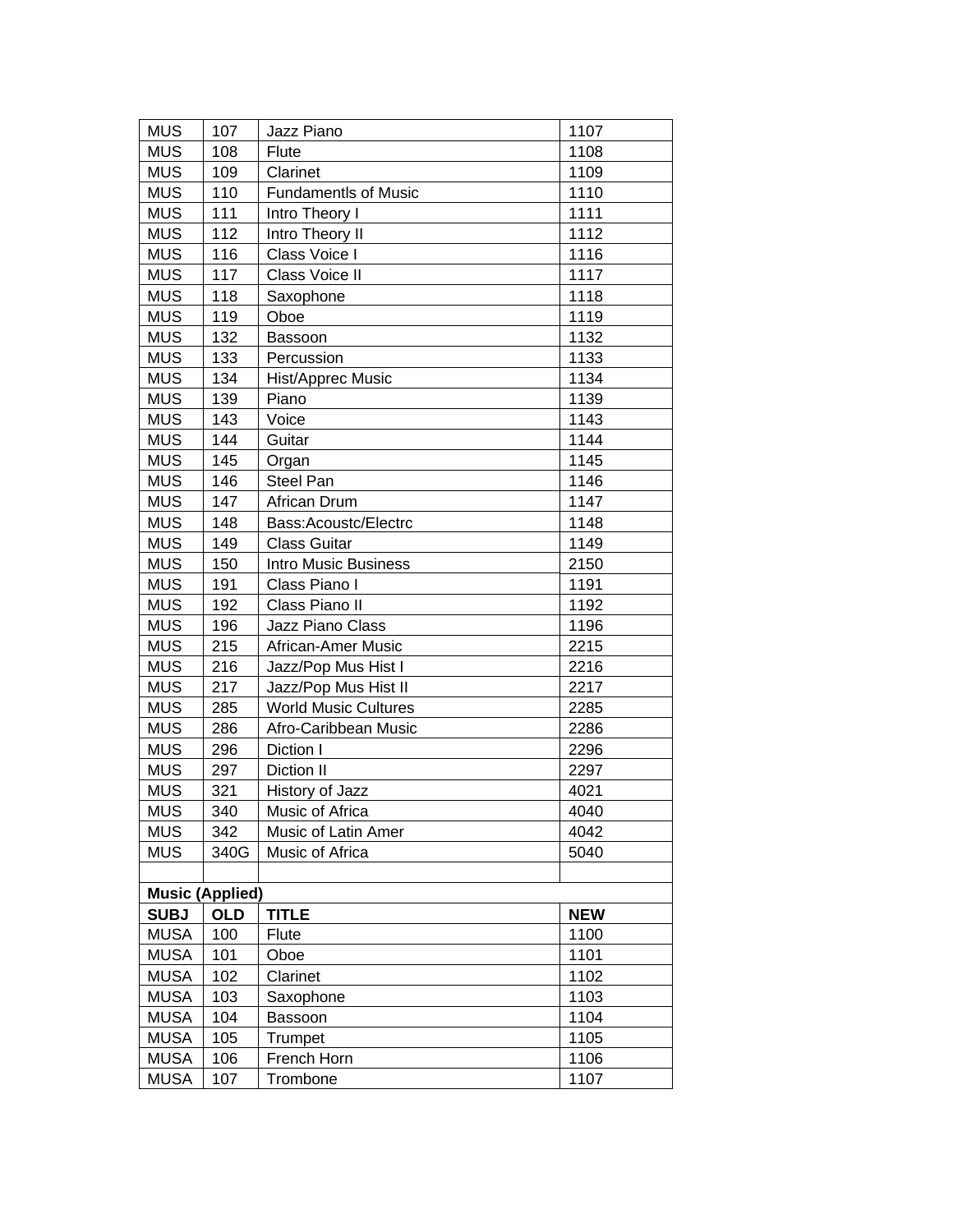| | | | |
|---|---|---|---|
| MUS | 107 | Jazz Piano | 1107 |
| MUS | 108 | Flute | 1108 |
| MUS | 109 | Clarinet | 1109 |
| MUS | 110 | Fundamentls of Music | 1110 |
| MUS | 111 | Intro Theory I | 1111 |
| MUS | 112 | Intro Theory II | 1112 |
| MUS | 116 | Class Voice I | 1116 |
| MUS | 117 | Class Voice II | 1117 |
| MUS | 118 | Saxophone | 1118 |
| MUS | 119 | Oboe | 1119 |
| MUS | 132 | Bassoon | 1132 |
| MUS | 133 | Percussion | 1133 |
| MUS | 134 | Hist/Apprec Music | 1134 |
| MUS | 139 | Piano | 1139 |
| MUS | 143 | Voice | 1143 |
| MUS | 144 | Guitar | 1144 |
| MUS | 145 | Organ | 1145 |
| MUS | 146 | Steel Pan | 1146 |
| MUS | 147 | African Drum | 1147 |
| MUS | 148 | Bass:Acoustc/Electrc | 1148 |
| MUS | 149 | Class Guitar | 1149 |
| MUS | 150 | Intro Music Business | 2150 |
| MUS | 191 | Class Piano I | 1191 |
| MUS | 192 | Class Piano II | 1192 |
| MUS | 196 | Jazz Piano Class | 1196 |
| MUS | 215 | African-Amer Music | 2215 |
| MUS | 216 | Jazz/Pop Mus Hist I | 2216 |
| MUS | 217 | Jazz/Pop Mus Hist II | 2217 |
| MUS | 285 | World Music Cultures | 2285 |
| MUS | 286 | Afro-Caribbean Music | 2286 |
| MUS | 296 | Diction I | 2296 |
| MUS | 297 | Diction II | 2297 |
| MUS | 321 | History of Jazz | 4021 |
| MUS | 340 | Music of Africa | 4040 |
| MUS | 342 | Music of Latin Amer | 4042 |
| MUS | 340G | Music of Africa | 5040 |
| | | | |
| **Music (Applied)** | | | |
| **SUBJ** | **OLD** | **TITLE** | **NEW** |
| MUSA | 100 | Flute | 1100 |
| MUSA | 101 | Oboe | 1101 |
| MUSA | 102 | Clarinet | 1102 |
| MUSA | 103 | Saxophone | 1103 |
| MUSA | 104 | Bassoon | 1104 |
| MUSA | 105 | Trumpet | 1105 |
| MUSA | 106 | French Horn | 1106 |
| MUSA | 107 | Trombone | 1107 |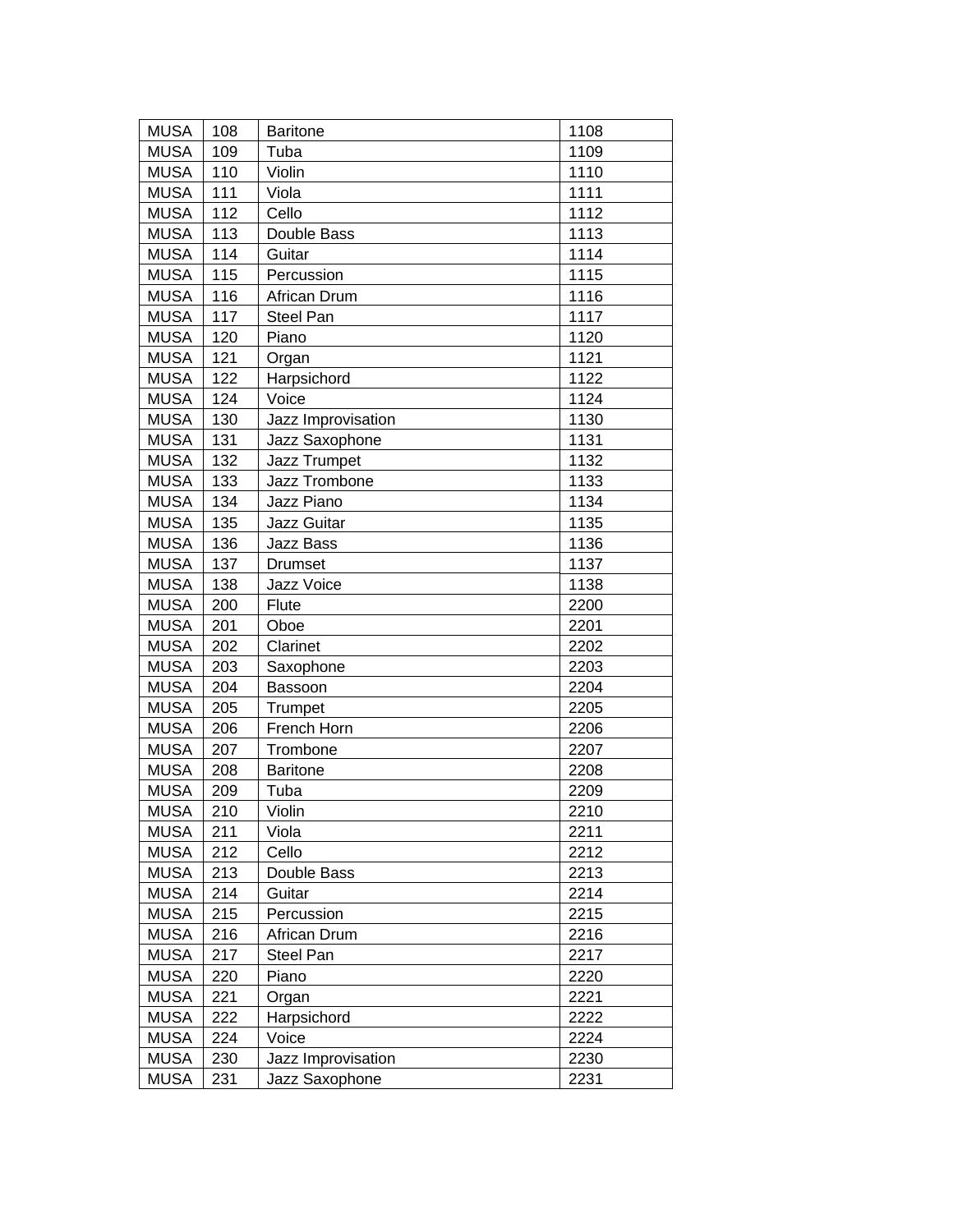| MUSA | 108 | Baritone | 1108 |
|---|---|---|---|
| MUSA | 109 | Tuba | 1109 |
| MUSA | 110 | Violin | 1110 |
| MUSA | 111 | Viola | 1111 |
| MUSA | 112 | Cello | 1112 |
| MUSA | 113 | Double Bass | 1113 |
| MUSA | 114 | Guitar | 1114 |
| MUSA | 115 | Percussion | 1115 |
| MUSA | 116 | African Drum | 1116 |
| MUSA | 117 | Steel Pan | 1117 |
| MUSA | 120 | Piano | 1120 |
| MUSA | 121 | Organ | 1121 |
| MUSA | 122 | Harpsichord | 1122 |
| MUSA | 124 | Voice | 1124 |
| MUSA | 130 | Jazz Improvisation | 1130 |
| MUSA | 131 | Jazz Saxophone | 1131 |
| MUSA | 132 | Jazz Trumpet | 1132 |
| MUSA | 133 | Jazz Trombone | 1133 |
| MUSA | 134 | Jazz Piano | 1134 |
| MUSA | 135 | Jazz Guitar | 1135 |
| MUSA | 136 | Jazz Bass | 1136 |
| MUSA | 137 | Drumset | 1137 |
| MUSA | 138 | Jazz Voice | 1138 |
| MUSA | 200 | Flute | 2200 |
| MUSA | 201 | Oboe | 2201 |
| MUSA | 202 | Clarinet | 2202 |
| MUSA | 203 | Saxophone | 2203 |
| MUSA | 204 | Bassoon | 2204 |
| MUSA | 205 | Trumpet | 2205 |
| MUSA | 206 | French Horn | 2206 |
| MUSA | 207 | Trombone | 2207 |
| MUSA | 208 | Baritone | 2208 |
| MUSA | 209 | Tuba | 2209 |
| MUSA | 210 | Violin | 2210 |
| MUSA | 211 | Viola | 2211 |
| MUSA | 212 | Cello | 2212 |
| MUSA | 213 | Double Bass | 2213 |
| MUSA | 214 | Guitar | 2214 |
| MUSA | 215 | Percussion | 2215 |
| MUSA | 216 | African Drum | 2216 |
| MUSA | 217 | Steel Pan | 2217 |
| MUSA | 220 | Piano | 2220 |
| MUSA | 221 | Organ | 2221 |
| MUSA | 222 | Harpsichord | 2222 |
| MUSA | 224 | Voice | 2224 |
| MUSA | 230 | Jazz Improvisation | 2230 |
| MUSA | 231 | Jazz Saxophone | 2231 |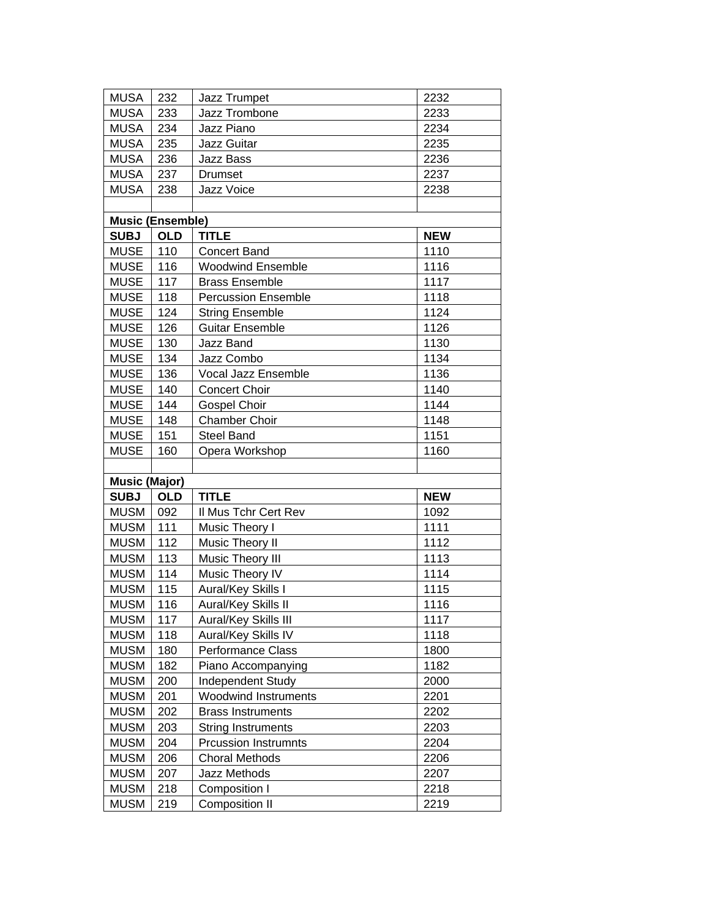| | | | |
|---|---|---|---|
| MUSA | 232 | Jazz Trumpet | 2232 |
| MUSA | 233 | Jazz Trombone | 2233 |
| MUSA | 234 | Jazz Piano | 2234 |
| MUSA | 235 | Jazz Guitar | 2235 |
| MUSA | 236 | Jazz Bass | 2236 |
| MUSA | 237 | Drumset | 2237 |
| MUSA | 238 | Jazz Voice | 2238 |
| | | | |
| **Music (Ensemble)** | | | |
| **SUBJ** | **OLD** | **TITLE** | **NEW** |
| MUSE | 110 | Concert Band | 1110 |
| MUSE | 116 | Woodwind Ensemble | 1116 |
| MUSE | 117 | Brass Ensemble | 1117 |
| MUSE | 118 | Percussion Ensemble | 1118 |
| MUSE | 124 | String Ensemble | 1124 |
| MUSE | 126 | Guitar Ensemble | 1126 |
| MUSE | 130 | Jazz Band | 1130 |
| MUSE | 134 | Jazz Combo | 1134 |
| MUSE | 136 | Vocal Jazz Ensemble | 1136 |
| MUSE | 140 | Concert Choir | 1140 |
| MUSE | 144 | Gospel Choir | 1144 |
| MUSE | 148 | Chamber Choir | 1148 |
| MUSE | 151 | Steel Band | 1151 |
| MUSE | 160 | Opera Workshop | 1160 |
| | | | |
| **Music (Major)** | | | |
| **SUBJ** | **OLD** | **TITLE** | **NEW** |
| MUSM | 092 | Il Mus Tchr Cert Rev | 1092 |
| MUSM | 111 | Music Theory I | 1111 |
| MUSM | 112 | Music Theory II | 1112 |
| MUSM | 113 | Music Theory III | 1113 |
| MUSM | 114 | Music Theory IV | 1114 |
| MUSM | 115 | Aural/Key Skills I | 1115 |
| MUSM | 116 | Aural/Key Skills II | 1116 |
| MUSM | 117 | Aural/Key Skills III | 1117 |
| MUSM | 118 | Aural/Key Skills IV | 1118 |
| MUSM | 180 | Performance Class | 1800 |
| MUSM | 182 | Piano Accompanying | 1182 |
| MUSM | 200 | Independent Study | 2000 |
| MUSM | 201 | Woodwind Instruments | 2201 |
| MUSM | 202 | Brass Instruments | 2202 |
| MUSM | 203 | String Instruments | 2203 |
| MUSM | 204 | Prcussion Instrumnts | 2204 |
| MUSM | 206 | Choral Methods | 2206 |
| MUSM | 207 | Jazz Methods | 2207 |
| MUSM | 218 | Composition I | 2218 |
| MUSM | 219 | Composition II | 2219 |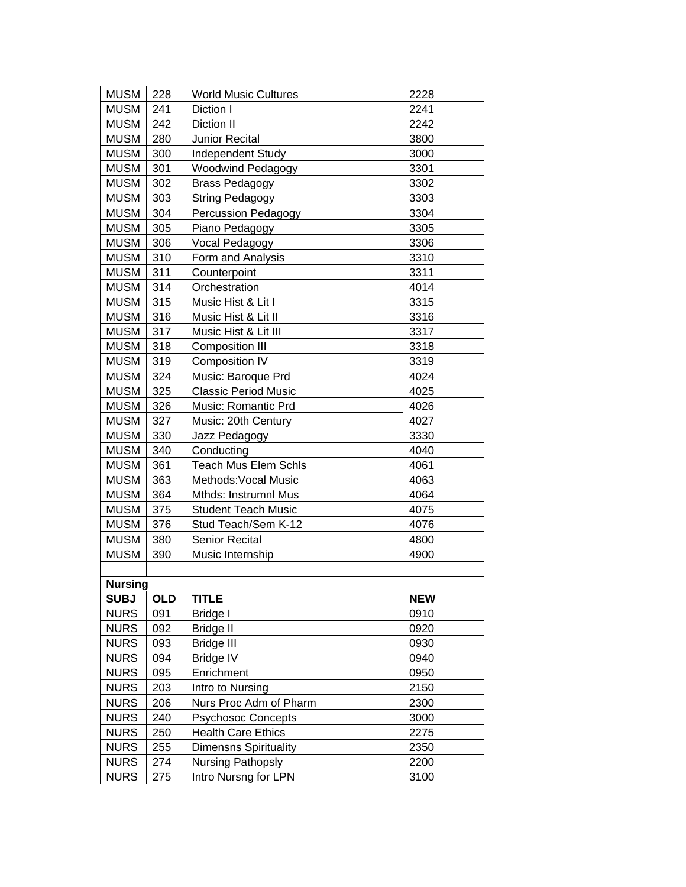| | | | |
|---|---|---|---|
| MUSM | 228 | World Music Cultures | 2228 |
| MUSM | 241 | Diction I | 2241 |
| MUSM | 242 | Diction II | 2242 |
| MUSM | 280 | Junior Recital | 3800 |
| MUSM | 300 | Independent Study | 3000 |
| MUSM | 301 | Woodwind Pedagogy | 3301 |
| MUSM | 302 | Brass Pedagogy | 3302 |
| MUSM | 303 | String Pedagogy | 3303 |
| MUSM | 304 | Percussion Pedagogy | 3304 |
| MUSM | 305 | Piano Pedagogy | 3305 |
| MUSM | 306 | Vocal Pedagogy | 3306 |
| MUSM | 310 | Form and Analysis | 3310 |
| MUSM | 311 | Counterpoint | 3311 |
| MUSM | 314 | Orchestration | 4014 |
| MUSM | 315 | Music Hist & Lit I | 3315 |
| MUSM | 316 | Music Hist & Lit II | 3316 |
| MUSM | 317 | Music Hist & Lit III | 3317 |
| MUSM | 318 | Composition III | 3318 |
| MUSM | 319 | Composition IV | 3319 |
| MUSM | 324 | Music: Baroque Prd | 4024 |
| MUSM | 325 | Classic Period Music | 4025 |
| MUSM | 326 | Music: Romantic Prd | 4026 |
| MUSM | 327 | Music: 20th Century | 4027 |
| MUSM | 330 | Jazz Pedagogy | 3330 |
| MUSM | 340 | Conducting | 4040 |
| MUSM | 361 | Teach Mus Elem Schls | 4061 |
| MUSM | 363 | Methods:Vocal Music | 4063 |
| MUSM | 364 | Mthds: Instrumnl Mus | 4064 |
| MUSM | 375 | Student Teach Music | 4075 |
| MUSM | 376 | Stud Teach/Sem K-12 | 4076 |
| MUSM | 380 | Senior Recital | 4800 |
| MUSM | 390 | Music Internship | 4900 |
| | | | |
| **Nursing** | | | |
| **SUBJ** | **OLD** | **TITLE** | **NEW** |
| NURS | 091 | Bridge I | 0910 |
| NURS | 092 | Bridge II | 0920 |
| NURS | 093 | Bridge III | 0930 |
| NURS | 094 | Bridge IV | 0940 |
| NURS | 095 | Enrichment | 0950 |
| NURS | 203 | Intro to Nursing | 2150 |
| NURS | 206 | Nurs Proc Adm of Pharm | 2300 |
| NURS | 240 | Psychosoc Concepts | 3000 |
| NURS | 250 | Health Care Ethics | 2275 |
| NURS | 255 | Dimensns Spirituality | 2350 |
| NURS | 274 | Nursing Pathopsly | 2200 |
| NURS | 275 | Intro Nursng for LPN | 3100 |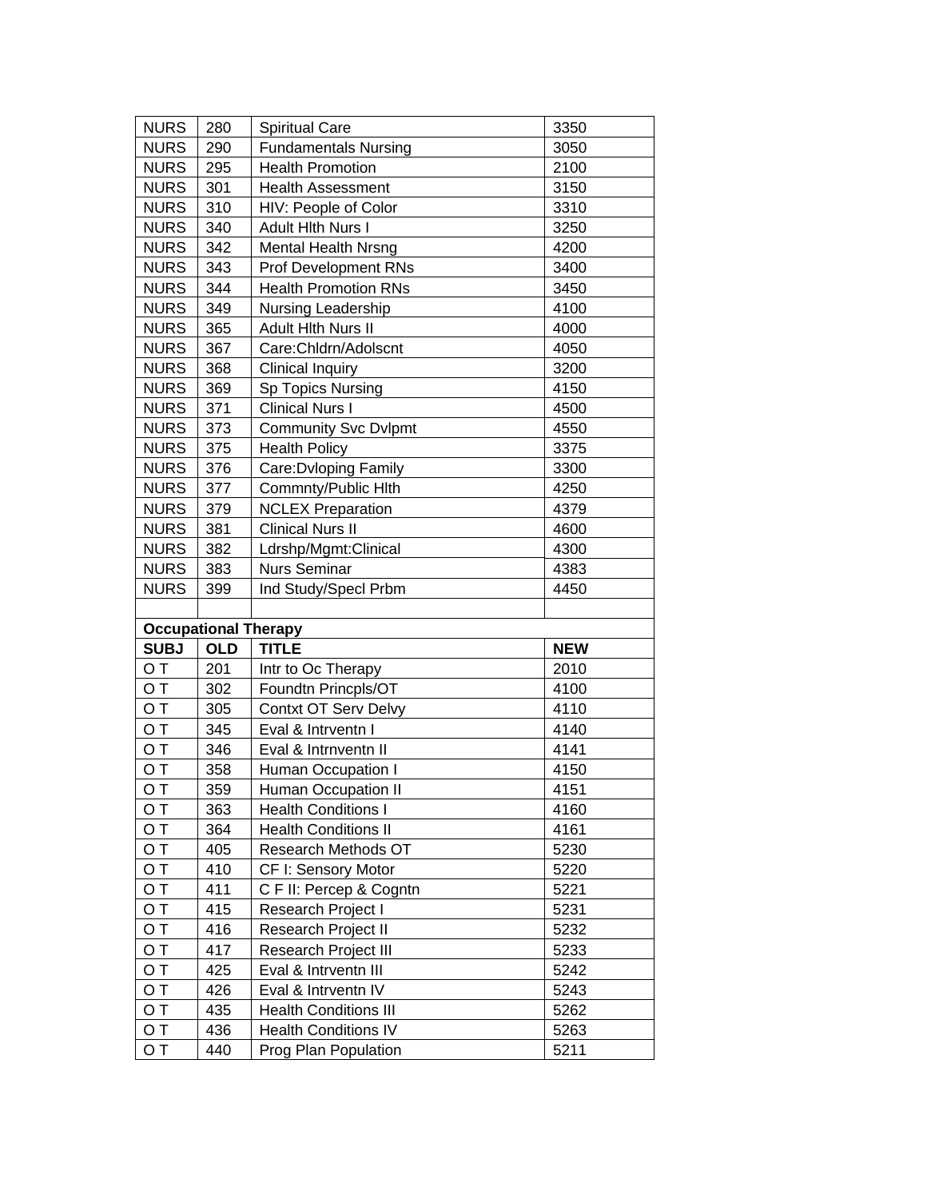| | | | |
|---|---|---|---|
| NURS | 280 | Spiritual Care | 3350 |
| NURS | 290 | Fundamentals Nursing | 3050 |
| NURS | 295 | Health Promotion | 2100 |
| NURS | 301 | Health Assessment | 3150 |
| NURS | 310 | HIV: People of Color | 3310 |
| NURS | 340 | Adult Hlth Nurs I | 3250 |
| NURS | 342 | Mental Health Nrsng | 4200 |
| NURS | 343 | Prof Development RNs | 3400 |
| NURS | 344 | Health Promotion RNs | 3450 |
| NURS | 349 | Nursing Leadership | 4100 |
| NURS | 365 | Adult Hlth Nurs II | 4000 |
| NURS | 367 | Care:Chldrn/Adolscnt | 4050 |
| NURS | 368 | Clinical Inquiry | 3200 |
| NURS | 369 | Sp Topics Nursing | 4150 |
| NURS | 371 | Clinical Nurs I | 4500 |
| NURS | 373 | Community Svc Dvlpmt | 4550 |
| NURS | 375 | Health Policy | 3375 |
| NURS | 376 | Care:Dvloping Family | 3300 |
| NURS | 377 | Commnty/Public Hlth | 4250 |
| NURS | 379 | NCLEX Preparation | 4379 |
| NURS | 381 | Clinical Nurs II | 4600 |
| NURS | 382 | Ldrshp/Mgmt:Clinical | 4300 |
| NURS | 383 | Nurs Seminar | 4383 |
| NURS | 399 | Ind Study/Specl Prbm | 4450 |
| | | | |
| **Occupational Therapy** | | | |
| **SUBJ** | **OLD** | **TITLE** | **NEW** |
| O T | 201 | Intr to Oc Therapy | 2010 |
| O T | 302 | Foundtn Princpls/OT | 4100 |
| O T | 305 | Contxt OT Serv Delvy | 4110 |
| O T | 345 | Eval & Intrventn I | 4140 |
| O T | 346 | Eval & Intrnventn II | 4141 |
| O T | 358 | Human Occupation I | 4150 |
| O T | 359 | Human Occupation II | 4151 |
| O T | 363 | Health Conditions I | 4160 |
| O T | 364 | Health Conditions II | 4161 |
| O T | 405 | Research Methods OT | 5230 |
| O T | 410 | CF I: Sensory Motor | 5220 |
| O T | 411 | C F II: Percep & Cogntn | 5221 |
| O T | 415 | Research Project I | 5231 |
| O T | 416 | Research Project II | 5232 |
| O T | 417 | Research Project III | 5233 |
| O T | 425 | Eval & Intrventn III | 5242 |
| O T | 426 | Eval & Intrventn IV | 5243 |
| O T | 435 | Health Conditions III | 5262 |
| O T | 436 | Health Conditions IV | 5263 |
| O T | 440 | Prog Plan Population | 5211 |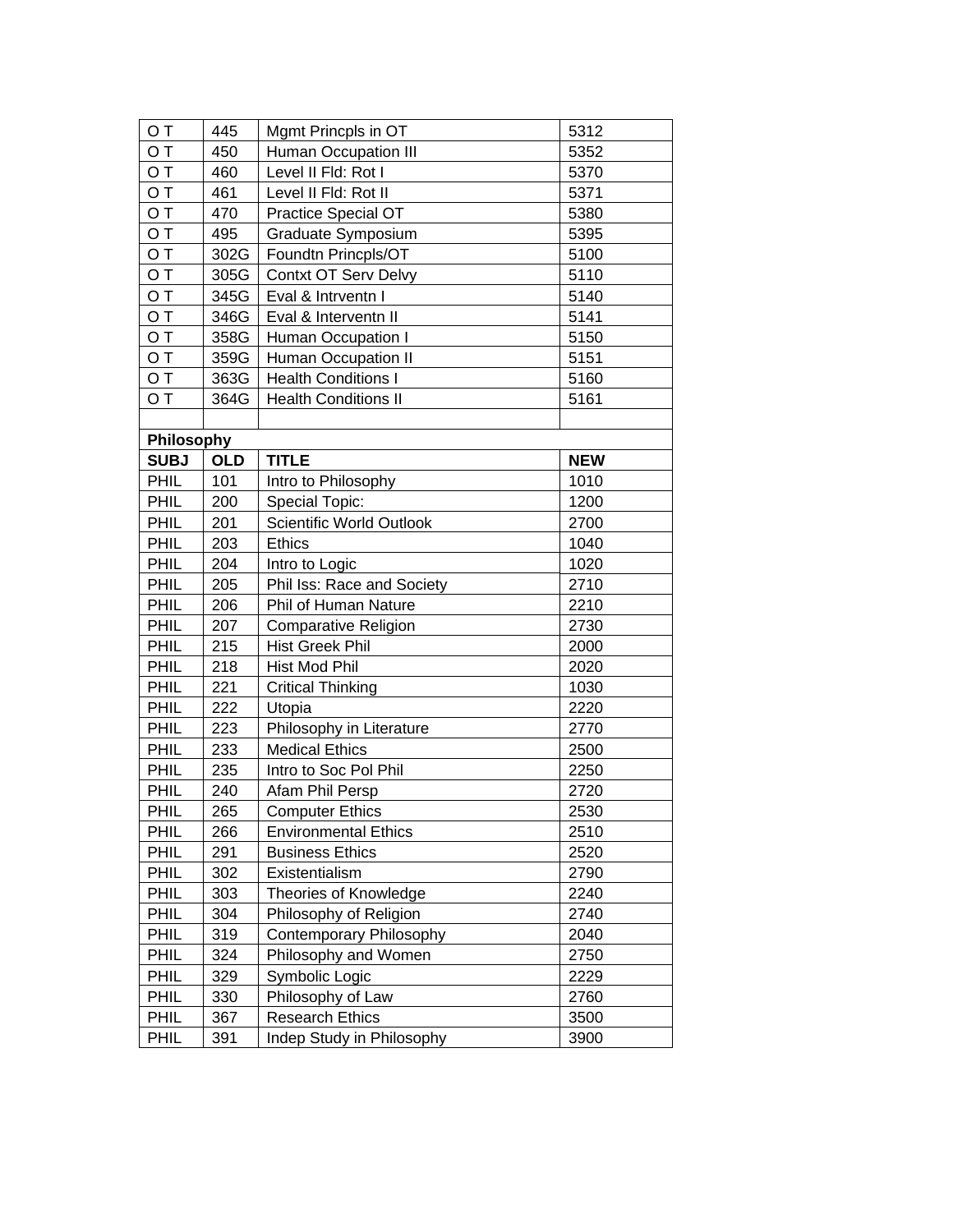| | | | |
|---|---|---|---|
| O T | 445 | Mgmt Princpls in OT | 5312 |
| O T | 450 | Human Occupation III | 5352 |
| O T | 460 | Level II Fld: Rot I | 5370 |
| O T | 461 | Level II Fld: Rot II | 5371 |
| O T | 470 | Practice Special OT | 5380 |
| O T | 495 | Graduate Symposium | 5395 |
| O T | 302G | Foundtn Princpls/OT | 5100 |
| O T | 305G | Contxt OT Serv Delvy | 5110 |
| O T | 345G | Eval & Intrventn I | 5140 |
| O T | 346G | Eval & Interventn II | 5141 |
| O T | 358G | Human Occupation I | 5150 |
| O T | 359G | Human Occupation II | 5151 |
| O T | 363G | Health Conditions I | 5160 |
| O T | 364G | Health Conditions II | 5161 |

**Philosophy**

| SUBJ | OLD | TITLE | NEW |
|---|---|---|---|
| PHIL | 101 | Intro to Philosophy | 1010 |
| PHIL | 200 | Special Topic: | 1200 |
| PHIL | 201 | Scientific World Outlook | 2700 |
| PHIL | 203 | Ethics | 1040 |
| PHIL | 204 | Intro to Logic | 1020 |
| PHIL | 205 | Phil Iss: Race and Society | 2710 |
| PHIL | 206 | Phil of Human Nature | 2210 |
| PHIL | 207 | Comparative Religion | 2730 |
| PHIL | 215 | Hist Greek Phil | 2000 |
| PHIL | 218 | Hist Mod Phil | 2020 |
| PHIL | 221 | Critical Thinking | 1030 |
| PHIL | 222 | Utopia | 2220 |
| PHIL | 223 | Philosophy in Literature | 2770 |
| PHIL | 233 | Medical Ethics | 2500 |
| PHIL | 235 | Intro to Soc Pol Phil | 2250 |
| PHIL | 240 | Afam Phil Persp | 2720 |
| PHIL | 265 | Computer Ethics | 2530 |
| PHIL | 266 | Environmental Ethics | 2510 |
| PHIL | 291 | Business Ethics | 2520 |
| PHIL | 302 | Existentialism | 2790 |
| PHIL | 303 | Theories of Knowledge | 2240 |
| PHIL | 304 | Philosophy of Religion | 2740 |
| PHIL | 319 | Contemporary Philosophy | 2040 |
| PHIL | 324 | Philosophy and Women | 2750 |
| PHIL | 329 | Symbolic Logic | 2229 |
| PHIL | 330 | Philosophy of Law | 2760 |
| PHIL | 367 | Research Ethics | 3500 |
| PHIL | 391 | Indep Study in Philosophy | 3900 |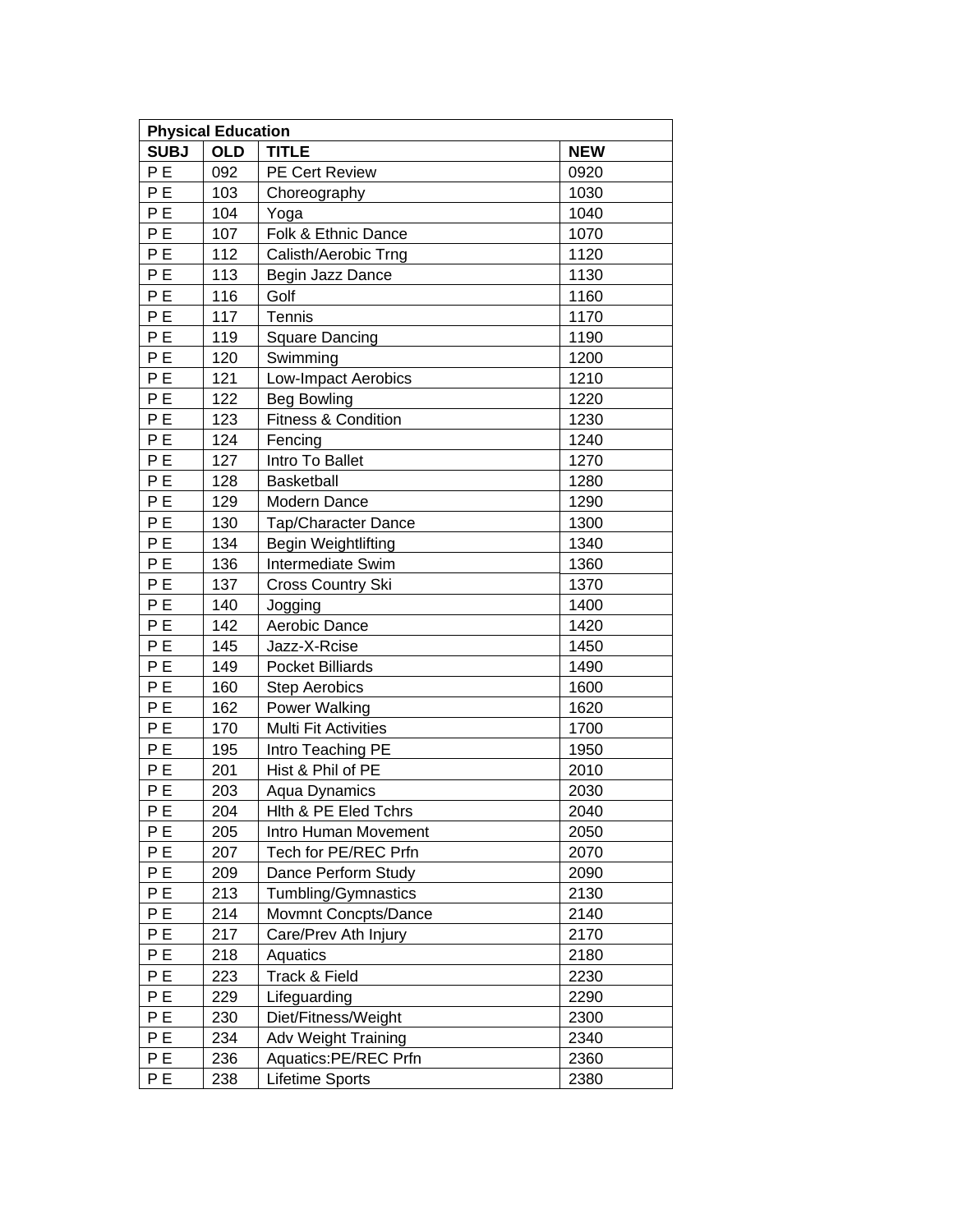| Physical Education | | | |
|---|---|---|---|
| **SUBJ** | **OLD** | **TITLE** | **NEW** |
| P E | 092 | PE Cert Review | 0920 |
| P E | 103 | Choreography | 1030 |
| P E | 104 | Yoga | 1040 |
| P E | 107 | Folk & Ethnic Dance | 1070 |
| P E | 112 | Calisth/Aerobic Trng | 1120 |
| P E | 113 | Begin Jazz Dance | 1130 |
| P E | 116 | Golf | 1160 |
| P E | 117 | Tennis | 1170 |
| P E | 119 | Square Dancing | 1190 |
| P E | 120 | Swimming | 1200 |
| P E | 121 | Low-Impact Aerobics | 1210 |
| P E | 122 | Beg Bowling | 1220 |
| P E | 123 | Fitness & Condition | 1230 |
| P E | 124 | Fencing | 1240 |
| P E | 127 | Intro To Ballet | 1270 |
| P E | 128 | Basketball | 1280 |
| P E | 129 | Modern Dance | 1290 |
| P E | 130 | Tap/Character Dance | 1300 |
| P E | 134 | Begin Weightlifting | 1340 |
| P E | 136 | Intermediate Swim | 1360 |
| P E | 137 | Cross Country Ski | 1370 |
| P E | 140 | Jogging | 1400 |
| P E | 142 | Aerobic Dance | 1420 |
| P E | 145 | Jazz-X-Rcise | 1450 |
| P E | 149 | Pocket Billiards | 1490 |
| P E | 160 | Step Aerobics | 1600 |
| P E | 162 | Power Walking | 1620 |
| P E | 170 | Multi Fit Activities | 1700 |
| P E | 195 | Intro Teaching PE | 1950 |
| P E | 201 | Hist & Phil of PE | 2010 |
| P E | 203 | Aqua Dynamics | 2030 |
| P E | 204 | Hlth & PE Eled Tchrs | 2040 |
| P E | 205 | Intro Human Movement | 2050 |
| P E | 207 | Tech for PE/REC Prfn | 2070 |
| P E | 209 | Dance Perform Study | 2090 |
| P E | 213 | Tumbling/Gymnastics | 2130 |
| P E | 214 | Movmnt Concpts/Dance | 2140 |
| P E | 217 | Care/Prev Ath Injury | 2170 |
| P E | 218 | Aquatics | 2180 |
| P E | 223 | Track & Field | 2230 |
| P E | 229 | Lifeguarding | 2290 |
| P E | 230 | Diet/Fitness/Weight | 2300 |
| P E | 234 | Adv Weight Training | 2340 |
| P E | 236 | Aquatics:PE/REC Prfn | 2360 |
| P E | 238 | Lifetime Sports | 2380 |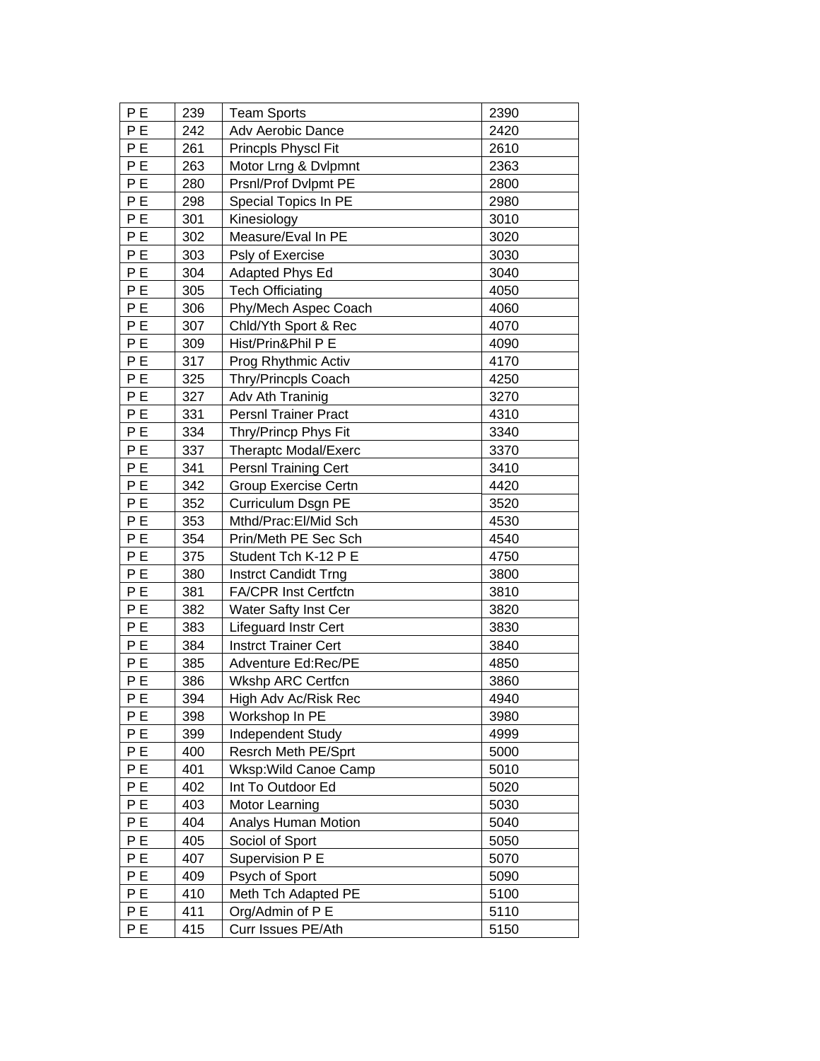| | | | |
|---|---|---|---|
| P E | 239 | Team Sports | 2390 |
| P E | 242 | Adv Aerobic Dance | 2420 |
| P E | 261 | Princpls Physcl Fit | 2610 |
| P E | 263 | Motor Lrng & Dvlpmnt | 2363 |
| P E | 280 | Prsnl/Prof Dvlpmt PE | 2800 |
| P E | 298 | Special Topics In PE | 2980 |
| P E | 301 | Kinesiology | 3010 |
| P E | 302 | Measure/Eval In PE | 3020 |
| P E | 303 | Psly of Exercise | 3030 |
| P E | 304 | Adapted Phys Ed | 3040 |
| P E | 305 | Tech Officiating | 4050 |
| P E | 306 | Phy/Mech Aspec Coach | 4060 |
| P E | 307 | Chld/Yth Sport & Rec | 4070 |
| P E | 309 | Hist/Prin&Phil P E | 4090 |
| P E | 317 | Prog Rhythmic Activ | 4170 |
| P E | 325 | Thry/Princpls Coach | 4250 |
| P E | 327 | Adv Ath Traninig | 3270 |
| P E | 331 | Persnl Trainer Pract | 4310 |
| P E | 334 | Thry/Princp Phys Fit | 3340 |
| P E | 337 | Theraptc Modal/Exerc | 3370 |
| P E | 341 | Persnl Training Cert | 3410 |
| P E | 342 | Group Exercise Certn | 4420 |
| P E | 352 | Curriculum Dsgn PE | 3520 |
| P E | 353 | Mthd/Prac:El/Mid Sch | 4530 |
| P E | 354 | Prin/Meth PE Sec Sch | 4540 |
| P E | 375 | Student Tch K-12 P E | 4750 |
| P E | 380 | Instrct Candidt Trng | 3800 |
| P E | 381 | FA/CPR Inst Certfctn | 3810 |
| P E | 382 | Water Safty Inst Cer | 3820 |
| P E | 383 | Lifeguard Instr Cert | 3830 |
| P E | 384 | Instrct Trainer Cert | 3840 |
| P E | 385 | Adventure Ed:Rec/PE | 4850 |
| P E | 386 | Wkshp ARC Certfcn | 3860 |
| P E | 394 | High Adv Ac/Risk Rec | 4940 |
| P E | 398 | Workshop In PE | 3980 |
| P E | 399 | Independent Study | 4999 |
| P E | 400 | Resrch Meth PE/Sprt | 5000 |
| P E | 401 | Wksp:Wild Canoe Camp | 5010 |
| P E | 402 | Int To Outdoor Ed | 5020 |
| P E | 403 | Motor Learning | 5030 |
| P E | 404 | Analys Human Motion | 5040 |
| P E | 405 | Sociol of Sport | 5050 |
| P E | 407 | Supervision P E | 5070 |
| P E | 409 | Psych of Sport | 5090 |
| P E | 410 | Meth Tch Adapted PE | 5100 |
| P E | 411 | Org/Admin of P E | 5110 |
| P E | 415 | Curr Issues PE/Ath | 5150 |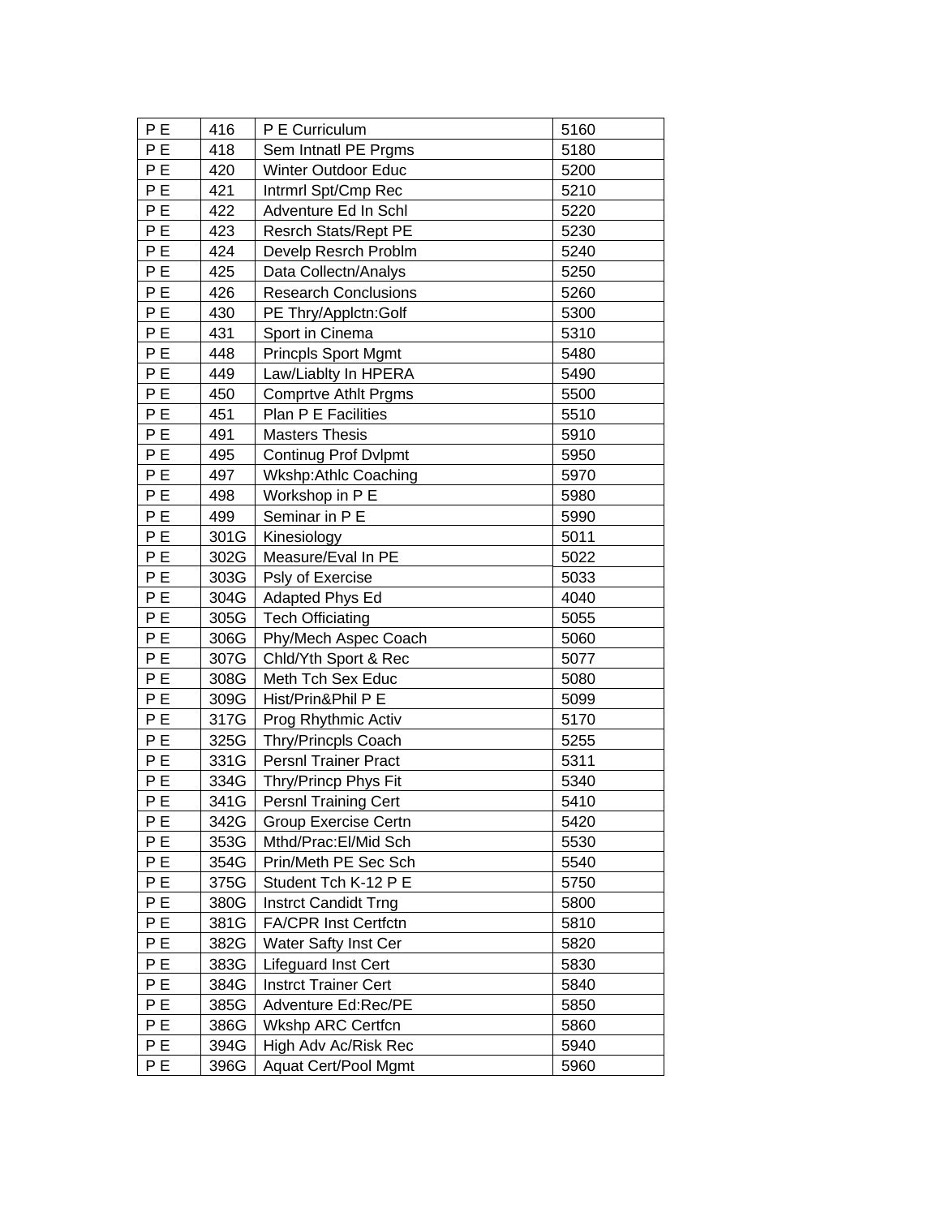| | | | |
|---|---|---|---|
| P E | 416 | P E Curriculum | 5160 |
| P E | 418 | Sem Intnatl PE Prgms | 5180 |
| P E | 420 | Winter Outdoor Educ | 5200 |
| P E | 421 | Intrmrl Spt/Cmp Rec | 5210 |
| P E | 422 | Adventure Ed In Schl | 5220 |
| P E | 423 | Resrch Stats/Rept PE | 5230 |
| P E | 424 | Develp Resrch Problm | 5240 |
| P E | 425 | Data Collectn/Analys | 5250 |
| P E | 426 | Research Conclusions | 5260 |
| P E | 430 | PE Thry/Applctn:Golf | 5300 |
| P E | 431 | Sport in Cinema | 5310 |
| P E | 448 | Princpls Sport Mgmt | 5480 |
| P E | 449 | Law/Liablty In HPERA | 5490 |
| P E | 450 | Comprtve Athlt Prgms | 5500 |
| P E | 451 | Plan P E Facilities | 5510 |
| P E | 491 | Masters Thesis | 5910 |
| P E | 495 | Continug Prof Dvlpmt | 5950 |
| P E | 497 | Wkshp:Athlc Coaching | 5970 |
| P E | 498 | Workshop in P E | 5980 |
| P E | 499 | Seminar in P E | 5990 |
| P E | 301G | Kinesiology | 5011 |
| P E | 302G | Measure/Eval In PE | 5022 |
| P E | 303G | Psly of Exercise | 5033 |
| P E | 304G | Adapted Phys Ed | 4040 |
| P E | 305G | Tech Officiating | 5055 |
| P E | 306G | Phy/Mech Aspec Coach | 5060 |
| P E | 307G | Chld/Yth Sport & Rec | 5077 |
| P E | 308G | Meth Tch Sex Educ | 5080 |
| P E | 309G | Hist/Prin&Phil P E | 5099 |
| P E | 317G | Prog Rhythmic Activ | 5170 |
| P E | 325G | Thry/Princpls Coach | 5255 |
| P E | 331G | Persnl Trainer Pract | 5311 |
| P E | 334G | Thry/Princp Phys Fit | 5340 |
| P E | 341G | Persnl Training Cert | 5410 |
| P E | 342G | Group Exercise Certn | 5420 |
| P E | 353G | Mthd/Prac:El/Mid Sch | 5530 |
| P E | 354G | Prin/Meth PE Sec Sch | 5540 |
| P E | 375G | Student Tch K-12 P E | 5750 |
| P E | 380G | Instrct Candidt Trng | 5800 |
| P E | 381G | FA/CPR Inst Certfctn | 5810 |
| P E | 382G | Water Safty Inst Cer | 5820 |
| P E | 383G | Lifeguard Inst Cert | 5830 |
| P E | 384G | Instrct Trainer Cert | 5840 |
| P E | 385G | Adventure Ed:Rec/PE | 5850 |
| P E | 386G | Wkshp ARC Certfcn | 5860 |
| P E | 394G | High Adv Ac/Risk Rec | 5940 |
| P E | 396G | Aquat Cert/Pool Mgmt | 5960 |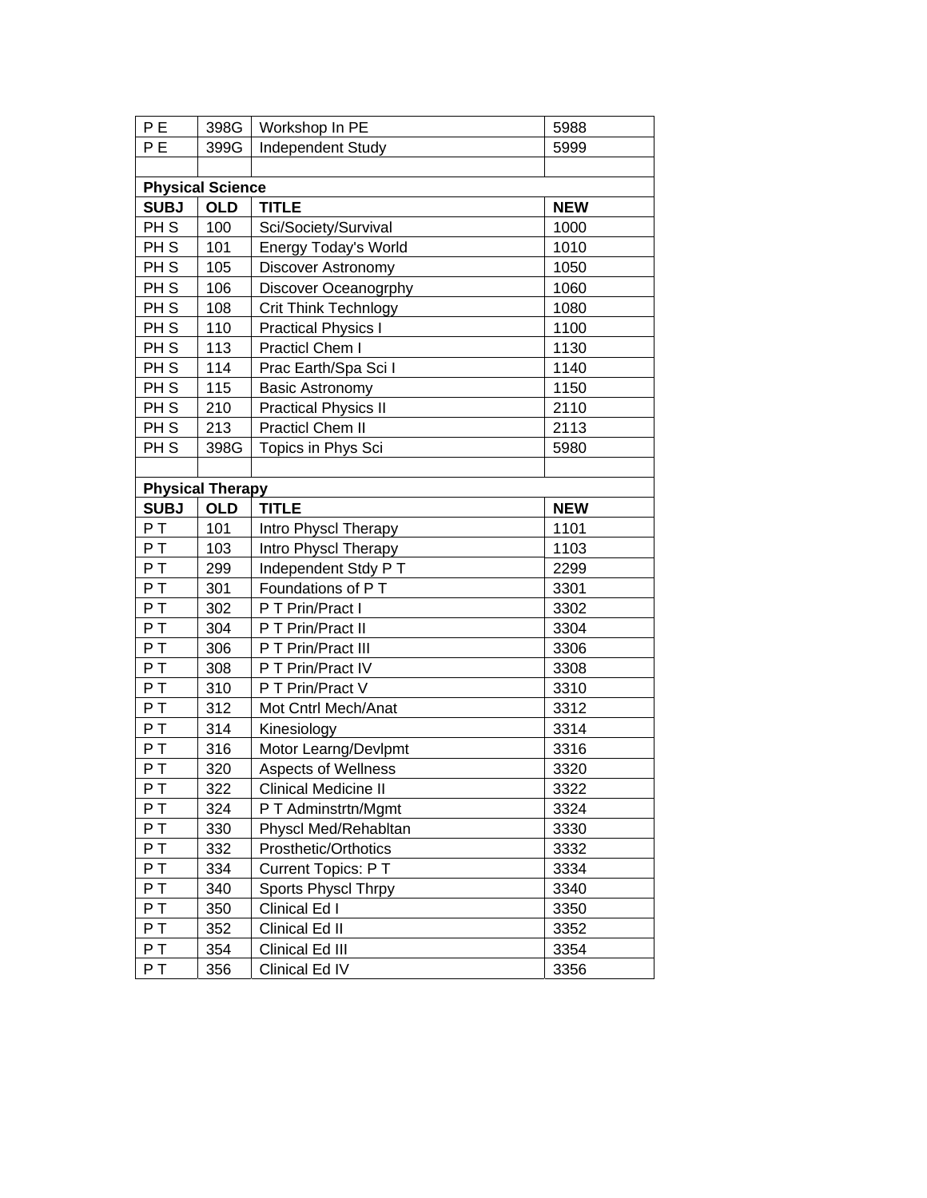| | | | |
|---|---|---|---|
| P E | 398G | Workshop In PE | 5988 |
| P E | 399G | Independent Study | 5999 |

**Physical Science**

| SUBJ | OLD | TITLE | NEW |
|---|---|---|---|
| PH S | 100 | Sci/Society/Survival | 1000 |
| PH S | 101 | Energy Today's World | 1010 |
| PH S | 105 | Discover Astronomy | 1050 |
| PH S | 106 | Discover Oceanogrphy | 1060 |
| PH S | 108 | Crit Think Technlogy | 1080 |
| PH S | 110 | Practical Physics I | 1100 |
| PH S | 113 | Practicl Chem I | 1130 |
| PH S | 114 | Prac Earth/Spa Sci I | 1140 |
| PH S | 115 | Basic Astronomy | 1150 |
| PH S | 210 | Practical Physics II | 2110 |
| PH S | 213 | Practicl Chem II | 2113 |
| PH S | 398G | Topics in Phys Sci | 5980 |

**Physical Therapy**

| SUBJ | OLD | TITLE | NEW |
|---|---|---|---|
| P T | 101 | Intro Physcl Therapy | 1101 |
| P T | 103 | Intro Physcl Therapy | 1103 |
| P T | 299 | Independent Stdy P T | 2299 |
| P T | 301 | Foundations of P T | 3301 |
| P T | 302 | P T Prin/Pract I | 3302 |
| P T | 304 | P T Prin/Pract II | 3304 |
| P T | 306 | P T Prin/Pract III | 3306 |
| P T | 308 | P T Prin/Pract IV | 3308 |
| P T | 310 | P T Prin/Pract V | 3310 |
| P T | 312 | Mot Cntrl Mech/Anat | 3312 |
| P T | 314 | Kinesiology | 3314 |
| P T | 316 | Motor Learng/Devlpmt | 3316 |
| P T | 320 | Aspects of Wellness | 3320 |
| P T | 322 | Clinical Medicine II | 3322 |
| P T | 324 | P T Adminstrtn/Mgmt | 3324 |
| P T | 330 | Physcl Med/Rehabltan | 3330 |
| P T | 332 | Prosthetic/Orthotics | 3332 |
| P T | 334 | Current Topics: P T | 3334 |
| P T | 340 | Sports Physcl Thrpy | 3340 |
| P T | 350 | Clinical Ed I | 3350 |
| P T | 352 | Clinical Ed II | 3352 |
| P T | 354 | Clinical Ed III | 3354 |
| P T | 356 | Clinical Ed IV | 3356 |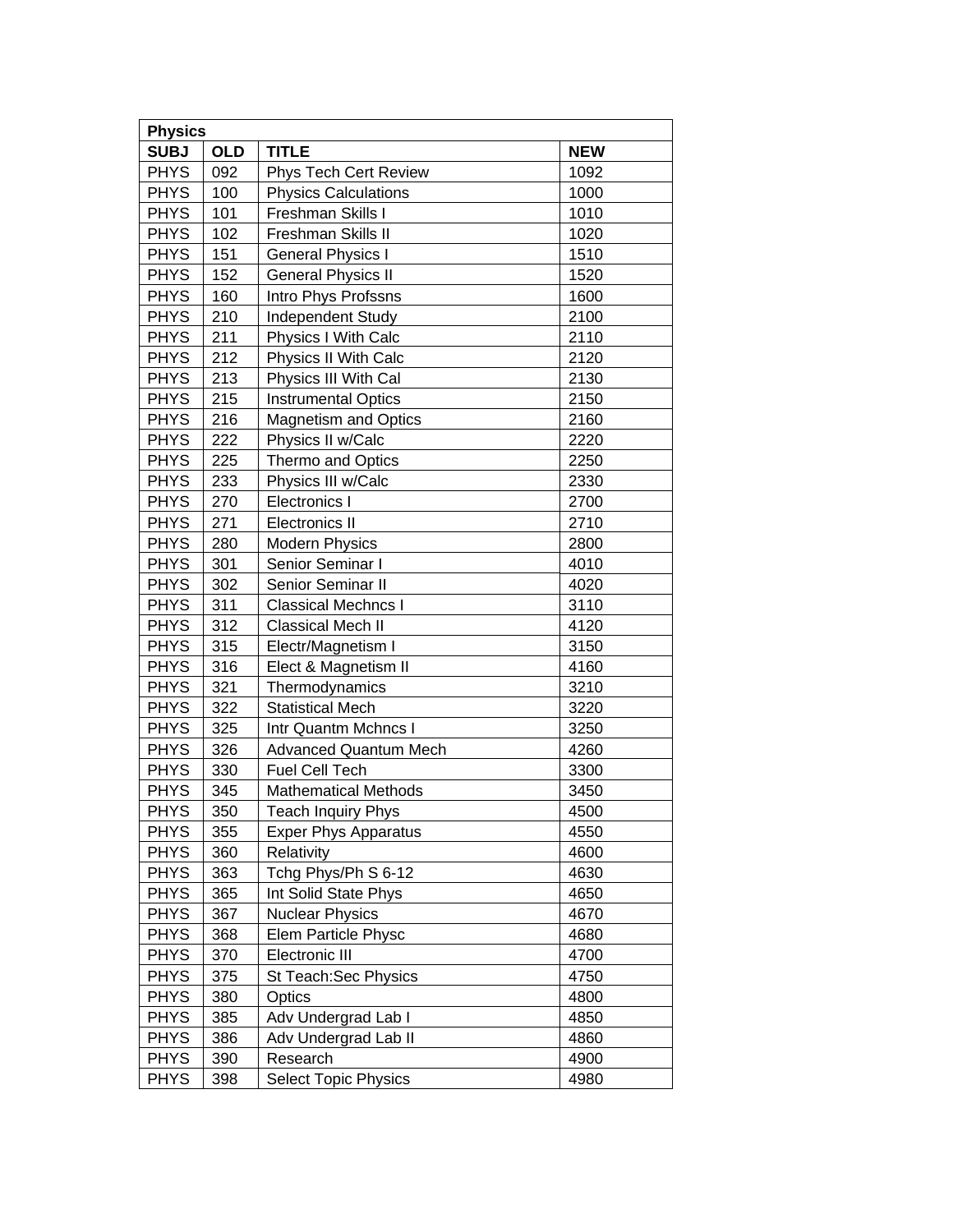| Physics | | | |
|---|---|---|---|
| **SUBJ** | **OLD** | **TITLE** | **NEW** |
| PHYS | 092 | Phys Tech Cert Review | 1092 |
| PHYS | 100 | Physics Calculations | 1000 |
| PHYS | 101 | Freshman Skills I | 1010 |
| PHYS | 102 | Freshman Skills II | 1020 |
| PHYS | 151 | General Physics I | 1510 |
| PHYS | 152 | General Physics II | 1520 |
| PHYS | 160 | Intro Phys Profssns | 1600 |
| PHYS | 210 | Independent Study | 2100 |
| PHYS | 211 | Physics I With Calc | 2110 |
| PHYS | 212 | Physics II With Calc | 2120 |
| PHYS | 213 | Physics III With Cal | 2130 |
| PHYS | 215 | Instrumental Optics | 2150 |
| PHYS | 216 | Magnetism and Optics | 2160 |
| PHYS | 222 | Physics II w/Calc | 2220 |
| PHYS | 225 | Thermo and Optics | 2250 |
| PHYS | 233 | Physics III w/Calc | 2330 |
| PHYS | 270 | Electronics I | 2700 |
| PHYS | 271 | Electronics II | 2710 |
| PHYS | 280 | Modern Physics | 2800 |
| PHYS | 301 | Senior Seminar I | 4010 |
| PHYS | 302 | Senior Seminar II | 4020 |
| PHYS | 311 | Classical Mechncs I | 3110 |
| PHYS | 312 | Classical Mech II | 4120 |
| PHYS | 315 | Electr/Magnetism I | 3150 |
| PHYS | 316 | Elect & Magnetism II | 4160 |
| PHYS | 321 | Thermodynamics | 3210 |
| PHYS | 322 | Statistical Mech | 3220 |
| PHYS | 325 | Intr Quantm Mchncs I | 3250 |
| PHYS | 326 | Advanced Quantum Mech | 4260 |
| PHYS | 330 | Fuel Cell Tech | 3300 |
| PHYS | 345 | Mathematical Methods | 3450 |
| PHYS | 350 | Teach Inquiry Phys | 4500 |
| PHYS | 355 | Exper Phys Apparatus | 4550 |
| PHYS | 360 | Relativity | 4600 |
| PHYS | 363 | Tchg Phys/Ph S 6-12 | 4630 |
| PHYS | 365 | Int Solid State Phys | 4650 |
| PHYS | 367 | Nuclear Physics | 4670 |
| PHYS | 368 | Elem Particle Physc | 4680 |
| PHYS | 370 | Electronic III | 4700 |
| PHYS | 375 | St Teach:Sec Physics | 4750 |
| PHYS | 380 | Optics | 4800 |
| PHYS | 385 | Adv Undergrad Lab I | 4850 |
| PHYS | 386 | Adv Undergrad Lab II | 4860 |
| PHYS | 390 | Research | 4900 |
| PHYS | 398 | Select Topic Physics | 4980 |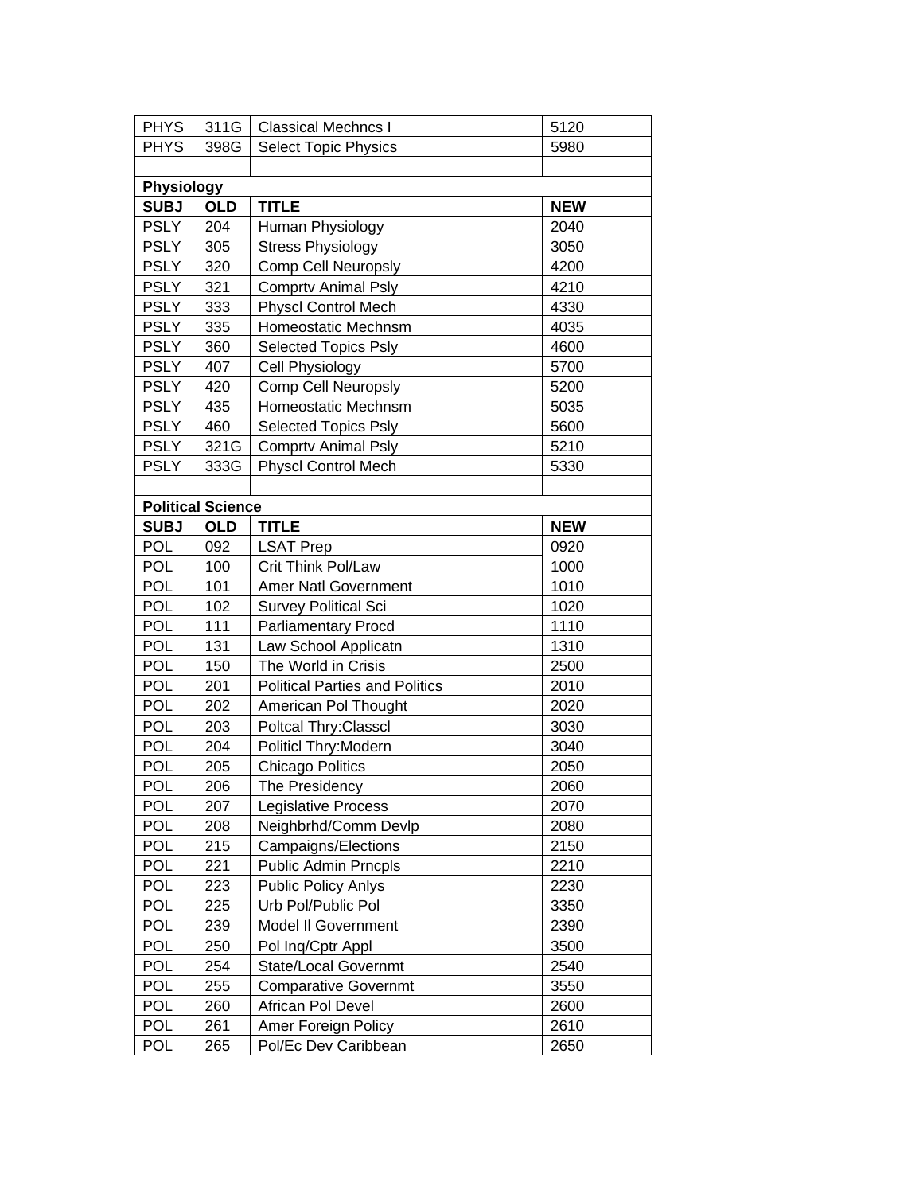| | | | |
|---|---|---|---|
| PHYS | 311G | Classical Mechncs I | 5120 |
| PHYS | 398G | Select Topic Physics | 5980 |
| | | | |
| **Physiology** | | | |
| **SUBJ** | **OLD** | **TITLE** | **NEW** |
| PSLY | 204 | Human Physiology | 2040 |
| PSLY | 305 | Stress Physiology | 3050 |
| PSLY | 320 | Comp Cell Neuropsly | 4200 |
| PSLY | 321 | Comprtv Animal Psly | 4210 |
| PSLY | 333 | Physcl Control Mech | 4330 |
| PSLY | 335 | Homeostatic Mechnsm | 4035 |
| PSLY | 360 | Selected Topics Psly | 4600 |
| PSLY | 407 | Cell Physiology | 5700 |
| PSLY | 420 | Comp Cell Neuropsly | 5200 |
| PSLY | 435 | Homeostatic Mechnsm | 5035 |
| PSLY | 460 | Selected Topics Psly | 5600 |
| PSLY | 321G | Comprtv Animal Psly | 5210 |
| PSLY | 333G | Physcl Control Mech | 5330 |
| | | | |
| **Political Science** | | | |
| **SUBJ** | **OLD** | **TITLE** | **NEW** |
| POL | 092 | LSAT Prep | 0920 |
| POL | 100 | Crit Think Pol/Law | 1000 |
| POL | 101 | Amer Natl Government | 1010 |
| POL | 102 | Survey Political Sci | 1020 |
| POL | 111 | Parliamentary Procd | 1110 |
| POL | 131 | Law School Applicatn | 1310 |
| POL | 150 | The World in Crisis | 2500 |
| POL | 201 | Political Parties and Politics | 2010 |
| POL | 202 | American Pol Thought | 2020 |
| POL | 203 | Poltcal Thry:Classcl | 3030 |
| POL | 204 | Politicl Thry:Modern | 3040 |
| POL | 205 | Chicago Politics | 2050 |
| POL | 206 | The Presidency | 2060 |
| POL | 207 | Legislative Process | 2070 |
| POL | 208 | Neighbrhd/Comm Devlp | 2080 |
| POL | 215 | Campaigns/Elections | 2150 |
| POL | 221 | Public Admin Prncpls | 2210 |
| POL | 223 | Public Policy Anlys | 2230 |
| POL | 225 | Urb Pol/Public Pol | 3350 |
| POL | 239 | Model Il Government | 2390 |
| POL | 250 | Pol Inq/Cptr Appl | 3500 |
| POL | 254 | State/Local Governmt | 2540 |
| POL | 255 | Comparative Governmt | 3550 |
| POL | 260 | African Pol Devel | 2600 |
| POL | 261 | Amer Foreign Policy | 2610 |
| POL | 265 | Pol/Ec Dev Caribbean | 2650 |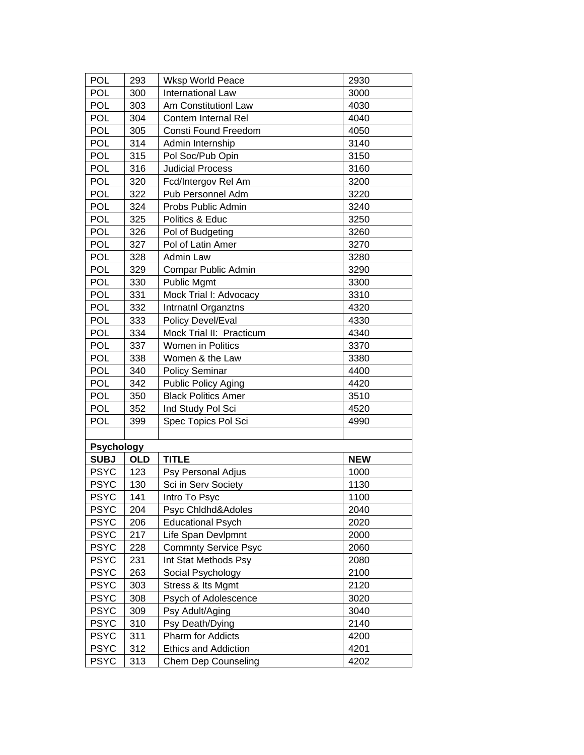| | | | |
|---|---|---|---|
| POL | 293 | Wksp World Peace | 2930 |
| POL | 300 | International Law | 3000 |
| POL | 303 | Am Constitutionl Law | 4030 |
| POL | 304 | Contem Internal Rel | 4040 |
| POL | 305 | Consti Found Freedom | 4050 |
| POL | 314 | Admin Internship | 3140 |
| POL | 315 | Pol Soc/Pub Opin | 3150 |
| POL | 316 | Judicial Process | 3160 |
| POL | 320 | Fcd/Intergov Rel Am | 3200 |
| POL | 322 | Pub Personnel Adm | 3220 |
| POL | 324 | Probs Public Admin | 3240 |
| POL | 325 | Politics & Educ | 3250 |
| POL | 326 | Pol of Budgeting | 3260 |
| POL | 327 | Pol of Latin Amer | 3270 |
| POL | 328 | Admin Law | 3280 |
| POL | 329 | Compar Public Admin | 3290 |
| POL | 330 | Public Mgmt | 3300 |
| POL | 331 | Mock Trial I: Advocacy | 3310 |
| POL | 332 | Intrnatnl Organztns | 4320 |
| POL | 333 | Policy Devel/Eval | 4330 |
| POL | 334 | Mock Trial II: Practicum | 4340 |
| POL | 337 | Women in Politics | 3370 |
| POL | 338 | Women & the Law | 3380 |
| POL | 340 | Policy Seminar | 4400 |
| POL | 342 | Public Policy Aging | 4420 |
| POL | 350 | Black Politics Amer | 3510 |
| POL | 352 | Ind Study Pol Sci | 4520 |
| POL | 399 | Spec Topics Pol Sci | 4990 |
| | | | |
| **Psychology** | | | |
| **SUBJ** | **OLD** | **TITLE** | **NEW** |
| PSYC | 123 | Psy Personal Adjus | 1000 |
| PSYC | 130 | Sci in Serv Society | 1130 |
| PSYC | 141 | Intro To Psyc | 1100 |
| PSYC | 204 | Psyc Chldhd&Adoles | 2040 |
| PSYC | 206 | Educational Psych | 2020 |
| PSYC | 217 | Life Span Devlpmnt | 2000 |
| PSYC | 228 | Commnty Service Psyc | 2060 |
| PSYC | 231 | Int Stat Methods Psy | 2080 |
| PSYC | 263 | Social Psychology | 2100 |
| PSYC | 303 | Stress & Its Mgmt | 2120 |
| PSYC | 308 | Psych of Adolescence | 3020 |
| PSYC | 309 | Psy Adult/Aging | 3040 |
| PSYC | 310 | Psy Death/Dying | 2140 |
| PSYC | 311 | Pharm for Addicts | 4200 |
| PSYC | 312 | Ethics and Addiction | 4201 |
| PSYC | 313 | Chem Dep Counseling | 4202 |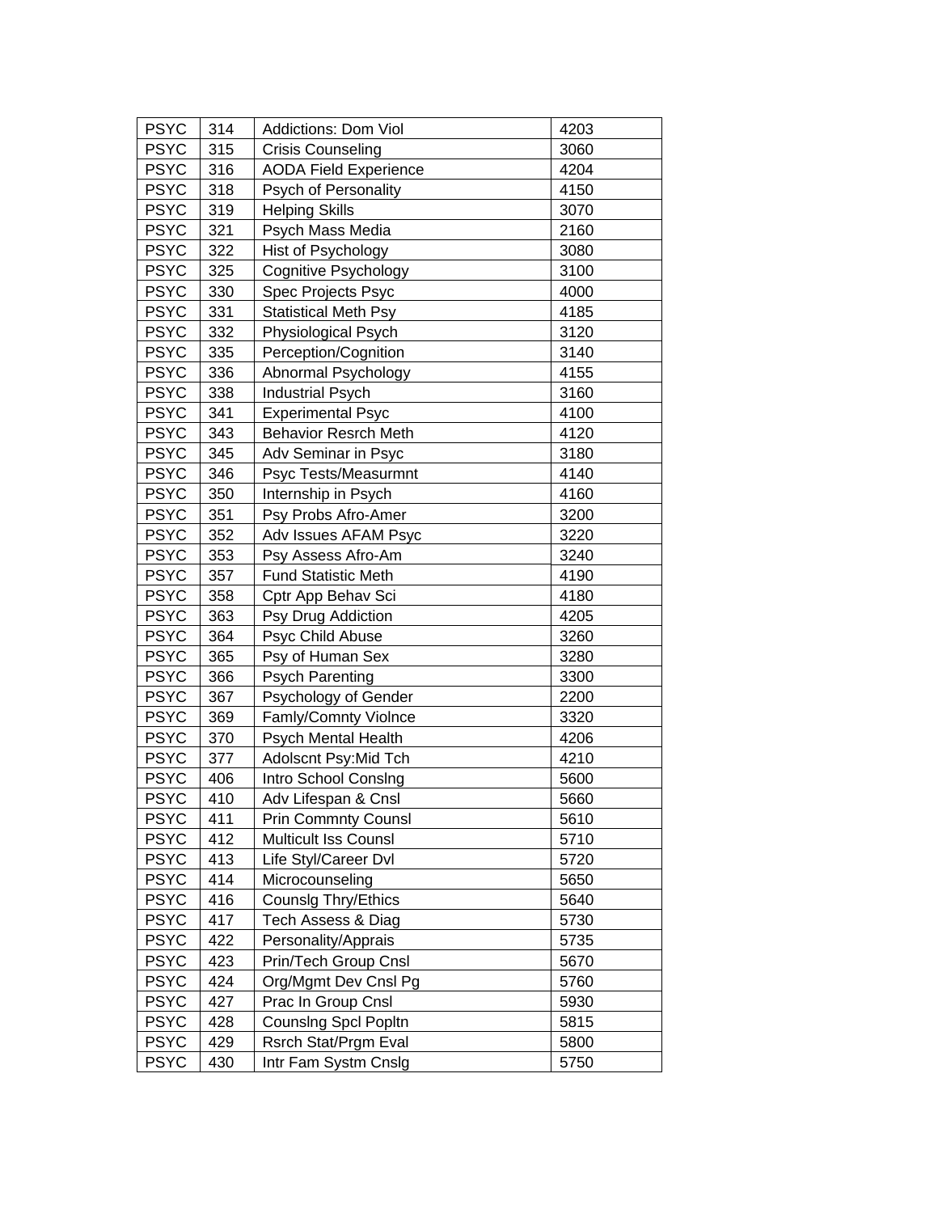| | | | |
|---|---|---|---|
| PSYC | 314 | Addictions: Dom Viol | 4203 |
| PSYC | 315 | Crisis Counseling | 3060 |
| PSYC | 316 | AODA Field Experience | 4204 |
| PSYC | 318 | Psych of Personality | 4150 |
| PSYC | 319 | Helping Skills | 3070 |
| PSYC | 321 | Psych Mass Media | 2160 |
| PSYC | 322 | Hist of Psychology | 3080 |
| PSYC | 325 | Cognitive Psychology | 3100 |
| PSYC | 330 | Spec Projects Psyc | 4000 |
| PSYC | 331 | Statistical Meth Psy | 4185 |
| PSYC | 332 | Physiological Psych | 3120 |
| PSYC | 335 | Perception/Cognition | 3140 |
| PSYC | 336 | Abnormal Psychology | 4155 |
| PSYC | 338 | Industrial Psych | 3160 |
| PSYC | 341 | Experimental Psyc | 4100 |
| PSYC | 343 | Behavior Resrch Meth | 4120 |
| PSYC | 345 | Adv Seminar in Psyc | 3180 |
| PSYC | 346 | Psyc Tests/Measurmnt | 4140 |
| PSYC | 350 | Internship in Psych | 4160 |
| PSYC | 351 | Psy Probs Afro-Amer | 3200 |
| PSYC | 352 | Adv Issues AFAM Psyc | 3220 |
| PSYC | 353 | Psy Assess Afro-Am | 3240 |
| PSYC | 357 | Fund Statistic Meth | 4190 |
| PSYC | 358 | Cptr App Behav Sci | 4180 |
| PSYC | 363 | Psy Drug Addiction | 4205 |
| PSYC | 364 | Psyc Child Abuse | 3260 |
| PSYC | 365 | Psy of Human Sex | 3280 |
| PSYC | 366 | Psych Parenting | 3300 |
| PSYC | 367 | Psychology of Gender | 2200 |
| PSYC | 369 | Famly/Comnty Violnce | 3320 |
| PSYC | 370 | Psych Mental Health | 4206 |
| PSYC | 377 | Adolscnt Psy:Mid Tch | 4210 |
| PSYC | 406 | Intro School Conslng | 5600 |
| PSYC | 410 | Adv Lifespan & Cnsl | 5660 |
| PSYC | 411 | Prin Commnty Counsl | 5610 |
| PSYC | 412 | Multicult Iss Counsl | 5710 |
| PSYC | 413 | Life Styl/Career Dvl | 5720 |
| PSYC | 414 | Microcounseling | 5650 |
| PSYC | 416 | Counslg Thry/Ethics | 5640 |
| PSYC | 417 | Tech Assess & Diag | 5730 |
| PSYC | 422 | Personality/Apprais | 5735 |
| PSYC | 423 | Prin/Tech Group Cnsl | 5670 |
| PSYC | 424 | Org/Mgmt Dev Cnsl Pg | 5760 |
| PSYC | 427 | Prac In Group Cnsl | 5930 |
| PSYC | 428 | Counslng Spcl Popltn | 5815 |
| PSYC | 429 | Rsrch Stat/Prgm Eval | 5800 |
| PSYC | 430 | Intr Fam Systm Cnslg | 5750 |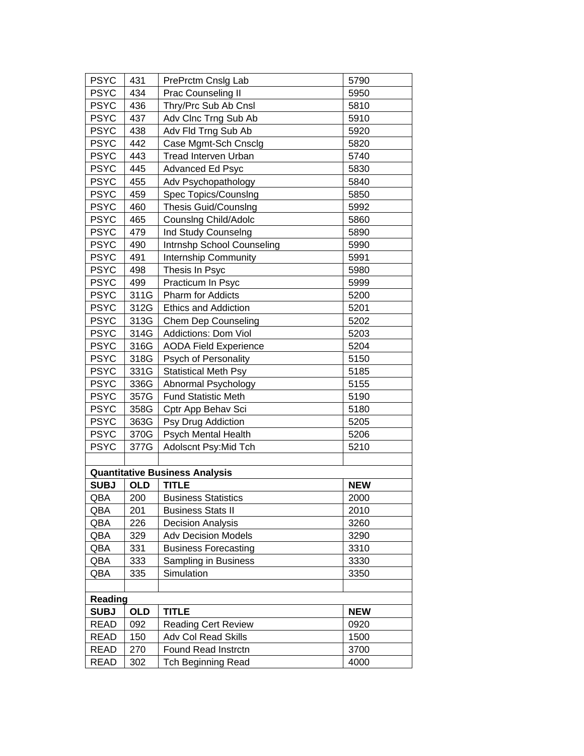| | | | |
|---|---|---|---|
| PSYC | 431 | PrePrctm Cnslg Lab | 5790 |
| PSYC | 434 | Prac Counseling II | 5950 |
| PSYC | 436 | Thry/Prc Sub Ab Cnsl | 5810 |
| PSYC | 437 | Adv Clnc Trng Sub Ab | 5910 |
| PSYC | 438 | Adv Fld Trng Sub Ab | 5920 |
| PSYC | 442 | Case Mgmt-Sch Cnsclg | 5820 |
| PSYC | 443 | Tread Interven Urban | 5740 |
| PSYC | 445 | Advanced Ed Psyc | 5830 |
| PSYC | 455 | Adv Psychopathology | 5840 |
| PSYC | 459 | Spec Topics/Counslng | 5850 |
| PSYC | 460 | Thesis Guid/Counslng | 5992 |
| PSYC | 465 | Counslng Child/Adolc | 5860 |
| PSYC | 479 | Ind Study Counselng | 5890 |
| PSYC | 490 | Intrnshp School Counseling | 5990 |
| PSYC | 491 | Internship Community | 5991 |
| PSYC | 498 | Thesis In Psyc | 5980 |
| PSYC | 499 | Practicum In Psyc | 5999 |
| PSYC | 311G | Pharm for Addicts | 5200 |
| PSYC | 312G | Ethics and Addiction | 5201 |
| PSYC | 313G | Chem Dep Counseling | 5202 |
| PSYC | 314G | Addictions: Dom Viol | 5203 |
| PSYC | 316G | AODA Field Experience | 5204 |
| PSYC | 318G | Psych of Personality | 5150 |
| PSYC | 331G | Statistical Meth Psy | 5185 |
| PSYC | 336G | Abnormal Psychology | 5155 |
| PSYC | 357G | Fund Statistic Meth | 5190 |
| PSYC | 358G | Cptr App Behav Sci | 5180 |
| PSYC | 363G | Psy Drug Addiction | 5205 |
| PSYC | 370G | Psych Mental Health | 5206 |
| PSYC | 377G | Adolscnt Psy:Mid Tch | 5210 |
| | | | |
| **Quantitative Business Analysis** | | | |
| **SUBJ** | **OLD** | **TITLE** | **NEW** |
| QBA | 200 | Business Statistics | 2000 |
| QBA | 201 | Business Stats II | 2010 |
| QBA | 226 | Decision Analysis | 3260 |
| QBA | 329 | Adv Decision Models | 3290 |
| QBA | 331 | Business Forecasting | 3310 |
| QBA | 333 | Sampling in Business | 3330 |
| QBA | 335 | Simulation | 3350 |
| | | | |
| **Reading** | | | |
| **SUBJ** | **OLD** | **TITLE** | **NEW** |
| READ | 092 | Reading Cert Review | 0920 |
| READ | 150 | Adv Col Read Skills | 1500 |
| READ | 270 | Found Read Instrctn | 3700 |
| READ | 302 | Tch Beginning Read | 4000 |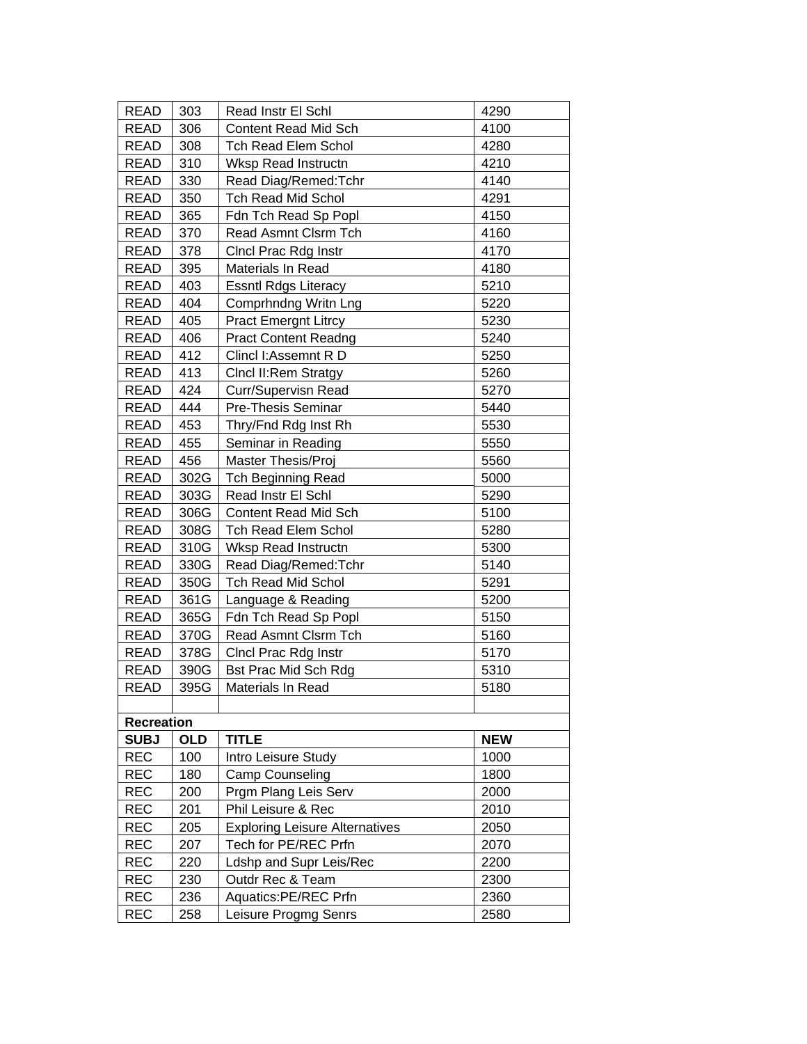| | | | |
|---|---|---|---|
| READ | 303 | Read Instr El Schl | 4290 |
| READ | 306 | Content Read Mid Sch | 4100 |
| READ | 308 | Tch Read Elem Schol | 4280 |
| READ | 310 | Wksp Read Instructn | 4210 |
| READ | 330 | Read Diag/Remed:Tchr | 4140 |
| READ | 350 | Tch Read Mid Schol | 4291 |
| READ | 365 | Fdn Tch Read Sp Popl | 4150 |
| READ | 370 | Read Asmnt Clsrm Tch | 4160 |
| READ | 378 | Clncl Prac Rdg Instr | 4170 |
| READ | 395 | Materials In Read | 4180 |
| READ | 403 | Essntl Rdgs Literacy | 5210 |
| READ | 404 | Comprhndng Writn Lng | 5220 |
| READ | 405 | Pract Emergnt Litrcy | 5230 |
| READ | 406 | Pract Content Readng | 5240 |
| READ | 412 | Clincl I:Assemnt R D | 5250 |
| READ | 413 | Clncl II:Rem Stratgy | 5260 |
| READ | 424 | Curr/Supervisn Read | 5270 |
| READ | 444 | Pre-Thesis Seminar | 5440 |
| READ | 453 | Thry/Fnd Rdg Inst Rh | 5530 |
| READ | 455 | Seminar in Reading | 5550 |
| READ | 456 | Master Thesis/Proj | 5560 |
| READ | 302G | Tch Beginning Read | 5000 |
| READ | 303G | Read Instr El Schl | 5290 |
| READ | 306G | Content Read Mid Sch | 5100 |
| READ | 308G | Tch Read Elem Schol | 5280 |
| READ | 310G | Wksp Read Instructn | 5300 |
| READ | 330G | Read Diag/Remed:Tchr | 5140 |
| READ | 350G | Tch Read Mid Schol | 5291 |
| READ | 361G | Language & Reading | 5200 |
| READ | 365G | Fdn Tch Read Sp Popl | 5150 |
| READ | 370G | Read Asmnt Clsrm Tch | 5160 |
| READ | 378G | Clncl Prac Rdg Instr | 5170 |
| READ | 390G | Bst Prac Mid Sch Rdg | 5310 |
| READ | 395G | Materials In Read | 5180 |
| | | | |
| **Recreation** | | | |
| **SUBJ** | **OLD** | **TITLE** | **NEW** |
| REC | 100 | Intro Leisure Study | 1000 |
| REC | 180 | Camp Counseling | 1800 |
| REC | 200 | Prgm Plang Leis Serv | 2000 |
| REC | 201 | Phil Leisure & Rec | 2010 |
| REC | 205 | Exploring Leisure Alternatives | 2050 |
| REC | 207 | Tech for PE/REC Prfn | 2070 |
| REC | 220 | Ldshp and Supr Leis/Rec | 2200 |
| REC | 230 | Outdr Rec & Team | 2300 |
| REC | 236 | Aquatics:PE/REC Prfn | 2360 |
| REC | 258 | Leisure Progmg Senrs | 2580 |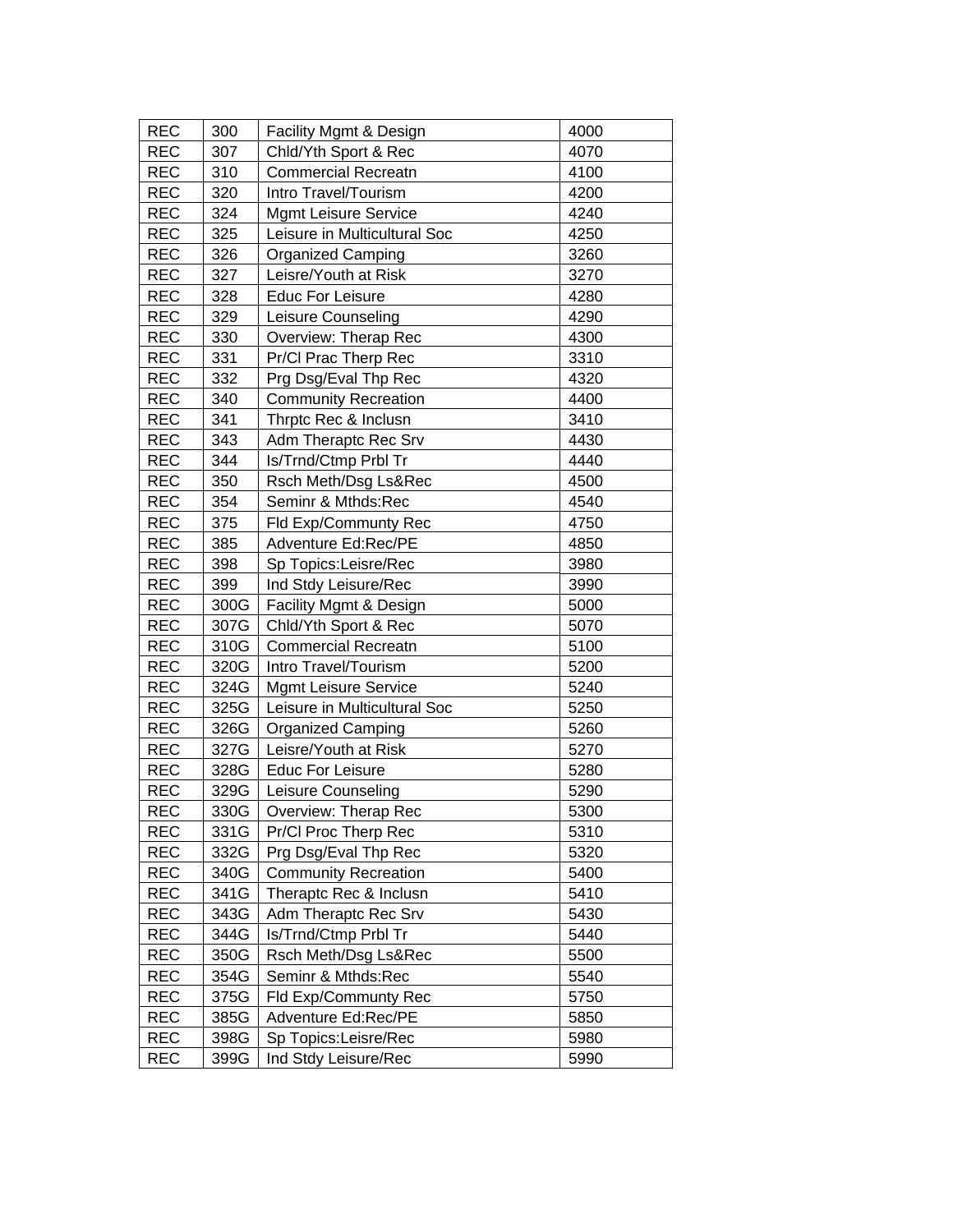| | | | |
|---|---|---|---|
| REC | 300 | Facility Mgmt & Design | 4000 |
| REC | 307 | Chld/Yth Sport & Rec | 4070 |
| REC | 310 | Commercial Recreatn | 4100 |
| REC | 320 | Intro Travel/Tourism | 4200 |
| REC | 324 | Mgmt Leisure Service | 4240 |
| REC | 325 | Leisure in Multicultural Soc | 4250 |
| REC | 326 | Organized Camping | 3260 |
| REC | 327 | Leisre/Youth at Risk | 3270 |
| REC | 328 | Educ For Leisure | 4280 |
| REC | 329 | Leisure Counseling | 4290 |
| REC | 330 | Overview: Therap Rec | 4300 |
| REC | 331 | Pr/Cl Prac Therp Rec | 3310 |
| REC | 332 | Prg Dsg/Eval Thp Rec | 4320 |
| REC | 340 | Community Recreation | 4400 |
| REC | 341 | Thrptc Rec & Inclusn | 3410 |
| REC | 343 | Adm Theraptc Rec Srv | 4430 |
| REC | 344 | Is/Trnd/Ctmp Prbl Tr | 4440 |
| REC | 350 | Rsch Meth/Dsg Ls&Rec | 4500 |
| REC | 354 | Seminr & Mthds:Rec | 4540 |
| REC | 375 | Fld Exp/Communty Rec | 4750 |
| REC | 385 | Adventure Ed:Rec/PE | 4850 |
| REC | 398 | Sp Topics:Leisre/Rec | 3980 |
| REC | 399 | Ind Stdy Leisure/Rec | 3990 |
| REC | 300G | Facility Mgmt & Design | 5000 |
| REC | 307G | Chld/Yth Sport & Rec | 5070 |
| REC | 310G | Commercial Recreatn | 5100 |
| REC | 320G | Intro Travel/Tourism | 5200 |
| REC | 324G | Mgmt Leisure Service | 5240 |
| REC | 325G | Leisure in Multicultural Soc | 5250 |
| REC | 326G | Organized Camping | 5260 |
| REC | 327G | Leisre/Youth at Risk | 5270 |
| REC | 328G | Educ For Leisure | 5280 |
| REC | 329G | Leisure Counseling | 5290 |
| REC | 330G | Overview: Therap Rec | 5300 |
| REC | 331G | Pr/Cl Proc Therp Rec | 5310 |
| REC | 332G | Prg Dsg/Eval Thp Rec | 5320 |
| REC | 340G | Community Recreation | 5400 |
| REC | 341G | Theraptc Rec & Inclusn | 5410 |
| REC | 343G | Adm Theraptc Rec Srv | 5430 |
| REC | 344G | Is/Trnd/Ctmp Prbl Tr | 5440 |
| REC | 350G | Rsch Meth/Dsg Ls&Rec | 5500 |
| REC | 354G | Seminr & Mthds:Rec | 5540 |
| REC | 375G | Fld Exp/Communty Rec | 5750 |
| REC | 385G | Adventure Ed:Rec/PE | 5850 |
| REC | 398G | Sp Topics:Leisre/Rec | 5980 |
| REC | 399G | Ind Stdy Leisure/Rec | 5990 |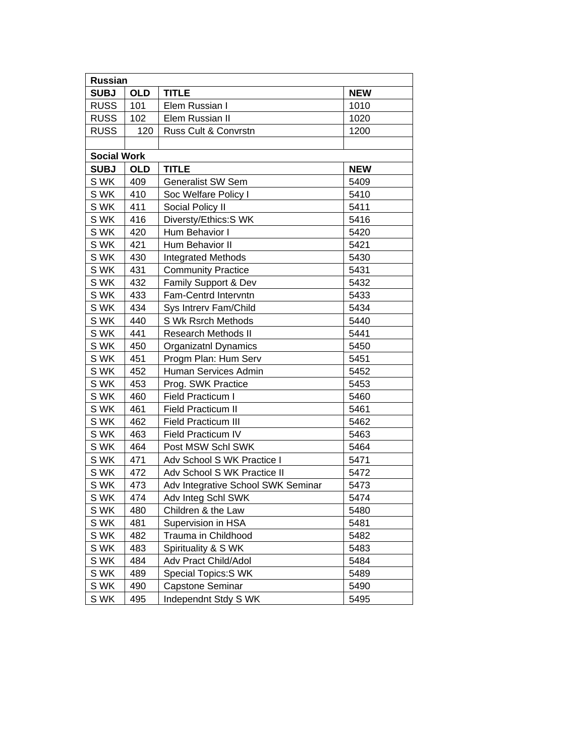| Russian | | | |
|---|---|---|---|
| **SUBJ** | **OLD** | **TITLE** | **NEW** |
| RUSS | 101 | Elem Russian I | 1010 |
| RUSS | 102 | Elem Russian II | 1020 |
| RUSS | 120 | Russ Cult & Convrstn | 1200 |
| | | | |
| **Social Work** | | | |
| **SUBJ** | **OLD** | **TITLE** | **NEW** |
| S WK | 409 | Generalist SW Sem | 5409 |
| S WK | 410 | Soc Welfare Policy I | 5410 |
| S WK | 411 | Social Policy II | 5411 |
| S WK | 416 | Diversty/Ethics:S WK | 5416 |
| S WK | 420 | Hum Behavior I | 5420 |
| S WK | 421 | Hum Behavior II | 5421 |
| S WK | 430 | Integrated Methods | 5430 |
| S WK | 431 | Community Practice | 5431 |
| S WK | 432 | Family Support & Dev | 5432 |
| S WK | 433 | Fam-Centrd Intervntn | 5433 |
| S WK | 434 | Sys Intrerv Fam/Child | 5434 |
| S WK | 440 | S Wk Rsrch Methods | 5440 |
| S WK | 441 | Research Methods II | 5441 |
| S WK | 450 | Organizatnl Dynamics | 5450 |
| S WK | 451 | Progm Plan: Hum Serv | 5451 |
| S WK | 452 | Human Services Admin | 5452 |
| S WK | 453 | Prog. SWK Practice | 5453 |
| S WK | 460 | Field Practicum I | 5460 |
| S WK | 461 | Field Practicum II | 5461 |
| S WK | 462 | Field Practicum III | 5462 |
| S WK | 463 | Field Practicum IV | 5463 |
| S WK | 464 | Post MSW Schl SWK | 5464 |
| S WK | 471 | Adv School S WK Practice I | 5471 |
| S WK | 472 | Adv School S WK Practice II | 5472 |
| S WK | 473 | Adv Integrative School SWK Seminar | 5473 |
| S WK | 474 | Adv Integ Schl SWK | 5474 |
| S WK | 480 | Children & the Law | 5480 |
| S WK | 481 | Supervision in HSA | 5481 |
| S WK | 482 | Trauma in Childhood | 5482 |
| S WK | 483 | Spirituality & S WK | 5483 |
| S WK | 484 | Adv Pract Child/Adol | 5484 |
| S WK | 489 | Special Topics:S WK | 5489 |
| S WK | 490 | Capstone Seminar | 5490 |
| S WK | 495 | Independnt Stdy S WK | 5495 |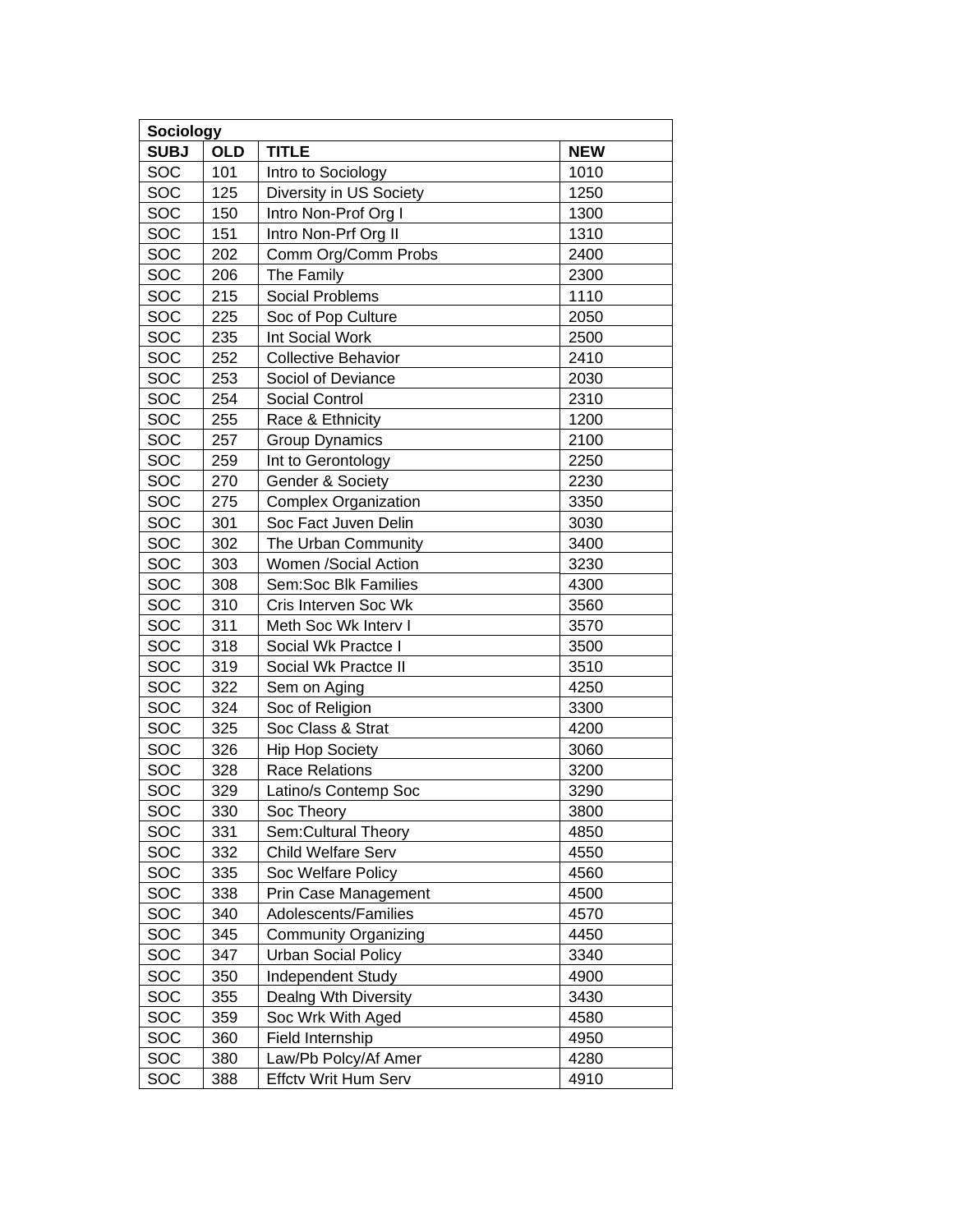| Sociology | | | |
|---|---|---|---|
| **SUBJ** | **OLD** | **TITLE** | **NEW** |
| SOC | 101 | Intro to Sociology | 1010 |
| SOC | 125 | Diversity in US Society | 1250 |
| SOC | 150 | Intro Non-Prof Org I | 1300 |
| SOC | 151 | Intro Non-Prf Org II | 1310 |
| SOC | 202 | Comm Org/Comm Probs | 2400 |
| SOC | 206 | The Family | 2300 |
| SOC | 215 | Social Problems | 1110 |
| SOC | 225 | Soc of Pop Culture | 2050 |
| SOC | 235 | Int Social Work | 2500 |
| SOC | 252 | Collective Behavior | 2410 |
| SOC | 253 | Sociol of Deviance | 2030 |
| SOC | 254 | Social Control | 2310 |
| SOC | 255 | Race & Ethnicity | 1200 |
| SOC | 257 | Group Dynamics | 2100 |
| SOC | 259 | Int to Gerontology | 2250 |
| SOC | 270 | Gender & Society | 2230 |
| SOC | 275 | Complex Organization | 3350 |
| SOC | 301 | Soc Fact Juven Delin | 3030 |
| SOC | 302 | The Urban Community | 3400 |
| SOC | 303 | Women /Social Action | 3230 |
| SOC | 308 | Sem:Soc Blk Families | 4300 |
| SOC | 310 | Cris Interven Soc Wk | 3560 |
| SOC | 311 | Meth Soc Wk Interv I | 3570 |
| SOC | 318 | Social Wk Practce I | 3500 |
| SOC | 319 | Social Wk Practce II | 3510 |
| SOC | 322 | Sem on Aging | 4250 |
| SOC | 324 | Soc of Religion | 3300 |
| SOC | 325 | Soc Class & Strat | 4200 |
| SOC | 326 | Hip Hop Society | 3060 |
| SOC | 328 | Race Relations | 3200 |
| SOC | 329 | Latino/s Contemp Soc | 3290 |
| SOC | 330 | Soc Theory | 3800 |
| SOC | 331 | Sem:Cultural Theory | 4850 |
| SOC | 332 | Child Welfare Serv | 4550 |
| SOC | 335 | Soc Welfare Policy | 4560 |
| SOC | 338 | Prin Case Management | 4500 |
| SOC | 340 | Adolescents/Families | 4570 |
| SOC | 345 | Community Organizing | 4450 |
| SOC | 347 | Urban Social Policy | 3340 |
| SOC | 350 | Independent Study | 4900 |
| SOC | 355 | Dealng Wth Diversity | 3430 |
| SOC | 359 | Soc Wrk With Aged | 4580 |
| SOC | 360 | Field Internship | 4950 |
| SOC | 380 | Law/Pb Polcy/Af Amer | 4280 |
| SOC | 388 | Effctv Writ Hum Serv | 4910 |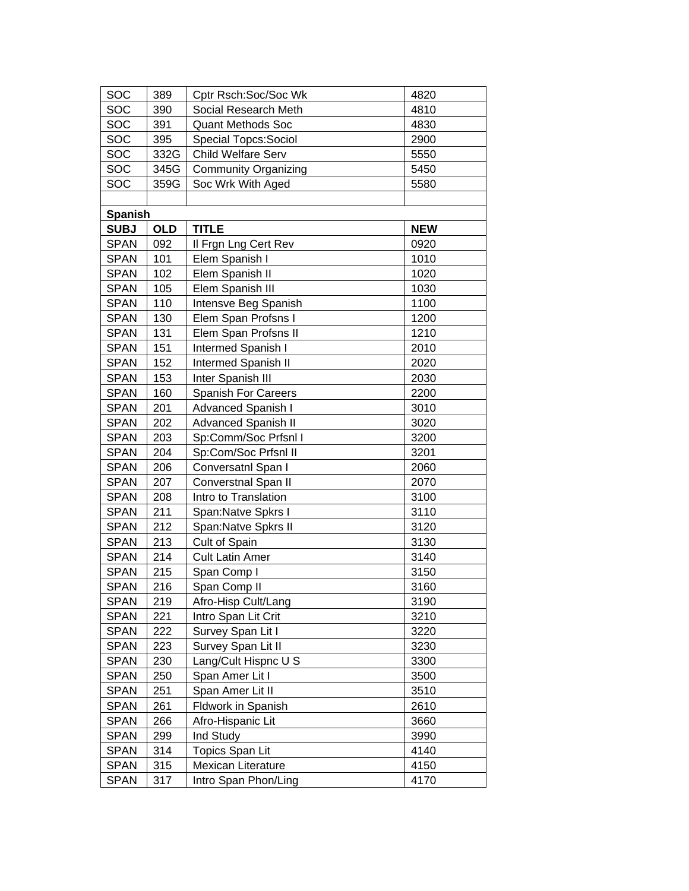| SOC | 389 | Cptr Rsch:Soc/Soc Wk | 4820 |
|---|---|---|---|
| SOC | 390 | Social Research Meth | 4810 |
| SOC | 391 | Quant Methods Soc | 4830 |
| SOC | 395 | Special Topcs:Sociol | 2900 |
| SOC | 332G | Child Welfare Serv | 5550 |
| SOC | 345G | Community Organizing | 5450 |
| SOC | 359G | Soc Wrk With Aged | 5580 |
| | | | |

**Spanish**

| SUBJ | OLD | TITLE | NEW |
|---|---|---|---|
| SPAN | 092 | Il Frgn Lng Cert Rev | 0920 |
| SPAN | 101 | Elem Spanish I | 1010 |
| SPAN | 102 | Elem Spanish II | 1020 |
| SPAN | 105 | Elem Spanish III | 1030 |
| SPAN | 110 | Intensve Beg Spanish | 1100 |
| SPAN | 130 | Elem Span Profsns I | 1200 |
| SPAN | 131 | Elem Span Profsns II | 1210 |
| SPAN | 151 | Intermed Spanish I | 2010 |
| SPAN | 152 | Intermed Spanish II | 2020 |
| SPAN | 153 | Inter Spanish III | 2030 |
| SPAN | 160 | Spanish For Careers | 2200 |
| SPAN | 201 | Advanced Spanish I | 3010 |
| SPAN | 202 | Advanced Spanish II | 3020 |
| SPAN | 203 | Sp:Comm/Soc Prfsnl I | 3200 |
| SPAN | 204 | Sp:Com/Soc Prfsnl II | 3201 |
| SPAN | 206 | Conversatnl Span I | 2060 |
| SPAN | 207 | Converstnal Span II | 2070 |
| SPAN | 208 | Intro to Translation | 3100 |
| SPAN | 211 | Span:Natve Spkrs I | 3110 |
| SPAN | 212 | Span:Natve Spkrs II | 3120 |
| SPAN | 213 | Cult of Spain | 3130 |
| SPAN | 214 | Cult Latin Amer | 3140 |
| SPAN | 215 | Span Comp I | 3150 |
| SPAN | 216 | Span Comp II | 3160 |
| SPAN | 219 | Afro-Hisp Cult/Lang | 3190 |
| SPAN | 221 | Intro Span Lit Crit | 3210 |
| SPAN | 222 | Survey Span Lit I | 3220 |
| SPAN | 223 | Survey Span Lit II | 3230 |
| SPAN | 230 | Lang/Cult Hispnc U S | 3300 |
| SPAN | 250 | Span Amer Lit I | 3500 |
| SPAN | 251 | Span Amer Lit II | 3510 |
| SPAN | 261 | Fldwork in Spanish | 2610 |
| SPAN | 266 | Afro-Hispanic Lit | 3660 |
| SPAN | 299 | Ind Study | 3990 |
| SPAN | 314 | Topics Span Lit | 4140 |
| SPAN | 315 | Mexican Literature | 4150 |
| SPAN | 317 | Intro Span Phon/Ling | 4170 |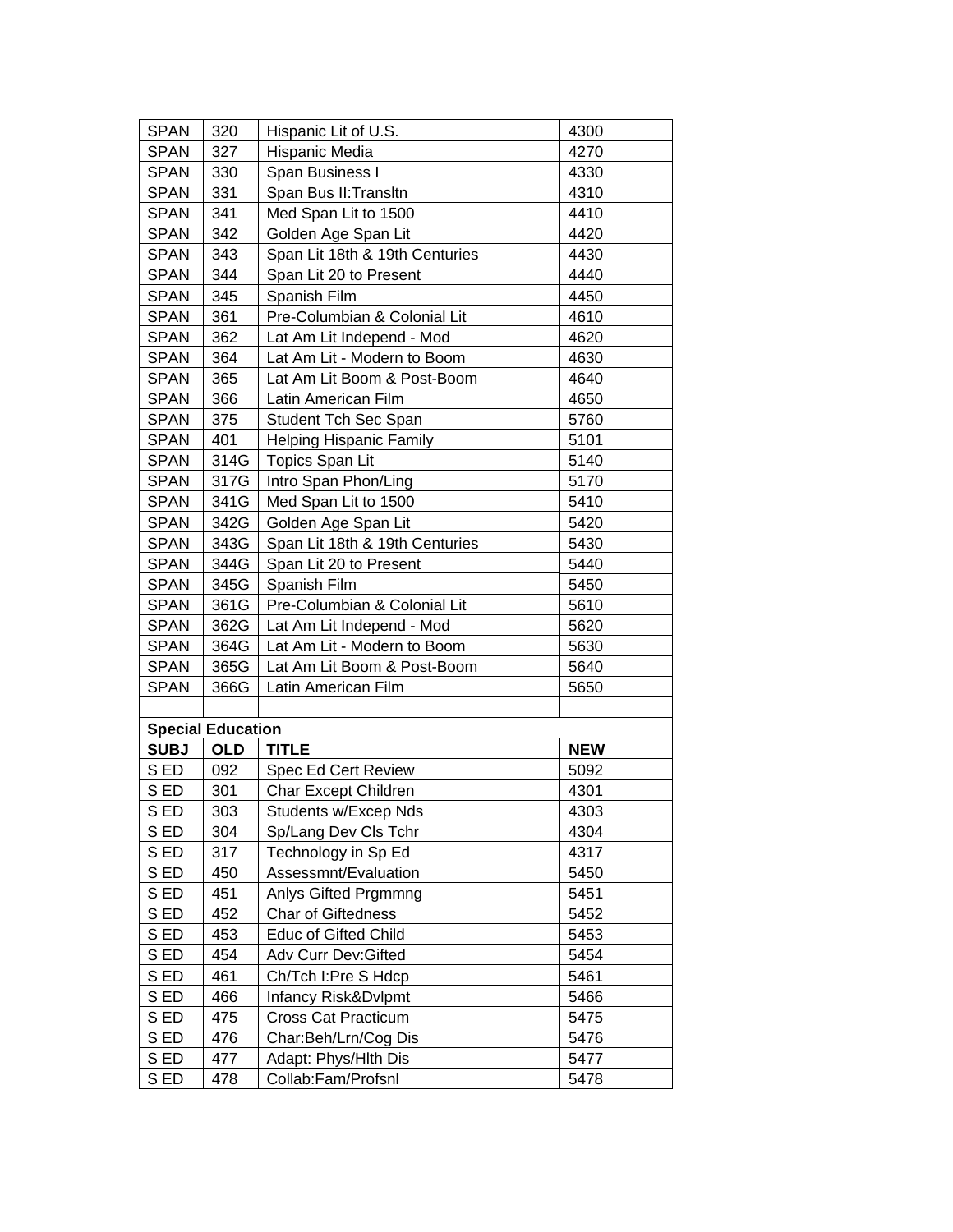| SPAN | 320 | Hispanic Lit of U.S. | 4300 |
|---|---|---|---|
| SPAN | 327 | Hispanic Media | 4270 |
| SPAN | 330 | Span Business I | 4330 |
| SPAN | 331 | Span Bus II:Transltn | 4310 |
| SPAN | 341 | Med Span Lit to 1500 | 4410 |
| SPAN | 342 | Golden Age Span Lit | 4420 |
| SPAN | 343 | Span Lit 18th & 19th Centuries | 4430 |
| SPAN | 344 | Span Lit 20 to Present | 4440 |
| SPAN | 345 | Spanish Film | 4450 |
| SPAN | 361 | Pre-Columbian & Colonial Lit | 4610 |
| SPAN | 362 | Lat Am Lit Independ - Mod | 4620 |
| SPAN | 364 | Lat Am Lit - Modern to Boom | 4630 |
| SPAN | 365 | Lat Am Lit Boom & Post-Boom | 4640 |
| SPAN | 366 | Latin American Film | 4650 |
| SPAN | 375 | Student Tch Sec Span | 5760 |
| SPAN | 401 | Helping Hispanic Family | 5101 |
| SPAN | 314G | Topics Span Lit | 5140 |
| SPAN | 317G | Intro Span Phon/Ling | 5170 |
| SPAN | 341G | Med Span Lit to 1500 | 5410 |
| SPAN | 342G | Golden Age Span Lit | 5420 |
| SPAN | 343G | Span Lit 18th & 19th Centuries | 5430 |
| SPAN | 344G | Span Lit 20 to Present | 5440 |
| SPAN | 345G | Spanish Film | 5450 |
| SPAN | 361G | Pre-Columbian & Colonial Lit | 5610 |
| SPAN | 362G | Lat Am Lit Independ - Mod | 5620 |
| SPAN | 364G | Lat Am Lit - Modern to Boom | 5630 |
| SPAN | 365G | Lat Am Lit Boom & Post-Boom | 5640 |
| SPAN | 366G | Latin American Film | 5650 |
| | | | |
| **Special Education** | | | |
| **SUBJ** | **OLD** | **TITLE** | **NEW** |
| S ED | 092 | Spec Ed Cert Review | 5092 |
| S ED | 301 | Char Except Children | 4301 |
| S ED | 303 | Students w/Excep Nds | 4303 |
| S ED | 304 | Sp/Lang Dev Cls Tchr | 4304 |
| S ED | 317 | Technology in Sp Ed | 4317 |
| S ED | 450 | Assessmnt/Evaluation | 5450 |
| S ED | 451 | Anlys Gifted Prgmmng | 5451 |
| S ED | 452 | Char of Giftedness | 5452 |
| S ED | 453 | Educ of Gifted Child | 5453 |
| S ED | 454 | Adv Curr Dev:Gifted | 5454 |
| S ED | 461 | Ch/Tch I:Pre S Hdcp | 5461 |
| S ED | 466 | Infancy Risk&Dvlpmt | 5466 |
| S ED | 475 | Cross Cat Practicum | 5475 |
| S ED | 476 | Char:Beh/Lrn/Cog Dis | 5476 |
| S ED | 477 | Adapt: Phys/Hlth Dis | 5477 |
| S ED | 478 | Collab:Fam/Profsnl | 5478 |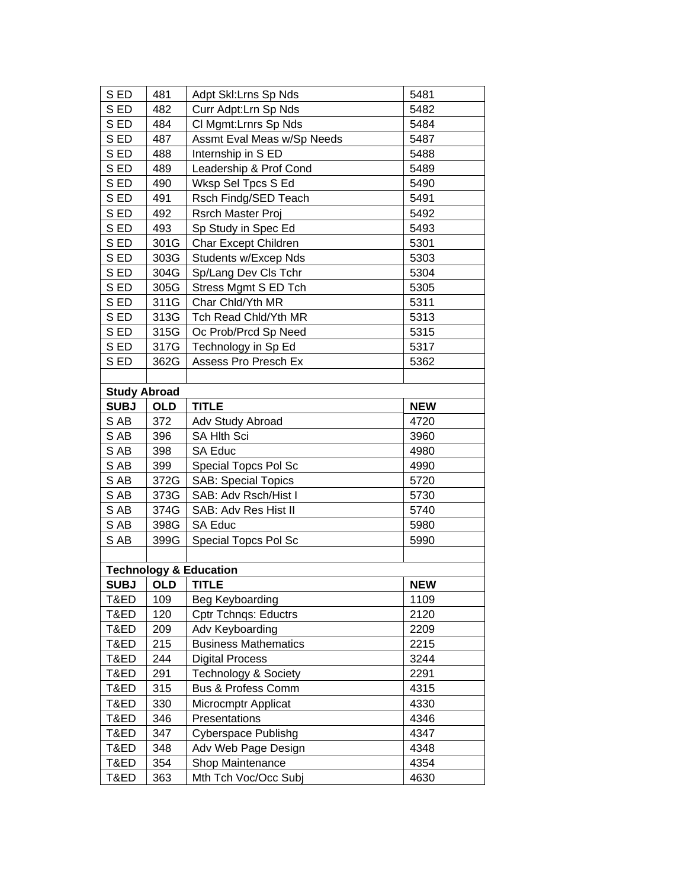| | | | |
|---|---|---|---|
| S ED | 481 | Adpt Skl:Lrns Sp Nds | 5481 |
| S ED | 482 | Curr Adpt:Lrn Sp Nds | 5482 |
| S ED | 484 | Cl Mgmt:Lrnrs Sp Nds | 5484 |
| S ED | 487 | Assmt Eval Meas w/Sp Needs | 5487 |
| S ED | 488 | Internship in S ED | 5488 |
| S ED | 489 | Leadership & Prof Cond | 5489 |
| S ED | 490 | Wksp Sel Tpcs S Ed | 5490 |
| S ED | 491 | Rsch Findg/SED Teach | 5491 |
| S ED | 492 | Rsrch Master Proj | 5492 |
| S ED | 493 | Sp Study in Spec Ed | 5493 |
| S ED | 301G | Char Except Children | 5301 |
| S ED | 303G | Students w/Excep Nds | 5303 |
| S ED | 304G | Sp/Lang Dev Cls Tchr | 5304 |
| S ED | 305G | Stress Mgmt S ED Tch | 5305 |
| S ED | 311G | Char Chld/Yth MR | 5311 |
| S ED | 313G | Tch Read Chld/Yth MR | 5313 |
| S ED | 315G | Oc Prob/Prcd Sp Need | 5315 |
| S ED | 317G | Technology in Sp Ed | 5317 |
| S ED | 362G | Assess Pro Presch Ex | 5362 |

**Study Abroad**

| SUBJ | OLD | TITLE | NEW |
|---|---|---|---|
| S AB | 372 | Adv Study Abroad | 4720 |
| S AB | 396 | SA Hlth Sci | 3960 |
| S AB | 398 | SA Educ | 4980 |
| S AB | 399 | Special Topcs Pol Sc | 4990 |
| S AB | 372G | SAB: Special Topics | 5720 |
| S AB | 373G | SAB: Adv Rsch/Hist I | 5730 |
| S AB | 374G | SAB: Adv Res Hist II | 5740 |
| S AB | 398G | SA Educ | 5980 |
| S AB | 399G | Special Topcs Pol Sc | 5990 |

**Technology & Education**

| SUBJ | OLD | TITLE | NEW |
|---|---|---|---|
| T&ED | 109 | Beg Keyboarding | 1109 |
| T&ED | 120 | Cptr Tchnqs: Eductrs | 2120 |
| T&ED | 209 | Adv Keyboarding | 2209 |
| T&ED | 215 | Business Mathematics | 2215 |
| T&ED | 244 | Digital Process | 3244 |
| T&ED | 291 | Technology & Society | 2291 |
| T&ED | 315 | Bus & Profess Comm | 4315 |
| T&ED | 330 | Microcmptr Applicat | 4330 |
| T&ED | 346 | Presentations | 4346 |
| T&ED | 347 | Cyberspace Publishg | 4347 |
| T&ED | 348 | Adv Web Page Design | 4348 |
| T&ED | 354 | Shop Maintenance | 4354 |
| T&ED | 363 | Mth Tch Voc/Occ Subj | 4630 |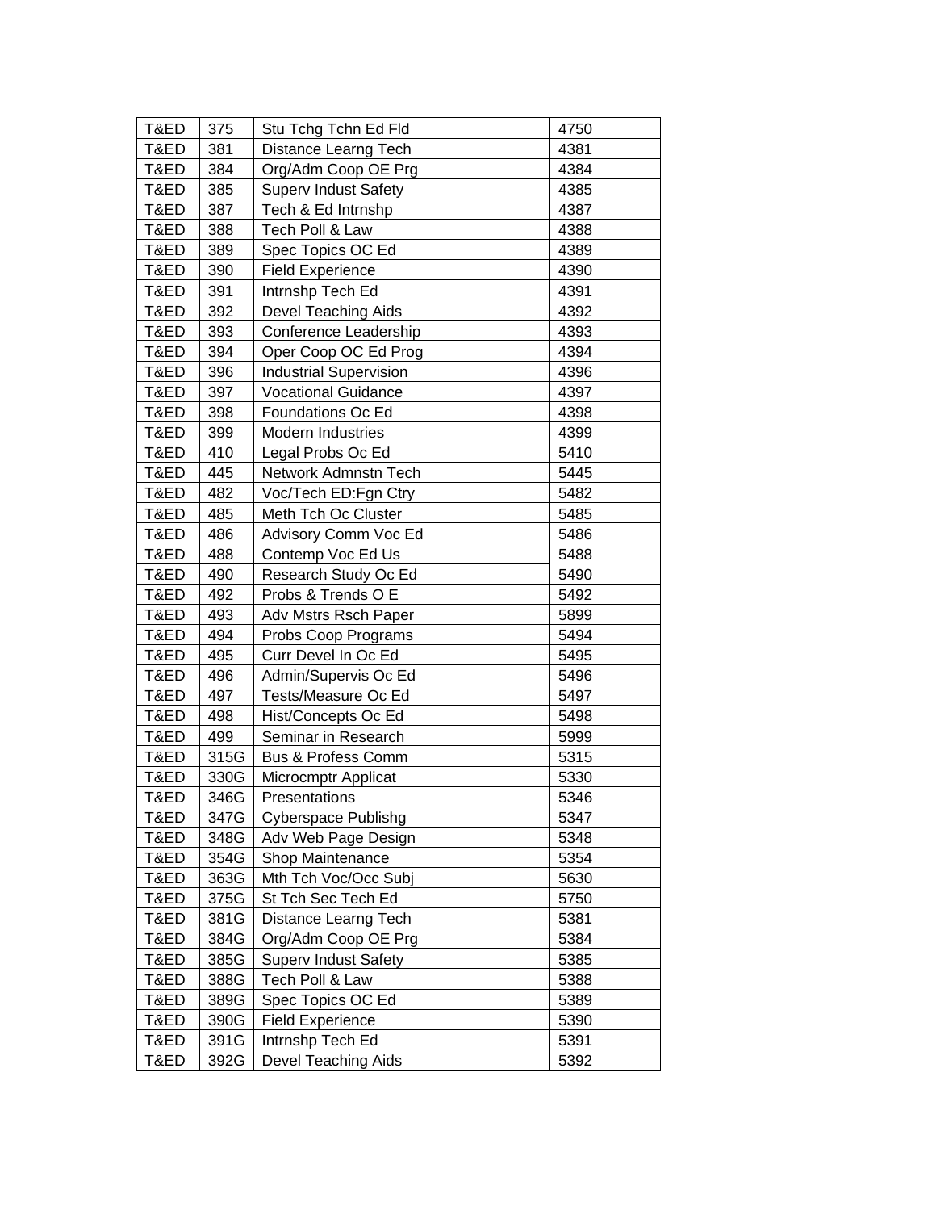| T&ED | 375 | Stu Tchg Tchn Ed Fld | 4750 |
|---|---|---|---|
| T&ED | 381 | Distance Learng Tech | 4381 |
| T&ED | 384 | Org/Adm Coop OE Prg | 4384 |
| T&ED | 385 | Superv Indust Safety | 4385 |
| T&ED | 387 | Tech & Ed Intrnshp | 4387 |
| T&ED | 388 | Tech Poll & Law | 4388 |
| T&ED | 389 | Spec Topics OC Ed | 4389 |
| T&ED | 390 | Field Experience | 4390 |
| T&ED | 391 | Intrnshp Tech Ed | 4391 |
| T&ED | 392 | Devel Teaching Aids | 4392 |
| T&ED | 393 | Conference Leadership | 4393 |
| T&ED | 394 | Oper Coop OC Ed Prog | 4394 |
| T&ED | 396 | Industrial Supervision | 4396 |
| T&ED | 397 | Vocational Guidance | 4397 |
| T&ED | 398 | Foundations Oc Ed | 4398 |
| T&ED | 399 | Modern Industries | 4399 |
| T&ED | 410 | Legal Probs Oc Ed | 5410 |
| T&ED | 445 | Network Admnstn Tech | 5445 |
| T&ED | 482 | Voc/Tech ED:Fgn Ctry | 5482 |
| T&ED | 485 | Meth Tch Oc Cluster | 5485 |
| T&ED | 486 | Advisory Comm Voc Ed | 5486 |
| T&ED | 488 | Contemp Voc Ed Us | 5488 |
| T&ED | 490 | Research Study Oc Ed | 5490 |
| T&ED | 492 | Probs & Trends O E | 5492 |
| T&ED | 493 | Adv Mstrs Rsch Paper | 5899 |
| T&ED | 494 | Probs Coop Programs | 5494 |
| T&ED | 495 | Curr Devel In Oc Ed | 5495 |
| T&ED | 496 | Admin/Supervis Oc Ed | 5496 |
| T&ED | 497 | Tests/Measure Oc Ed | 5497 |
| T&ED | 498 | Hist/Concepts Oc Ed | 5498 |
| T&ED | 499 | Seminar in Research | 5999 |
| T&ED | 315G | Bus & Profess Comm | 5315 |
| T&ED | 330G | Microcmptr Applicat | 5330 |
| T&ED | 346G | Presentations | 5346 |
| T&ED | 347G | Cyberspace Publishg | 5347 |
| T&ED | 348G | Adv Web Page Design | 5348 |
| T&ED | 354G | Shop Maintenance | 5354 |
| T&ED | 363G | Mth Tch Voc/Occ Subj | 5630 |
| T&ED | 375G | St Tch Sec Tech Ed | 5750 |
| T&ED | 381G | Distance Learng Tech | 5381 |
| T&ED | 384G | Org/Adm Coop OE Prg | 5384 |
| T&ED | 385G | Superv Indust Safety | 5385 |
| T&ED | 388G | Tech Poll & Law | 5388 |
| T&ED | 389G | Spec Topics OC Ed | 5389 |
| T&ED | 390G | Field Experience | 5390 |
| T&ED | 391G | Intrnshp Tech Ed | 5391 |
| T&ED | 392G | Devel Teaching Aids | 5392 |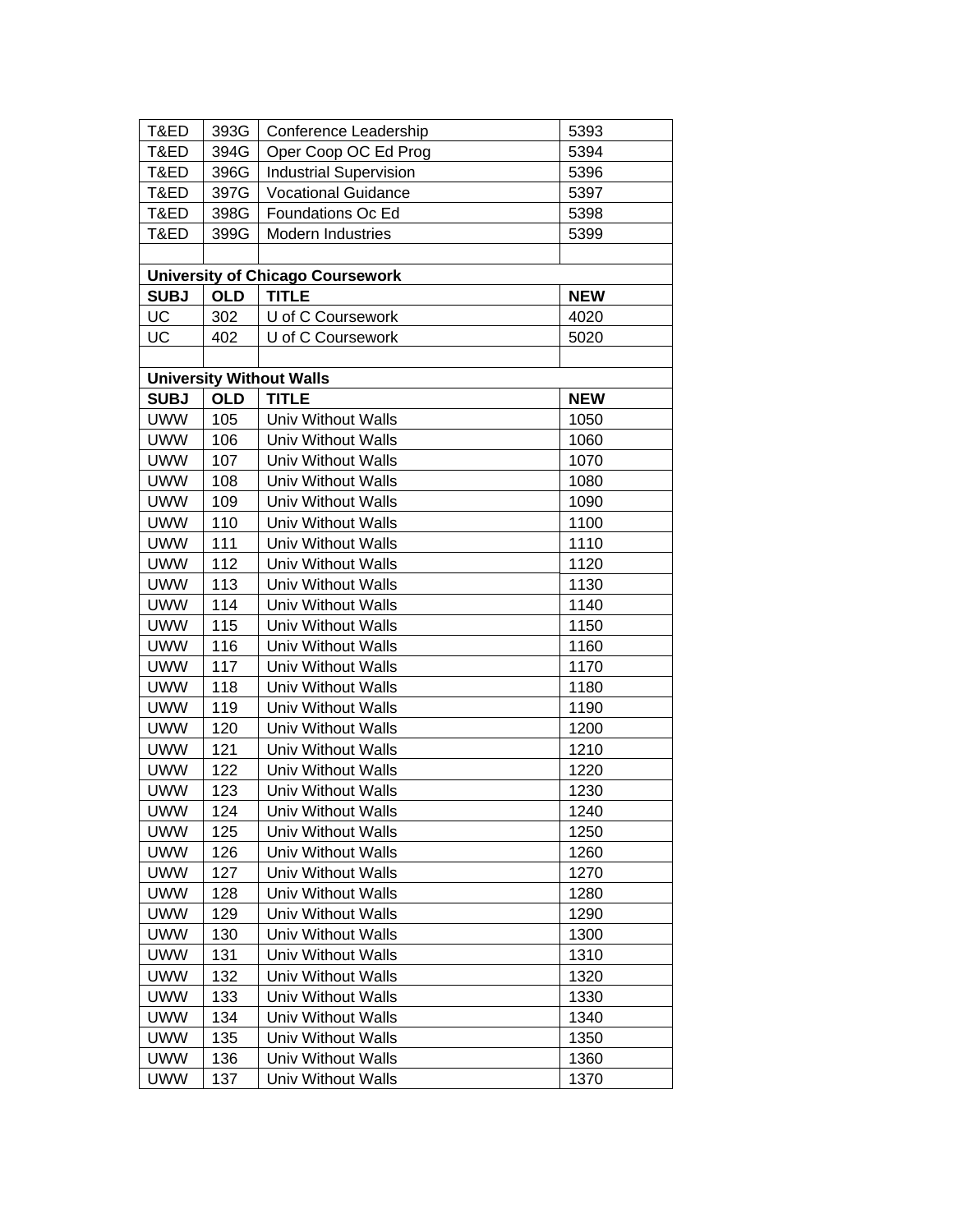| | | | |
|---|---|---|---|
| T&ED | 393G | Conference Leadership | 5393 |
| T&ED | 394G | Oper Coop OC Ed Prog | 5394 |
| T&ED | 396G | Industrial Supervision | 5396 |
| T&ED | 397G | Vocational Guidance | 5397 |
| T&ED | 398G | Foundations Oc Ed | 5398 |
| T&ED | 399G | Modern Industries | 5399 |
| | | | |
| **University of Chicago Coursework** | | | |
| **SUBJ** | **OLD** | **TITLE** | **NEW** |
| UC | 302 | U of C Coursework | 4020 |
| UC | 402 | U of C Coursework | 5020 |
| | | | |
| **University Without Walls** | | | |
| **SUBJ** | **OLD** | **TITLE** | **NEW** |
| UWW | 105 | Univ Without Walls | 1050 |
| UWW | 106 | Univ Without Walls | 1060 |
| UWW | 107 | Univ Without Walls | 1070 |
| UWW | 108 | Univ Without Walls | 1080 |
| UWW | 109 | Univ Without Walls | 1090 |
| UWW | 110 | Univ Without Walls | 1100 |
| UWW | 111 | Univ Without Walls | 1110 |
| UWW | 112 | Univ Without Walls | 1120 |
| UWW | 113 | Univ Without Walls | 1130 |
| UWW | 114 | Univ Without Walls | 1140 |
| UWW | 115 | Univ Without Walls | 1150 |
| UWW | 116 | Univ Without Walls | 1160 |
| UWW | 117 | Univ Without Walls | 1170 |
| UWW | 118 | Univ Without Walls | 1180 |
| UWW | 119 | Univ Without Walls | 1190 |
| UWW | 120 | Univ Without Walls | 1200 |
| UWW | 121 | Univ Without Walls | 1210 |
| UWW | 122 | Univ Without Walls | 1220 |
| UWW | 123 | Univ Without Walls | 1230 |
| UWW | 124 | Univ Without Walls | 1240 |
| UWW | 125 | Univ Without Walls | 1250 |
| UWW | 126 | Univ Without Walls | 1260 |
| UWW | 127 | Univ Without Walls | 1270 |
| UWW | 128 | Univ Without Walls | 1280 |
| UWW | 129 | Univ Without Walls | 1290 |
| UWW | 130 | Univ Without Walls | 1300 |
| UWW | 131 | Univ Without Walls | 1310 |
| UWW | 132 | Univ Without Walls | 1320 |
| UWW | 133 | Univ Without Walls | 1330 |
| UWW | 134 | Univ Without Walls | 1340 |
| UWW | 135 | Univ Without Walls | 1350 |
| UWW | 136 | Univ Without Walls | 1360 |
| UWW | 137 | Univ Without Walls | 1370 |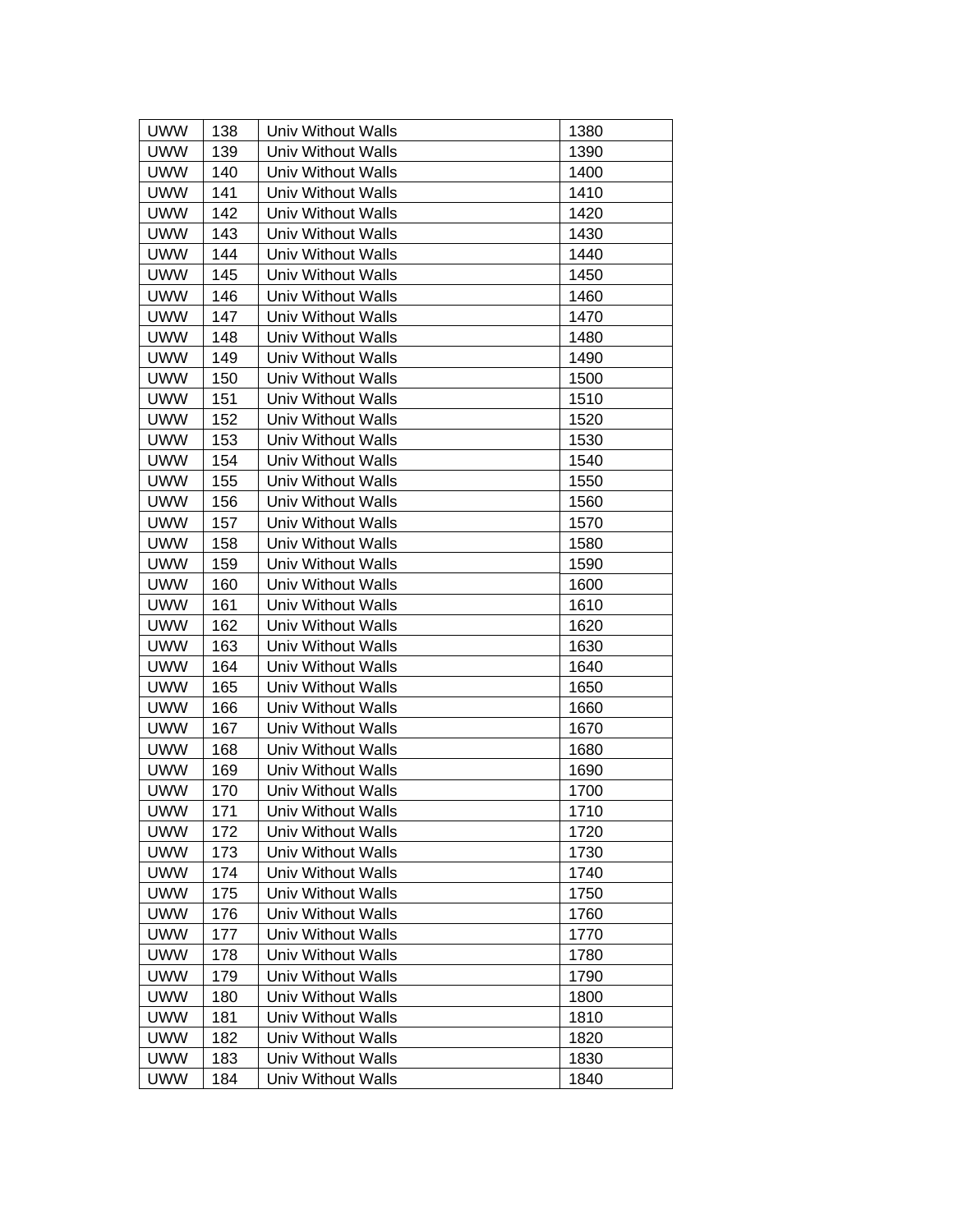| | | | |
|---|---|---|---|
| UWW | 138 | Univ Without Walls | 1380 |
| UWW | 139 | Univ Without Walls | 1390 |
| UWW | 140 | Univ Without Walls | 1400 |
| UWW | 141 | Univ Without Walls | 1410 |
| UWW | 142 | Univ Without Walls | 1420 |
| UWW | 143 | Univ Without Walls | 1430 |
| UWW | 144 | Univ Without Walls | 1440 |
| UWW | 145 | Univ Without Walls | 1450 |
| UWW | 146 | Univ Without Walls | 1460 |
| UWW | 147 | Univ Without Walls | 1470 |
| UWW | 148 | Univ Without Walls | 1480 |
| UWW | 149 | Univ Without Walls | 1490 |
| UWW | 150 | Univ Without Walls | 1500 |
| UWW | 151 | Univ Without Walls | 1510 |
| UWW | 152 | Univ Without Walls | 1520 |
| UWW | 153 | Univ Without Walls | 1530 |
| UWW | 154 | Univ Without Walls | 1540 |
| UWW | 155 | Univ Without Walls | 1550 |
| UWW | 156 | Univ Without Walls | 1560 |
| UWW | 157 | Univ Without Walls | 1570 |
| UWW | 158 | Univ Without Walls | 1580 |
| UWW | 159 | Univ Without Walls | 1590 |
| UWW | 160 | Univ Without Walls | 1600 |
| UWW | 161 | Univ Without Walls | 1610 |
| UWW | 162 | Univ Without Walls | 1620 |
| UWW | 163 | Univ Without Walls | 1630 |
| UWW | 164 | Univ Without Walls | 1640 |
| UWW | 165 | Univ Without Walls | 1650 |
| UWW | 166 | Univ Without Walls | 1660 |
| UWW | 167 | Univ Without Walls | 1670 |
| UWW | 168 | Univ Without Walls | 1680 |
| UWW | 169 | Univ Without Walls | 1690 |
| UWW | 170 | Univ Without Walls | 1700 |
| UWW | 171 | Univ Without Walls | 1710 |
| UWW | 172 | Univ Without Walls | 1720 |
| UWW | 173 | Univ Without Walls | 1730 |
| UWW | 174 | Univ Without Walls | 1740 |
| UWW | 175 | Univ Without Walls | 1750 |
| UWW | 176 | Univ Without Walls | 1760 |
| UWW | 177 | Univ Without Walls | 1770 |
| UWW | 178 | Univ Without Walls | 1780 |
| UWW | 179 | Univ Without Walls | 1790 |
| UWW | 180 | Univ Without Walls | 1800 |
| UWW | 181 | Univ Without Walls | 1810 |
| UWW | 182 | Univ Without Walls | 1820 |
| UWW | 183 | Univ Without Walls | 1830 |
| UWW | 184 | Univ Without Walls | 1840 |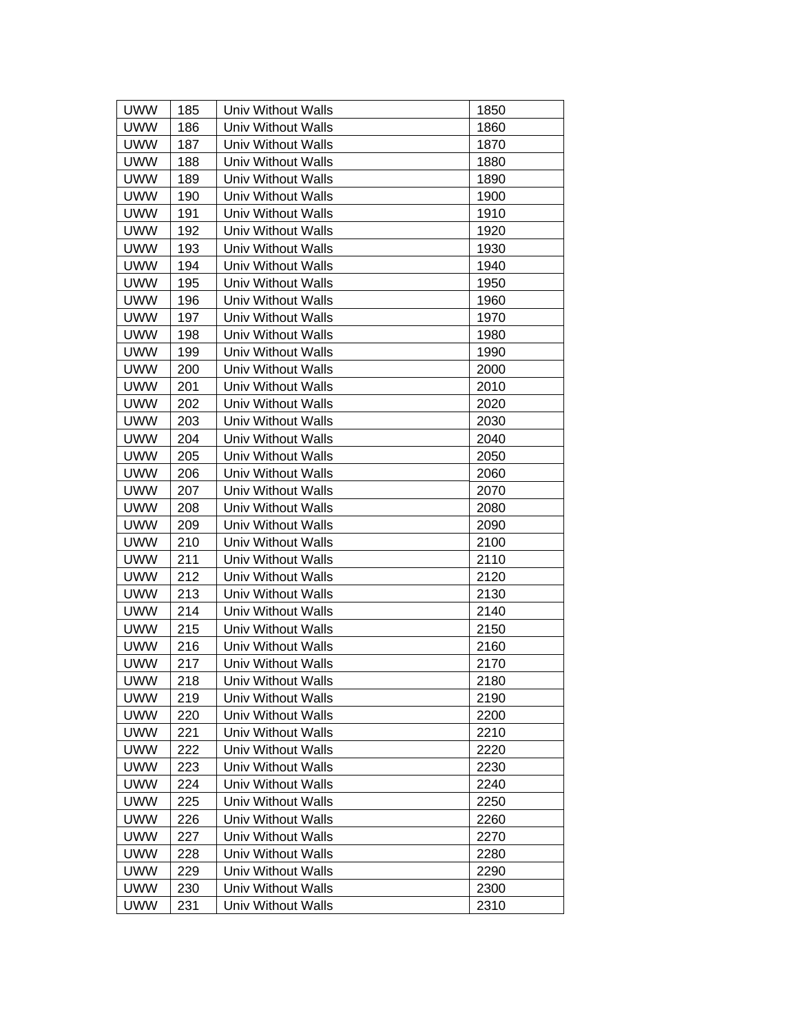| | | | |
|---|---|---|---|
| UWW | 185 | Univ Without Walls | 1850 |
| UWW | 186 | Univ Without Walls | 1860 |
| UWW | 187 | Univ Without Walls | 1870 |
| UWW | 188 | Univ Without Walls | 1880 |
| UWW | 189 | Univ Without Walls | 1890 |
| UWW | 190 | Univ Without Walls | 1900 |
| UWW | 191 | Univ Without Walls | 1910 |
| UWW | 192 | Univ Without Walls | 1920 |
| UWW | 193 | Univ Without Walls | 1930 |
| UWW | 194 | Univ Without Walls | 1940 |
| UWW | 195 | Univ Without Walls | 1950 |
| UWW | 196 | Univ Without Walls | 1960 |
| UWW | 197 | Univ Without Walls | 1970 |
| UWW | 198 | Univ Without Walls | 1980 |
| UWW | 199 | Univ Without Walls | 1990 |
| UWW | 200 | Univ Without Walls | 2000 |
| UWW | 201 | Univ Without Walls | 2010 |
| UWW | 202 | Univ Without Walls | 2020 |
| UWW | 203 | Univ Without Walls | 2030 |
| UWW | 204 | Univ Without Walls | 2040 |
| UWW | 205 | Univ Without Walls | 2050 |
| UWW | 206 | Univ Without Walls | 2060 |
| UWW | 207 | Univ Without Walls | 2070 |
| UWW | 208 | Univ Without Walls | 2080 |
| UWW | 209 | Univ Without Walls | 2090 |
| UWW | 210 | Univ Without Walls | 2100 |
| UWW | 211 | Univ Without Walls | 2110 |
| UWW | 212 | Univ Without Walls | 2120 |
| UWW | 213 | Univ Without Walls | 2130 |
| UWW | 214 | Univ Without Walls | 2140 |
| UWW | 215 | Univ Without Walls | 2150 |
| UWW | 216 | Univ Without Walls | 2160 |
| UWW | 217 | Univ Without Walls | 2170 |
| UWW | 218 | Univ Without Walls | 2180 |
| UWW | 219 | Univ Without Walls | 2190 |
| UWW | 220 | Univ Without Walls | 2200 |
| UWW | 221 | Univ Without Walls | 2210 |
| UWW | 222 | Univ Without Walls | 2220 |
| UWW | 223 | Univ Without Walls | 2230 |
| UWW | 224 | Univ Without Walls | 2240 |
| UWW | 225 | Univ Without Walls | 2250 |
| UWW | 226 | Univ Without Walls | 2260 |
| UWW | 227 | Univ Without Walls | 2270 |
| UWW | 228 | Univ Without Walls | 2280 |
| UWW | 229 | Univ Without Walls | 2290 |
| UWW | 230 | Univ Without Walls | 2300 |
| UWW | 231 | Univ Without Walls | 2310 |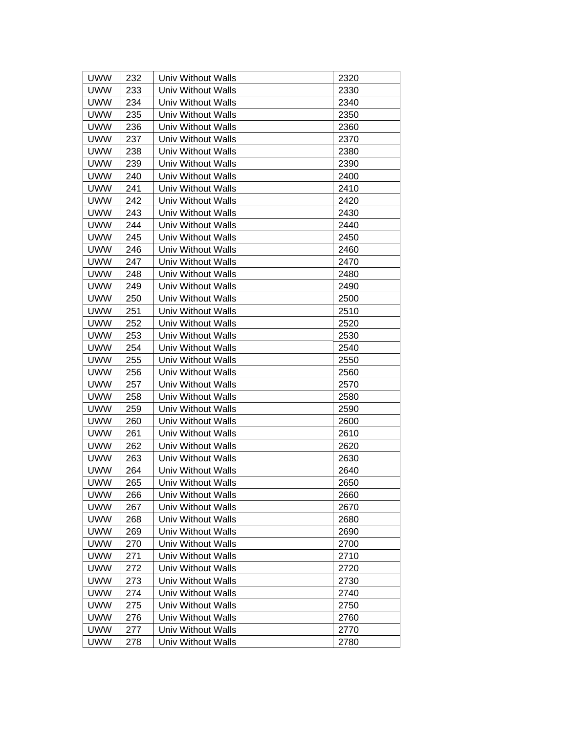| | | | |
|---|---|---|---|
| UWW | 232 | Univ Without Walls | 2320 |
| UWW | 233 | Univ Without Walls | 2330 |
| UWW | 234 | Univ Without Walls | 2340 |
| UWW | 235 | Univ Without Walls | 2350 |
| UWW | 236 | Univ Without Walls | 2360 |
| UWW | 237 | Univ Without Walls | 2370 |
| UWW | 238 | Univ Without Walls | 2380 |
| UWW | 239 | Univ Without Walls | 2390 |
| UWW | 240 | Univ Without Walls | 2400 |
| UWW | 241 | Univ Without Walls | 2410 |
| UWW | 242 | Univ Without Walls | 2420 |
| UWW | 243 | Univ Without Walls | 2430 |
| UWW | 244 | Univ Without Walls | 2440 |
| UWW | 245 | Univ Without Walls | 2450 |
| UWW | 246 | Univ Without Walls | 2460 |
| UWW | 247 | Univ Without Walls | 2470 |
| UWW | 248 | Univ Without Walls | 2480 |
| UWW | 249 | Univ Without Walls | 2490 |
| UWW | 250 | Univ Without Walls | 2500 |
| UWW | 251 | Univ Without Walls | 2510 |
| UWW | 252 | Univ Without Walls | 2520 |
| UWW | 253 | Univ Without Walls | 2530 |
| UWW | 254 | Univ Without Walls | 2540 |
| UWW | 255 | Univ Without Walls | 2550 |
| UWW | 256 | Univ Without Walls | 2560 |
| UWW | 257 | Univ Without Walls | 2570 |
| UWW | 258 | Univ Without Walls | 2580 |
| UWW | 259 | Univ Without Walls | 2590 |
| UWW | 260 | Univ Without Walls | 2600 |
| UWW | 261 | Univ Without Walls | 2610 |
| UWW | 262 | Univ Without Walls | 2620 |
| UWW | 263 | Univ Without Walls | 2630 |
| UWW | 264 | Univ Without Walls | 2640 |
| UWW | 265 | Univ Without Walls | 2650 |
| UWW | 266 | Univ Without Walls | 2660 |
| UWW | 267 | Univ Without Walls | 2670 |
| UWW | 268 | Univ Without Walls | 2680 |
| UWW | 269 | Univ Without Walls | 2690 |
| UWW | 270 | Univ Without Walls | 2700 |
| UWW | 271 | Univ Without Walls | 2710 |
| UWW | 272 | Univ Without Walls | 2720 |
| UWW | 273 | Univ Without Walls | 2730 |
| UWW | 274 | Univ Without Walls | 2740 |
| UWW | 275 | Univ Without Walls | 2750 |
| UWW | 276 | Univ Without Walls | 2760 |
| UWW | 277 | Univ Without Walls | 2770 |
| UWW | 278 | Univ Without Walls | 2780 |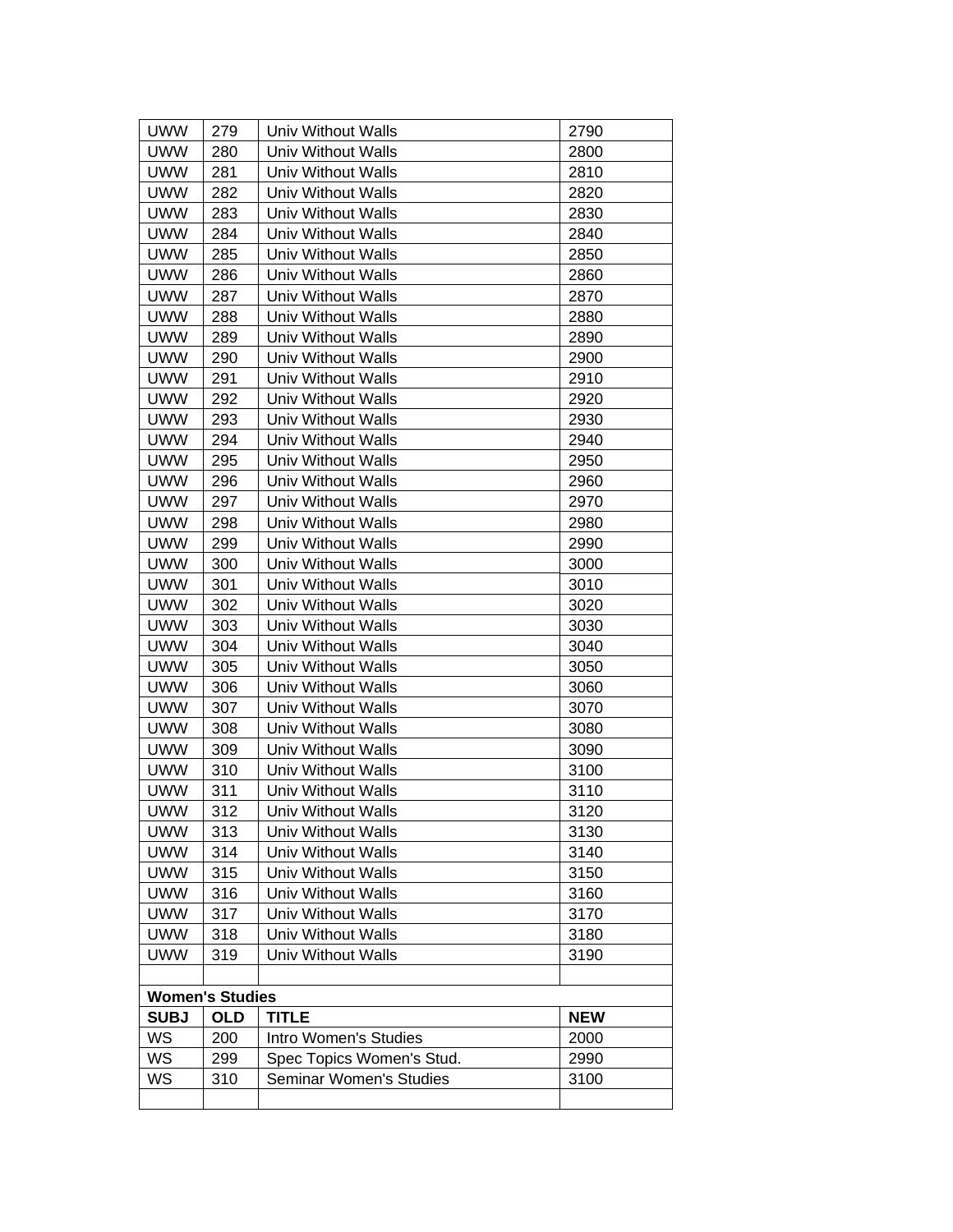| | | | |
|---|---|---|---|
| UWW | 279 | Univ Without Walls | 2790 |
| UWW | 280 | Univ Without Walls | 2800 |
| UWW | 281 | Univ Without Walls | 2810 |
| UWW | 282 | Univ Without Walls | 2820 |
| UWW | 283 | Univ Without Walls | 2830 |
| UWW | 284 | Univ Without Walls | 2840 |
| UWW | 285 | Univ Without Walls | 2850 |
| UWW | 286 | Univ Without Walls | 2860 |
| UWW | 287 | Univ Without Walls | 2870 |
| UWW | 288 | Univ Without Walls | 2880 |
| UWW | 289 | Univ Without Walls | 2890 |
| UWW | 290 | Univ Without Walls | 2900 |
| UWW | 291 | Univ Without Walls | 2910 |
| UWW | 292 | Univ Without Walls | 2920 |
| UWW | 293 | Univ Without Walls | 2930 |
| UWW | 294 | Univ Without Walls | 2940 |
| UWW | 295 | Univ Without Walls | 2950 |
| UWW | 296 | Univ Without Walls | 2960 |
| UWW | 297 | Univ Without Walls | 2970 |
| UWW | 298 | Univ Without Walls | 2980 |
| UWW | 299 | Univ Without Walls | 2990 |
| UWW | 300 | Univ Without Walls | 3000 |
| UWW | 301 | Univ Without Walls | 3010 |
| UWW | 302 | Univ Without Walls | 3020 |
| UWW | 303 | Univ Without Walls | 3030 |
| UWW | 304 | Univ Without Walls | 3040 |
| UWW | 305 | Univ Without Walls | 3050 |
| UWW | 306 | Univ Without Walls | 3060 |
| UWW | 307 | Univ Without Walls | 3070 |
| UWW | 308 | Univ Without Walls | 3080 |
| UWW | 309 | Univ Without Walls | 3090 |
| UWW | 310 | Univ Without Walls | 3100 |
| UWW | 311 | Univ Without Walls | 3110 |
| UWW | 312 | Univ Without Walls | 3120 |
| UWW | 313 | Univ Without Walls | 3130 |
| UWW | 314 | Univ Without Walls | 3140 |
| UWW | 315 | Univ Without Walls | 3150 |
| UWW | 316 | Univ Without Walls | 3160 |
| UWW | 317 | Univ Without Walls | 3170 |
| UWW | 318 | Univ Without Walls | 3180 |
| UWW | 319 | Univ Without Walls | 3190 |
| | | | |
| **Women's Studies** | | | |
| **SUBJ** | **OLD** | **TITLE** | **NEW** |
| WS | 200 | Intro Women's Studies | 2000 |
| WS | 299 | Spec Topics Women's Stud. | 2990 |
| WS | 310 | Seminar Women's Studies | 3100 |
| | | | |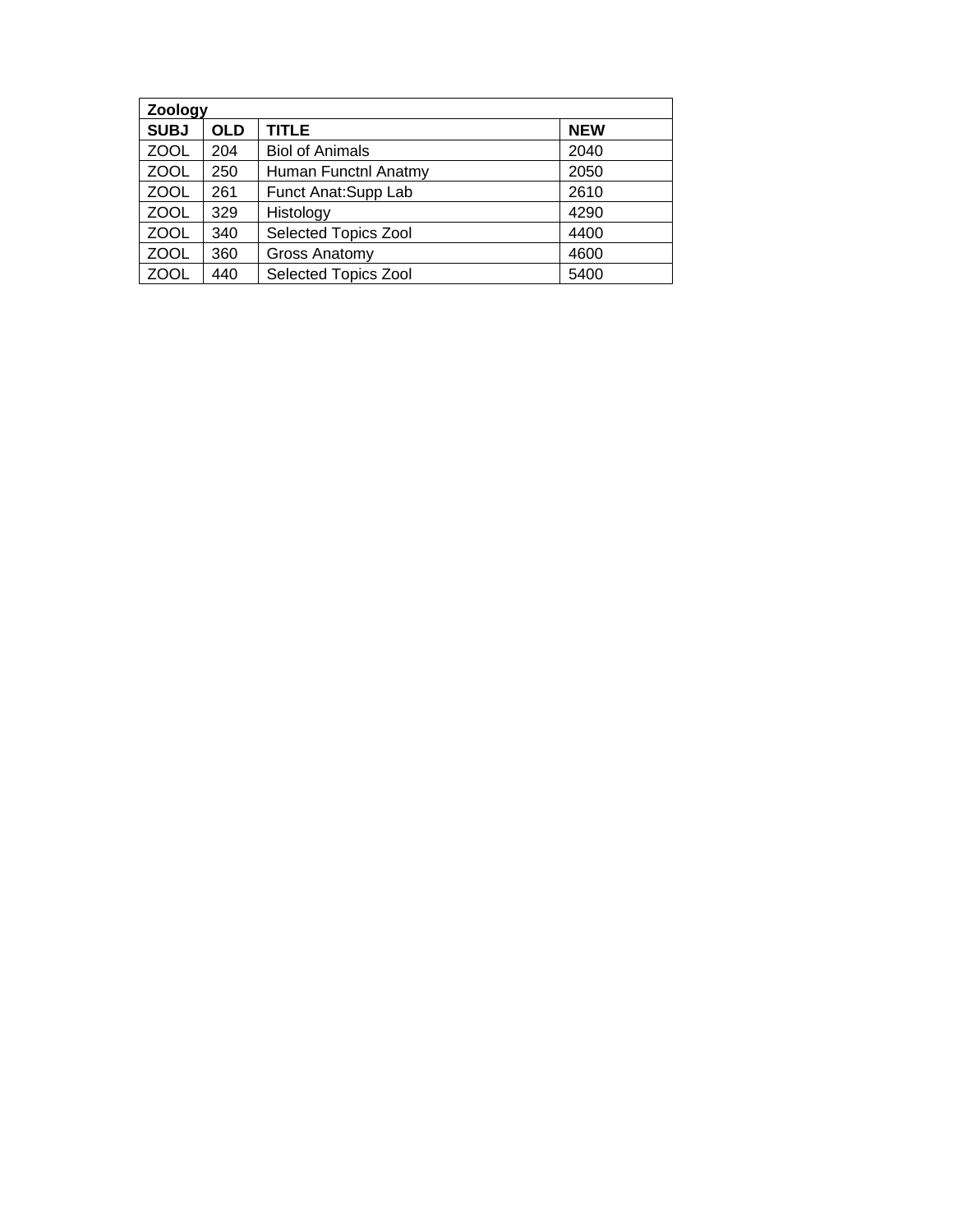| Zoology | | | |
|---|---|---|---|
| **SUBJ** | **OLD** | **TITLE** | **NEW** |
| ZOOL | 204 | Biol of Animals | 2040 |
| ZOOL | 250 | Human Functnl Anatmy | 2050 |
| ZOOL | 261 | Funct Anat:Supp Lab | 2610 |
| ZOOL | 329 | Histology | 4290 |
| ZOOL | 340 | Selected Topics Zool | 4400 |
| ZOOL | 360 | Gross Anatomy | 4600 |
| ZOOL | 440 | Selected Topics Zool | 5400 |